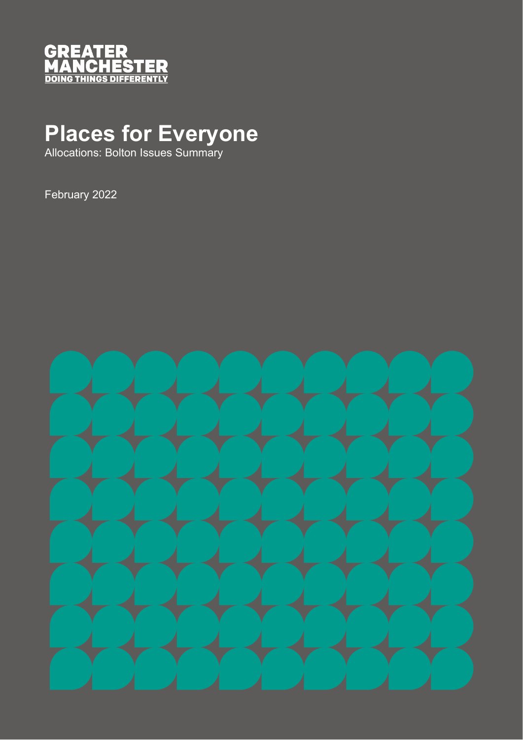GREATER MANCHESTER
DOING THINGS DIFFERENTLY

# Places for Everyone

Allocations: Bolton Issues Summary

February 2022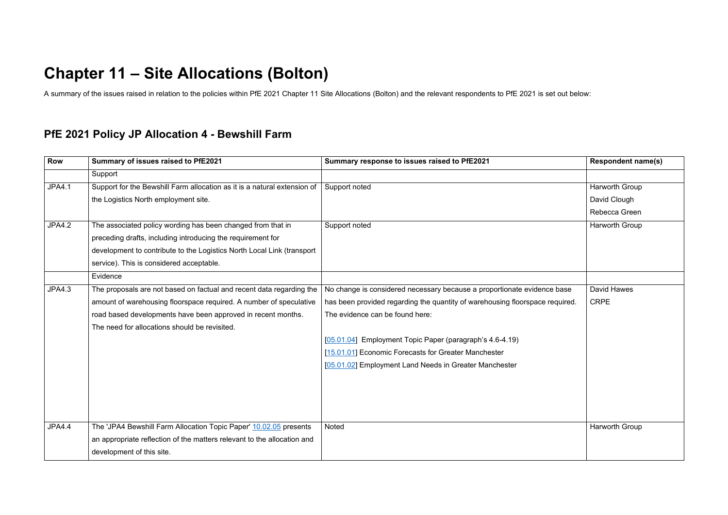# Chapter 11 – Site Allocations (Bolton)

A summary of the issues raised in relation to the policies within PfE 2021 Chapter 11 Site Allocations (Bolton) and the relevant respondents to PfE 2021 is set out below:

## PfE 2021 Policy JP Allocation 4 - Bewshill Farm

| Row | Summary of issues raised to PfE2021 | Summary response to issues raised to PfE2021 | Respondent name(s) |
|---|---|---|---|
| | Support | | |
| JPA4.1 | Support for the Bewshill Farm allocation as it is a natural extension of the Logistics North employment site. | Support noted | Harworth Group<br>David Clough<br>Rebecca Green |
| JPA4.2 | The associated policy wording has been changed from that in preceding drafts, including introducing the requirement for development to contribute to the Logistics North Local Link (transport service). This is considered acceptable. | Support noted | Harworth Group |
| | Evidence | | |
| JPA4.3 | The proposals are not based on factual and recent data regarding the amount of warehousing floorspace required. A number of speculative road based developments have been approved in recent months. The need for allocations should be revisited. | No change is considered necessary because a proportionate evidence base has been provided regarding the quantity of warehousing floorspace required. The evidence can be found here:<br><br>[05.01.04] Employment Topic Paper (paragraph's 4.6-4.19)<br>[15.01.01] Economic Forecasts for Greater Manchester<br>[05.01.02] Employment Land Needs in Greater Manchester | David Hawes<br>CRPE |
| JPA4.4 | The 'JPA4 Bewshill Farm Allocation Topic Paper' 10.02.05 presents an appropriate reflection of the matters relevant to the allocation and development of this site. | Noted | Harworth Group |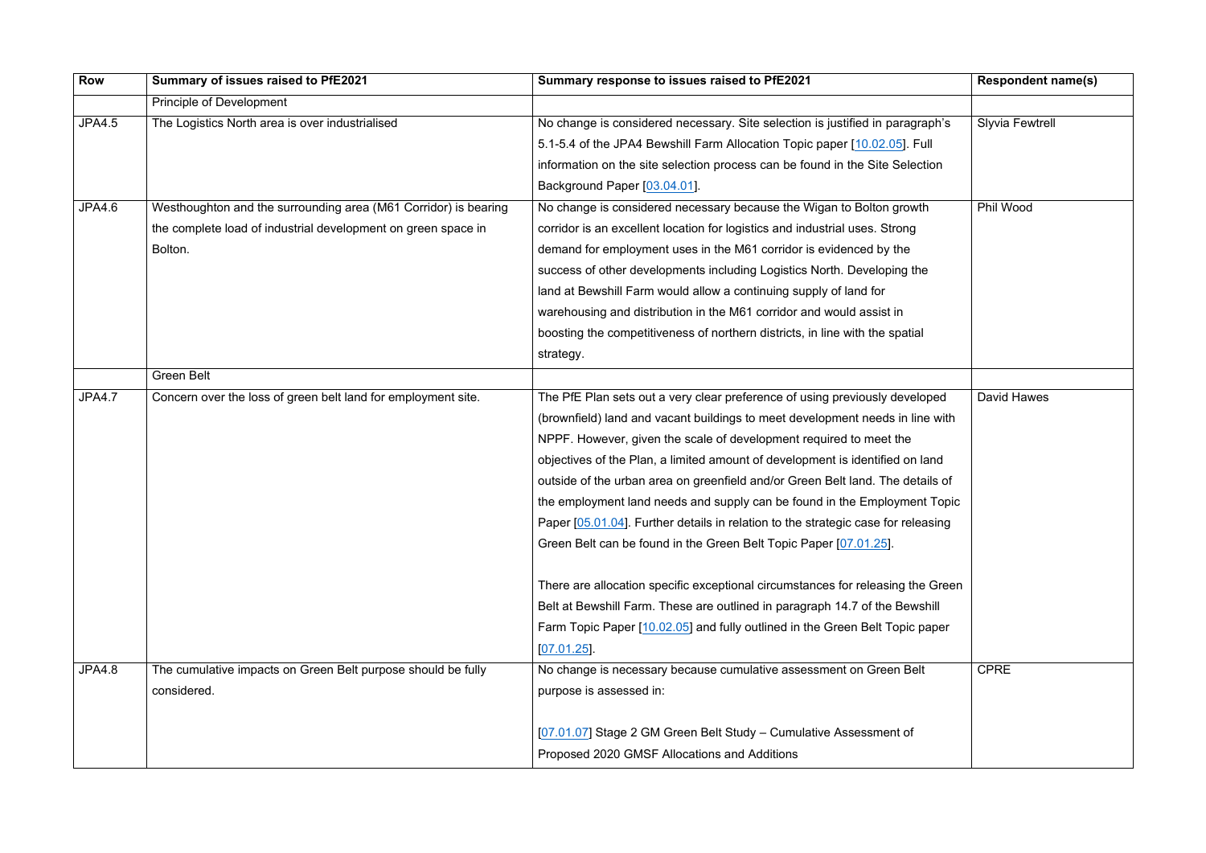| Row | Summary of issues raised to PfE2021 | Summary response to issues raised to PfE2021 | Respondent name(s) |
|---|---|---|---|
| | Principle of Development | | |
| JPA4.5 | The Logistics North area is over industrialised | No change is considered necessary. Site selection is justified in paragraph's 5.1-5.4 of the JPA4 Bewshill Farm Allocation Topic paper [10.02.05]. Full information on the site selection process can be found in the Site Selection Background Paper [03.04.01]. | Slyvia Fewtrell |
| JPA4.6 | Westhoughton and the surrounding area (M61 Corridor) is bearing the complete load of industrial development on green space in Bolton. | No change is considered necessary because the Wigan to Bolton growth corridor is an excellent location for logistics and industrial uses. Strong demand for employment uses in the M61 corridor is evidenced by the success of other developments including Logistics North. Developing the land at Bewshill Farm would allow a continuing supply of land for warehousing and distribution in the M61 corridor and would assist in boosting the competitiveness of northern districts, in line with the spatial strategy. | Phil Wood |
| | Green Belt | | |
| JPA4.7 | Concern over the loss of green belt land for employment site. | The PfE Plan sets out a very clear preference of using previously developed (brownfield) land and vacant buildings to meet development needs in line with NPPF. However, given the scale of development required to meet the objectives of the Plan, a limited amount of development is identified on land outside of the urban area on greenfield and/or Green Belt land. The details of the employment land needs and supply can be found in the Employment Topic Paper [05.01.04]. Further details in relation to the strategic case for releasing Green Belt can be found in the Green Belt Topic Paper [07.01.25].<br><br>There are allocation specific exceptional circumstances for releasing the Green Belt at Bewshill Farm. These are outlined in paragraph 14.7 of the Bewshill Farm Topic Paper [10.02.05] and fully outlined in the Green Belt Topic paper [07.01.25]. | David Hawes |
| JPA4.8 | The cumulative impacts on Green Belt purpose should be fully considered. | No change is necessary because cumulative assessment on Green Belt purpose is assessed in:<br><br>[07.01.07] Stage 2 GM Green Belt Study – Cumulative Assessment of Proposed 2020 GMSF Allocations and Additions | CPRE |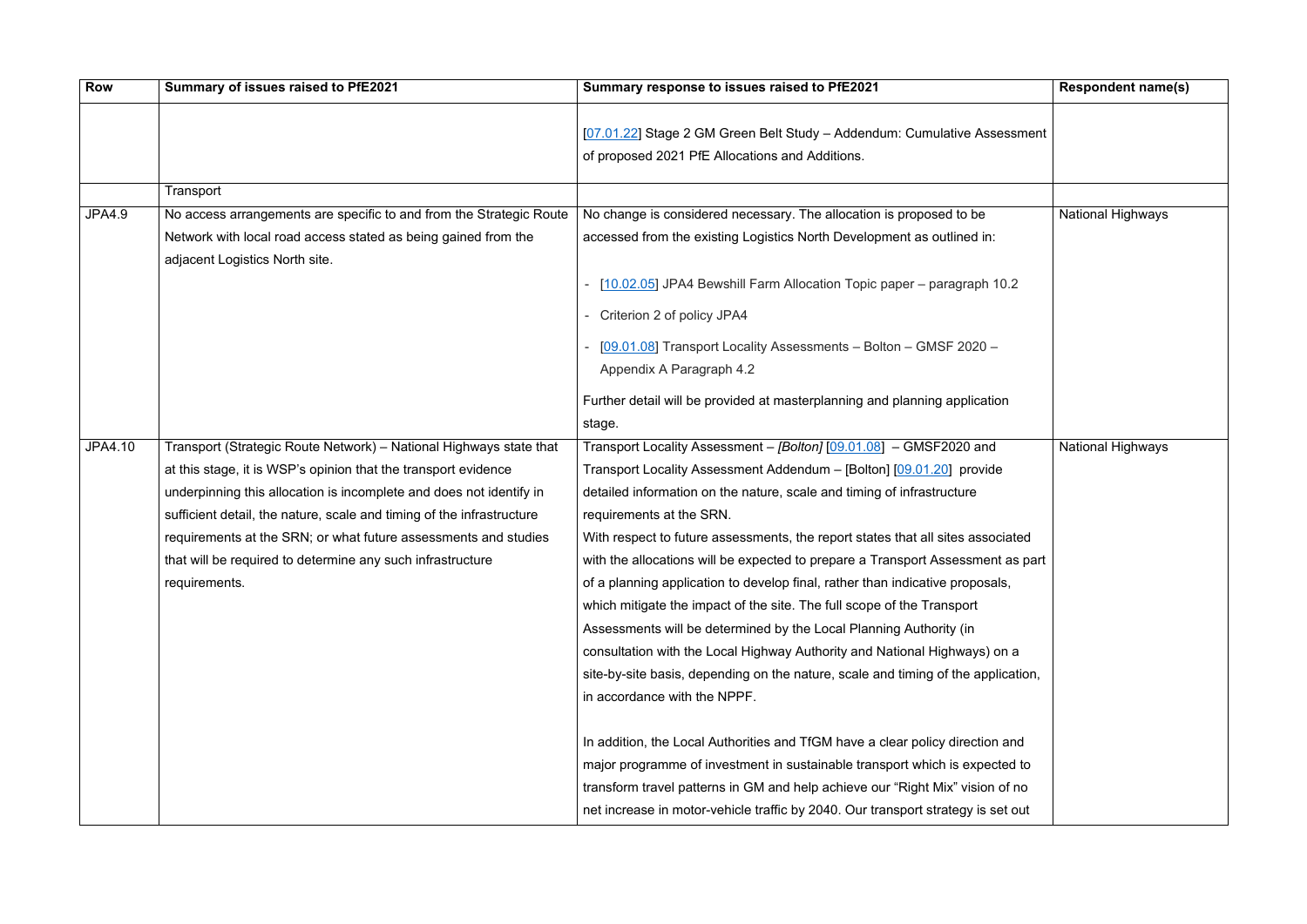| Row | Summary of issues raised to PfE2021 | Summary response to issues raised to PfE2021 | Respondent name(s) |
|---|---|---|---|
| | | [07.01.22] Stage 2 GM Green Belt Study – Addendum: Cumulative Assessment of proposed 2021 PfE Allocations and Additions. | |
| | Transport | | |
| JPA4.9 | No access arrangements are specific to and from the Strategic Route Network with local road access stated as being gained from the adjacent Logistics North site. | No change is considered necessary. The allocation is proposed to be accessed from the existing Logistics North Development as outlined in:<br><br>- [10.02.05] JPA4 Bewshill Farm Allocation Topic paper – paragraph 10.2<br>- Criterion 2 of policy JPA4<br>- [09.01.08] Transport Locality Assessments – Bolton – GMSF 2020 – Appendix A Paragraph 4.2<br><br>Further detail will be provided at masterplanning and planning application stage. | National Highways |
| JPA4.10 | Transport (Strategic Route Network) – National Highways state that at this stage, it is WSP's opinion that the transport evidence underpinning this allocation is incomplete and does not identify in sufficient detail, the nature, scale and timing of the infrastructure requirements at the SRN; or what future assessments and studies that will be required to determine any such infrastructure requirements. | Transport Locality Assessment – *[Bolton]* [09.01.08] – GMSF2020 and Transport Locality Assessment Addendum – [Bolton] [09.01.20] provide detailed information on the nature, scale and timing of infrastructure requirements at the SRN.<br>With respect to future assessments, the report states that all sites associated with the allocations will be expected to prepare a Transport Assessment as part of a planning application to develop final, rather than indicative proposals, which mitigate the impact of the site. The full scope of the Transport Assessments will be determined by the Local Planning Authority (in consultation with the Local Highway Authority and National Highways) on a site-by-site basis, depending on the nature, scale and timing of the application, in accordance with the NPPF.<br><br>In addition, the Local Authorities and TfGM have a clear policy direction and major programme of investment in sustainable transport which is expected to transform travel patterns in GM and help achieve our "Right Mix" vision of no net increase in motor-vehicle traffic by 2040. Our transport strategy is set out | National Highways |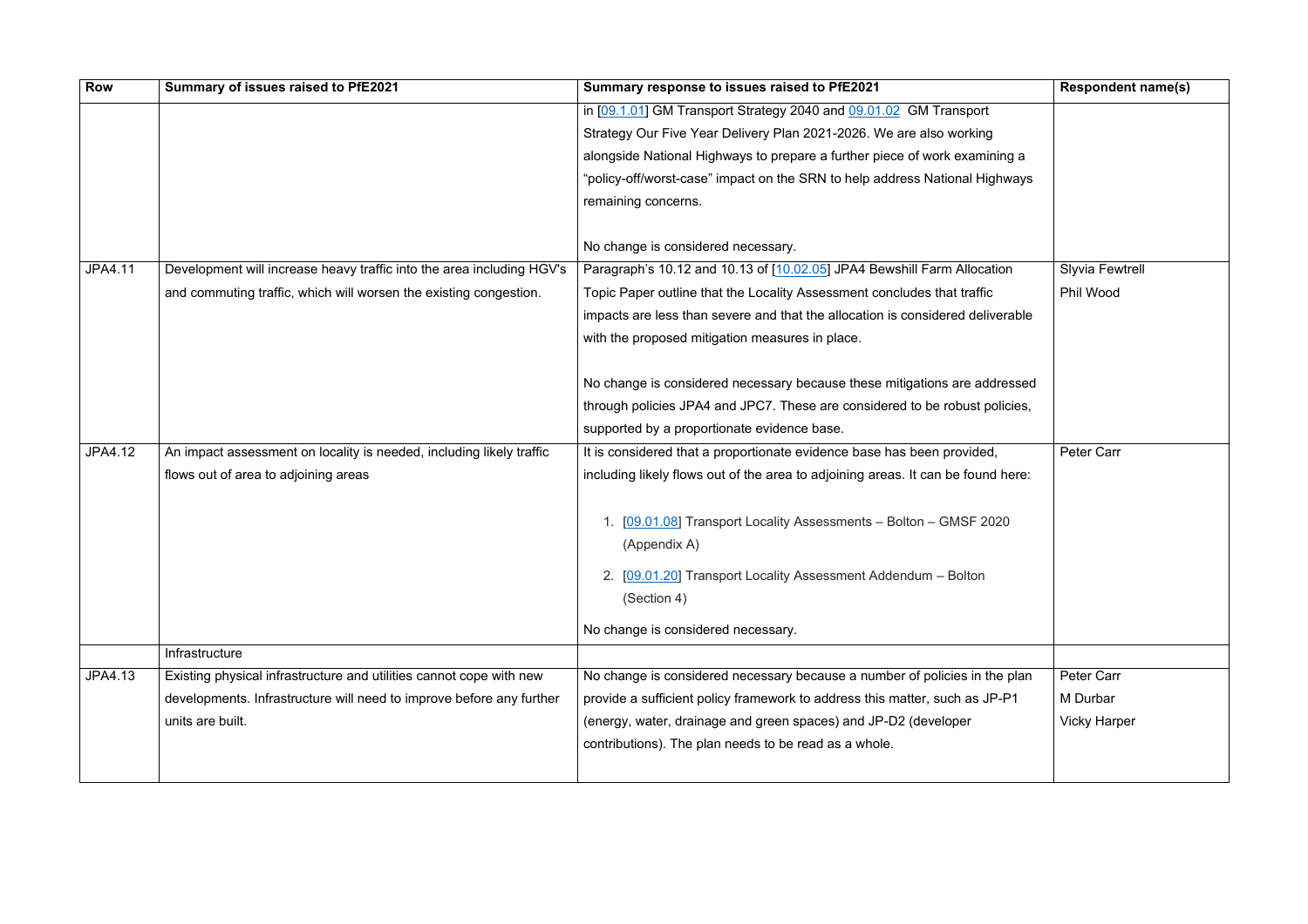| Row | Summary of issues raised to PfE2021 | Summary response to issues raised to PfE2021 | Respondent name(s) |
|---|---|---|---|
| | | in [09.1.01] GM Transport Strategy 2040 and 09.01.02 GM Transport Strategy Our Five Year Delivery Plan 2021-2026. We are also working alongside National Highways to prepare a further piece of work examining a "policy-off/worst-case" impact on the SRN to help address National Highways remaining concerns.<br><br>No change is considered necessary. | |
| JPA4.11 | Development will increase heavy traffic into the area including HGV's and commuting traffic, which will worsen the existing congestion. | Paragraph's 10.12 and 10.13 of [10.02.05] JPA4 Bewshill Farm Allocation Topic Paper outline that the Locality Assessment concludes that traffic impacts are less than severe and that the allocation is considered deliverable with the proposed mitigation measures in place.<br><br>No change is considered necessary because these mitigations are addressed through policies JPA4 and JPC7. These are considered to be robust policies, supported by a proportionate evidence base. | Slyvia Fewtrell<br>Phil Wood |
| JPA4.12 | An impact assessment on locality is needed, including likely traffic flows out of area to adjoining areas | It is considered that a proportionate evidence base has been provided, including likely flows out of the area to adjoining areas. It can be found here:<br><br>1. [09.01.08] Transport Locality Assessments – Bolton – GMSF 2020 (Appendix A)<br>2. [09.01.20] Transport Locality Assessment Addendum – Bolton (Section 4)<br><br>No change is considered necessary. | Peter Carr |
| | Infrastructure | | |
| JPA4.13 | Existing physical infrastructure and utilities cannot cope with new developments. Infrastructure will need to improve before any further units are built. | No change is considered necessary because a number of policies in the plan provide a sufficient policy framework to address this matter, such as JP-P1 (energy, water, drainage and green spaces) and JP-D2 (developer contributions). The plan needs to be read as a whole. | Peter Carr<br>M Durbar<br>Vicky Harper |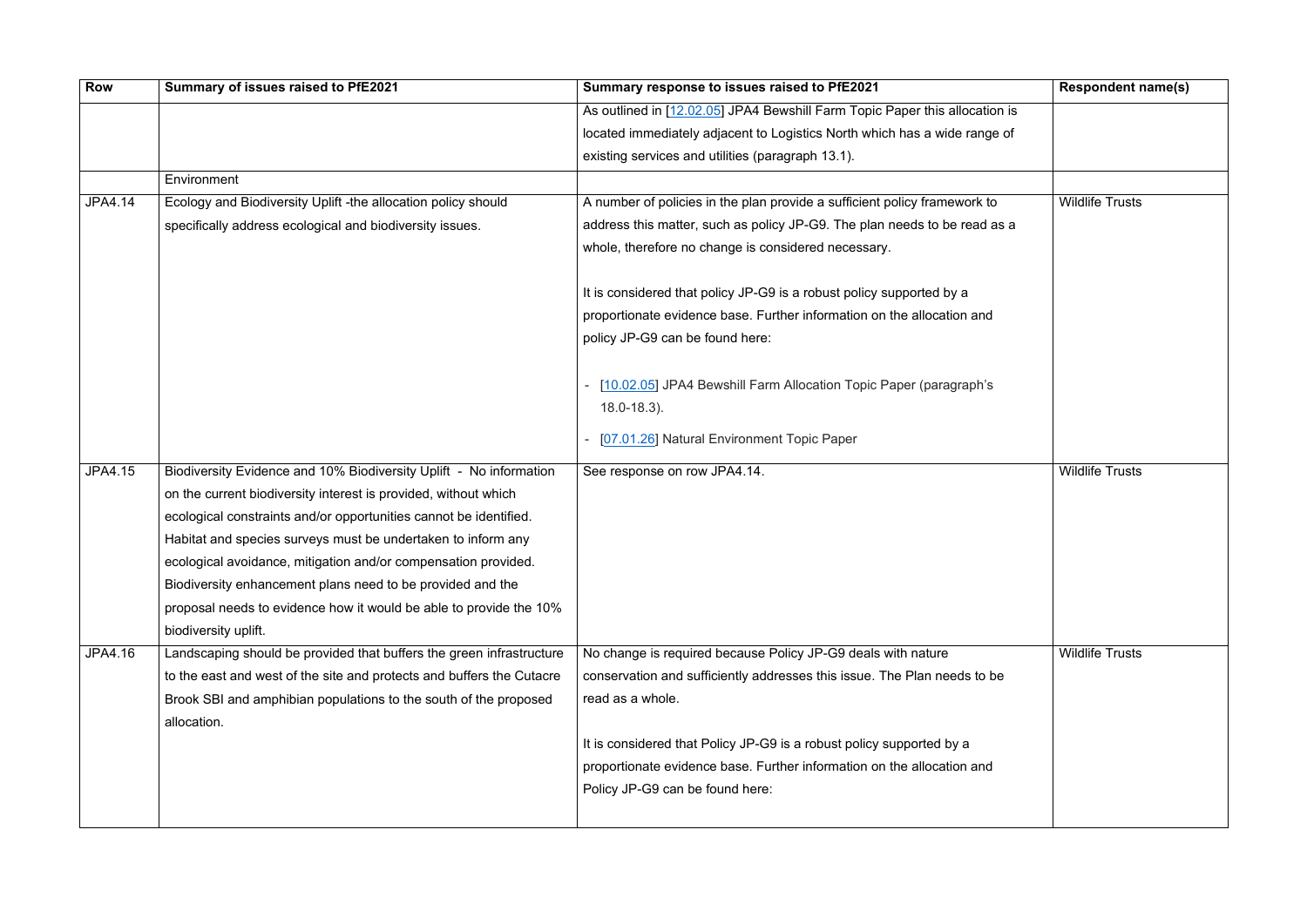| Row | Summary of issues raised to PfE2021 | Summary response to issues raised to PfE2021 | Respondent name(s) |
|---|---|---|---|
| | | As outlined in [12.02.05] JPA4 Bewshill Farm Topic Paper this allocation is located immediately adjacent to Logistics North which has a wide range of existing services and utilities (paragraph 13.1). | |
| | Environment | | |
| JPA4.14 | Ecology and Biodiversity Uplift -the allocation policy should specifically address ecological and biodiversity issues. | A number of policies in the plan provide a sufficient policy framework to address this matter, such as policy JP-G9. The plan needs to be read as a whole, therefore no change is considered necessary.<br><br>It is considered that policy JP-G9 is a robust policy supported by a proportionate evidence base. Further information on the allocation and policy JP-G9 can be found here:<br><br>- [10.02.05] JPA4 Bewshill Farm Allocation Topic Paper (paragraph's 18.0-18.3).<br>- [07.01.26] Natural Environment Topic Paper | Wildlife Trusts |
| JPA4.15 | Biodiversity Evidence and 10% Biodiversity Uplift - No information on the current biodiversity interest is provided, without which ecological constraints and/or opportunities cannot be identified. Habitat and species surveys must be undertaken to inform any ecological avoidance, mitigation and/or compensation provided. Biodiversity enhancement plans need to be provided and the proposal needs to evidence how it would be able to provide the 10% biodiversity uplift. | See response on row JPA4.14. | Wildlife Trusts |
| JPA4.16 | Landscaping should be provided that buffers the green infrastructure to the east and west of the site and protects and buffers the Cutacre Brook SBI and amphibian populations to the south of the proposed allocation. | No change is required because Policy JP-G9 deals with nature conservation and sufficiently addresses this issue. The Plan needs to be read as a whole.<br><br>It is considered that Policy JP-G9 is a robust policy supported by a proportionate evidence base. Further information on the allocation and Policy JP-G9 can be found here: | Wildlife Trusts |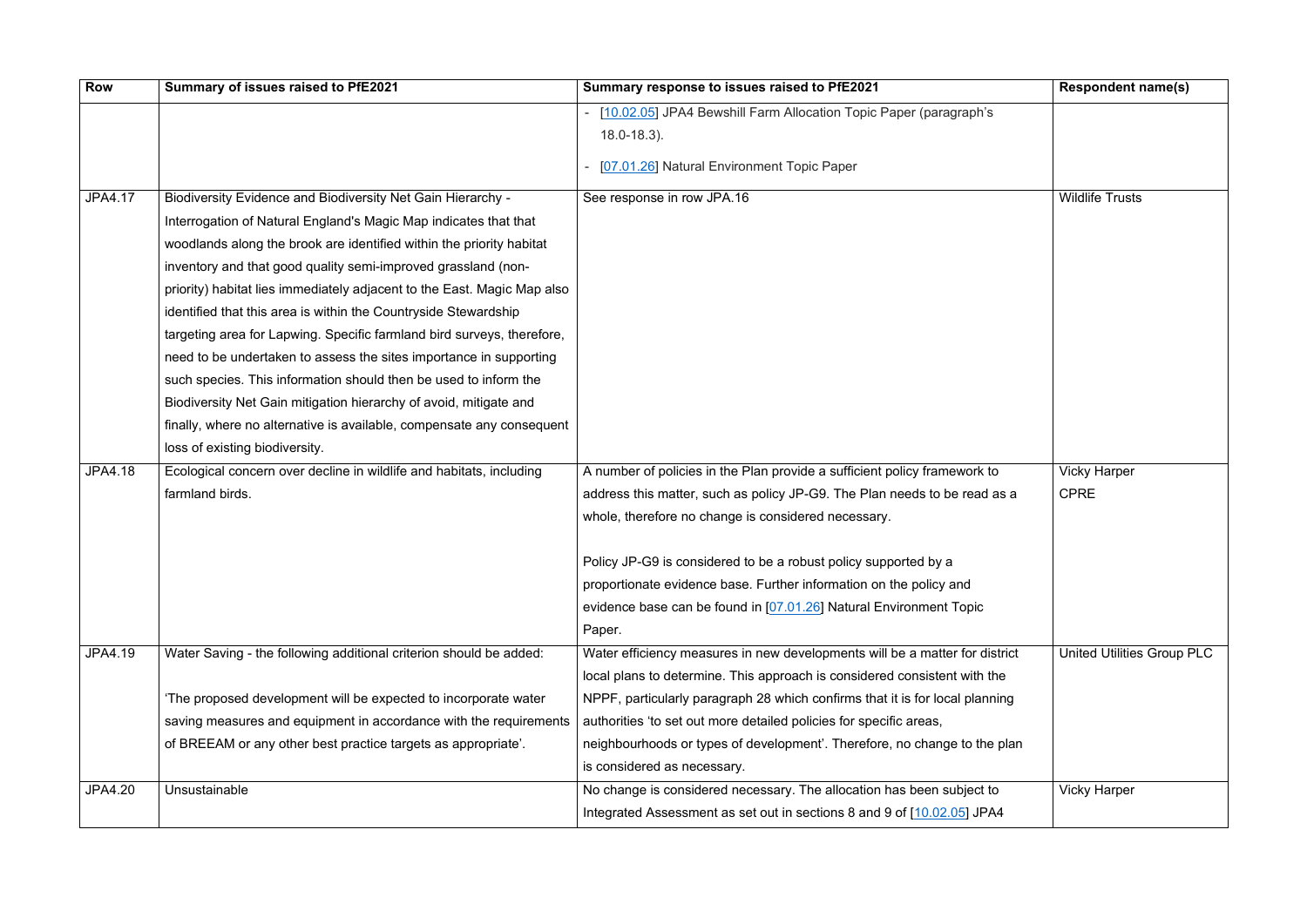| Row | Summary of issues raised to PfE2021 | Summary response to issues raised to PfE2021 | Respondent name(s) |
|---|---|---|---|
| | | - [10.02.05] JPA4 Bewshill Farm Allocation Topic Paper (paragraph's 18.0-18.3).<br><br>- [07.01.26] Natural Environment Topic Paper | |
| JPA4.17 | Biodiversity Evidence and Biodiversity Net Gain Hierarchy - Interrogation of Natural England's Magic Map indicates that that woodlands along the brook are identified within the priority habitat inventory and that good quality semi-improved grassland (non-priority) habitat lies immediately adjacent to the East. Magic Map also identified that this area is within the Countryside Stewardship targeting area for Lapwing. Specific farmland bird surveys, therefore, need to be undertaken to assess the sites importance in supporting such species. This information should then be used to inform the Biodiversity Net Gain mitigation hierarchy of avoid, mitigate and finally, where no alternative is available, compensate any consequent loss of existing biodiversity. | See response in row JPA.16 | Wildlife Trusts |
| JPA4.18 | Ecological concern over decline in wildlife and habitats, including farmland birds. | A number of policies in the Plan provide a sufficient policy framework to address this matter, such as policy JP-G9. The Plan needs to be read as a whole, therefore no change is considered necessary.<br><br>Policy JP-G9 is considered to be a robust policy supported by a proportionate evidence base. Further information on the policy and evidence base can be found in [07.01.26] Natural Environment Topic Paper. | Vicky Harper<br>CPRE |
| JPA4.19 | Water Saving - the following additional criterion should be added:<br><br>'The proposed development will be expected to incorporate water saving measures and equipment in accordance with the requirements of BREEAM or any other best practice targets as appropriate'. | Water efficiency measures in new developments will be a matter for district local plans to determine. This approach is considered consistent with the NPPF, particularly paragraph 28 which confirms that it is for local planning authorities 'to set out more detailed policies for specific areas, neighbourhoods or types of development'. Therefore, no change to the plan is considered as necessary. | United Utilities Group PLC |
| JPA4.20 | Unsustainable | No change is considered necessary. The allocation has been subject to Integrated Assessment as set out in sections 8 and 9 of [10.02.05] JPA4 | Vicky Harper |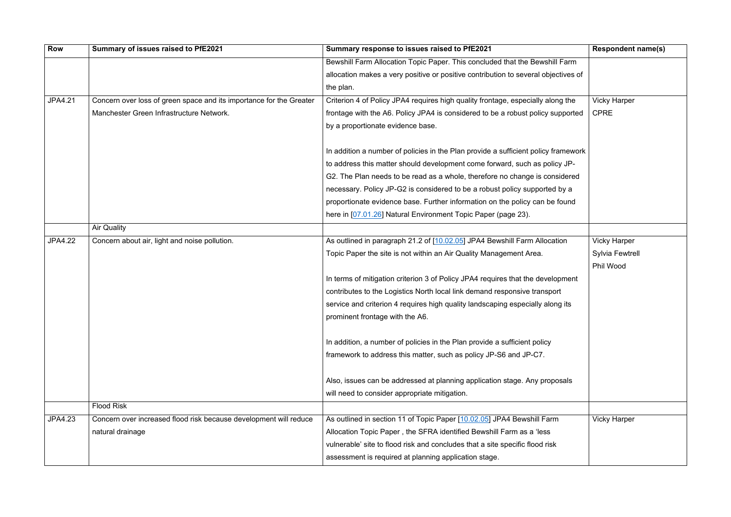| Row | Summary of issues raised to PfE2021 | Summary response to issues raised to PfE2021 | Respondent name(s) |
| --- | --- | --- | --- |
| | | Bewshill Farm Allocation Topic Paper. This concluded that the Bewshill Farm allocation makes a very positive or positive contribution to several objectives of the plan. | |
| JPA4.21 | Concern over loss of green space and its importance for the Greater Manchester Green Infrastructure Network. | Criterion 4 of Policy JPA4 requires high quality frontage, especially along the frontage with the A6. Policy JPA4 is considered to be a robust policy supported by a proportionate evidence base.<br><br>In addition a number of policies in the Plan provide a sufficient policy framework to address this matter should development come forward, such as policy JP-G2. The Plan needs to be read as a whole, therefore no change is considered necessary. Policy JP-G2 is considered to be a robust policy supported by a proportionate evidence base. Further information on the policy can be found here in [07.01.26] Natural Environment Topic Paper (page 23). | Vicky Harper<br>CPRE |
| | Air Quality | | |
| JPA4.22 | Concern about air, light and noise pollution. | As outlined in paragraph 21.2 of [10.02.05] JPA4 Bewshill Farm Allocation Topic Paper the site is not within an Air Quality Management Area.<br><br>In terms of mitigation criterion 3 of Policy JPA4 requires that the development contributes to the Logistics North local link demand responsive transport service and criterion 4 requires high quality landscaping especially along its prominent frontage with the A6.<br><br>In addition, a number of policies in the Plan provide a sufficient policy framework to address this matter, such as policy JP-S6 and JP-C7.<br><br>Also, issues can be addressed at planning application stage. Any proposals will need to consider appropriate mitigation. | Vicky Harper<br>Sylvia Fewtrell<br>Phil Wood |
| | Flood Risk | | |
| JPA4.23 | Concern over increased flood risk because development will reduce natural drainage | As outlined in section 11 of Topic Paper [10.02.05] JPA4 Bewshill Farm Allocation Topic Paper , the SFRA identified Bewshill Farm as a 'less vulnerable' site to flood risk and concludes that a site specific flood risk assessment is required at planning application stage. | Vicky Harper |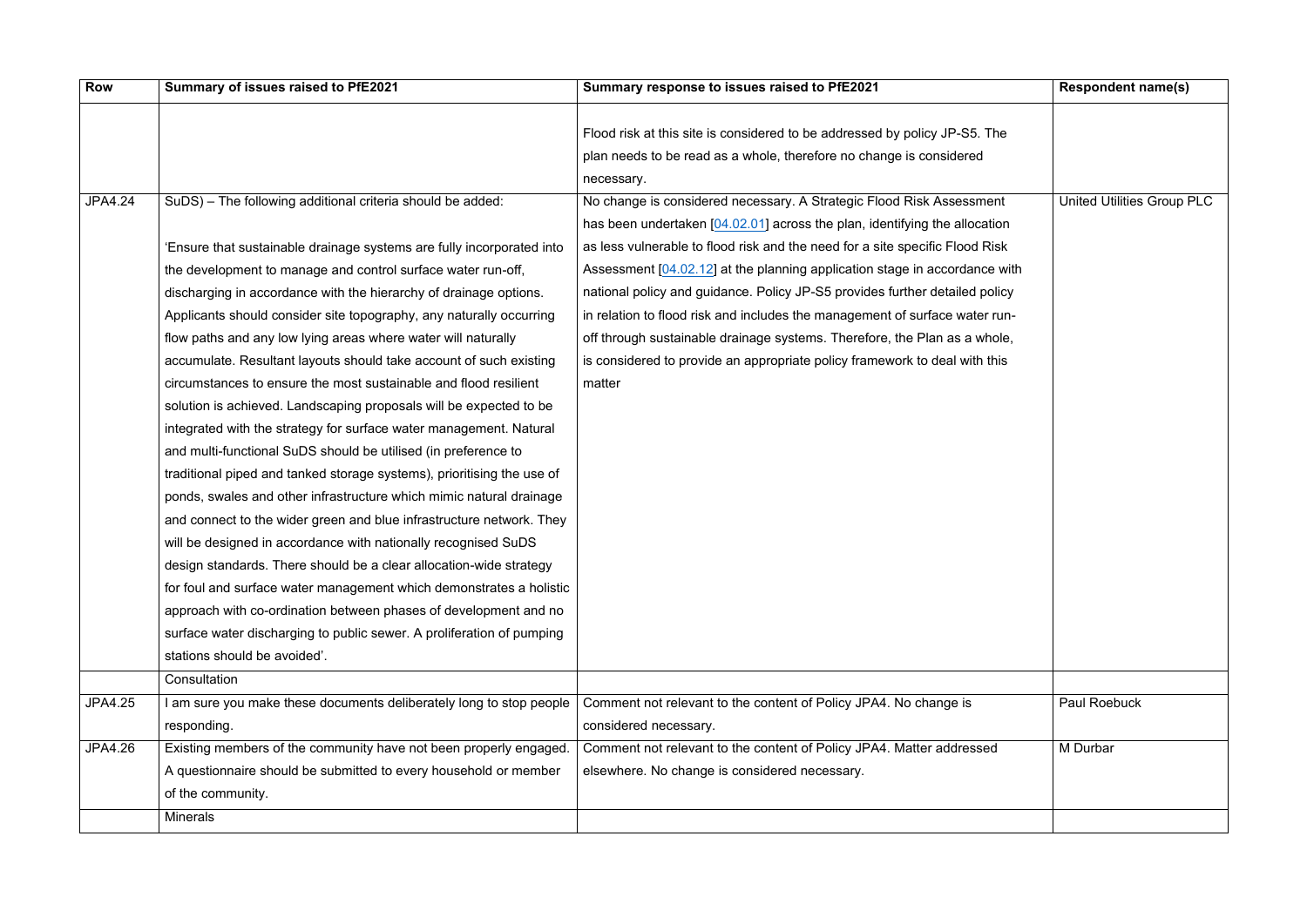| Row | Summary of issues raised to PfE2021 | Summary response to issues raised to PfE2021 | Respondent name(s) |
|---|---|---|---|
| | | Flood risk at this site is considered to be addressed by policy JP-S5. The plan needs to be read as a whole, therefore no change is considered necessary. | |
| JPA4.24 | SuDS) – The following additional criteria should be added:<br><br>'Ensure that sustainable drainage systems are fully incorporated into the development to manage and control surface water run-off, discharging in accordance with the hierarchy of drainage options. Applicants should consider site topography, any naturally occurring flow paths and any low lying areas where water will naturally accumulate. Resultant layouts should take account of such existing circumstances to ensure the most sustainable and flood resilient solution is achieved. Landscaping proposals will be expected to be integrated with the strategy for surface water management. Natural and multi-functional SuDS should be utilised (in preference to traditional piped and tanked storage systems), prioritising the use of ponds, swales and other infrastructure which mimic natural drainage and connect to the wider green and blue infrastructure network. They will be designed in accordance with nationally recognised SuDS design standards. There should be a clear allocation-wide strategy for foul and surface water management which demonstrates a holistic approach with co-ordination between phases of development and no surface water discharging to public sewer. A proliferation of pumping stations should be avoided'. | No change is considered necessary. A Strategic Flood Risk Assessment has been undertaken [04.02.01] across the plan, identifying the allocation as less vulnerable to flood risk and the need for a site specific Flood Risk Assessment [04.02.12] at the planning application stage in accordance with national policy and guidance. Policy JP-S5 provides further detailed policy in relation to flood risk and includes the management of surface water run-off through sustainable drainage systems. Therefore, the Plan as a whole, is considered to provide an appropriate policy framework to deal with this matter | United Utilities Group PLC |
| | Consultation | | |
| JPA4.25 | I am sure you make these documents deliberately long to stop people responding. | Comment not relevant to the content of Policy JPA4. No change is considered necessary. | Paul Roebuck |
| JPA4.26 | Existing members of the community have not been properly engaged. A questionnaire should be submitted to every household or member of the community. | Comment not relevant to the content of Policy JPA4. Matter addressed elsewhere. No change is considered necessary. | M Durbar |
| | Minerals | | |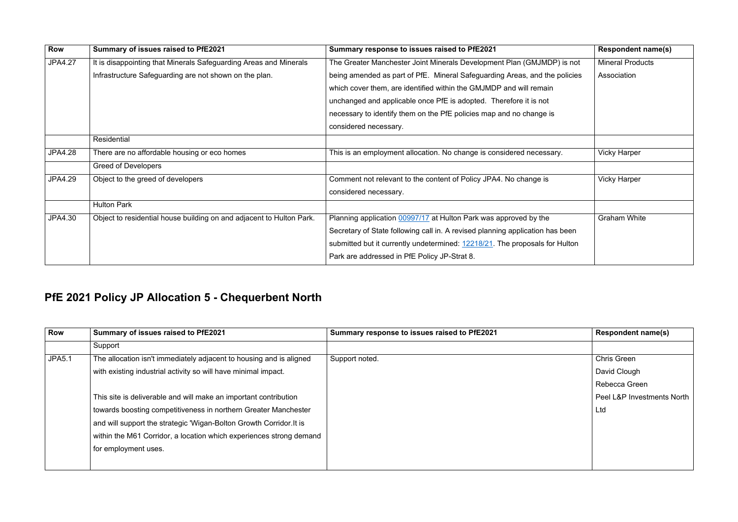| Row | Summary of issues raised to PfE2021 | Summary response to issues raised to PfE2021 | Respondent name(s) |
|---|---|---|---|
| JPA4.27 | It is disappointing that Minerals Safeguarding Areas and Minerals Infrastructure Safeguarding are not shown on the plan. | The Greater Manchester Joint Minerals Development Plan (GMJMDP) is not being amended as part of PfE. Mineral Safeguarding Areas, and the policies which cover them, are identified within the GMJMDP and will remain unchanged and applicable once PfE is adopted. Therefore it is not necessary to identify them on the PfE policies map and no change is considered necessary. | Mineral Products Association |
| | Residential | | |
| JPA4.28 | There are no affordable housing or eco homes | This is an employment allocation. No change is considered necessary. | Vicky Harper |
| | Greed of Developers | | |
| JPA4.29 | Object to the greed of developers | Comment not relevant to the content of Policy JPA4. No change is considered necessary. | Vicky Harper |
| | Hulton Park | | |
| JPA4.30 | Object to residential house building on and adjacent to Hulton Park. | Planning application 00997/17 at Hulton Park was approved by the Secretary of State following call in. A revised planning application has been submitted but it currently undetermined: 12218/21. The proposals for Hulton Park are addressed in PfE Policy JP-Strat 8. | Graham White |

## PfE 2021 Policy JP Allocation 5 - Chequerbent North

| Row | Summary of issues raised to PfE2021 | Summary response to issues raised to PfE2021 | Respondent name(s) |
|---|---|---|---|
| | Support | | |
| JPA5.1 | The allocation isn't immediately adjacent to housing and is aligned with existing industrial activity so will have minimal impact.<br><br>This site is deliverable and will make an important contribution towards boosting competitiveness in northern Greater Manchester and will support the strategic 'Wigan-Bolton Growth Corridor.It is within the M61 Corridor, a location which experiences strong demand for employment uses. | Support noted. | Chris Green<br>David Clough<br>Rebecca Green<br>Peel L&P Investments North Ltd |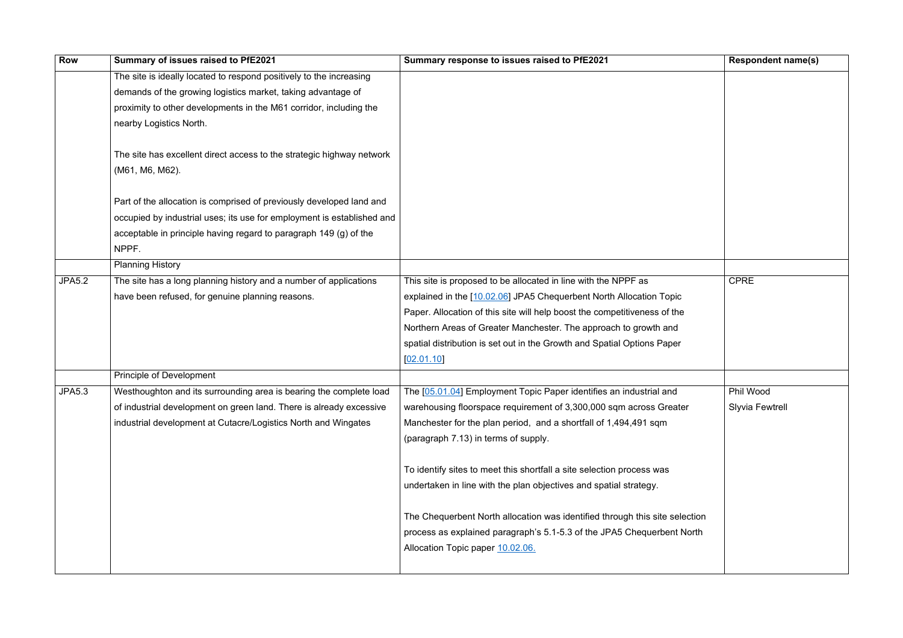| Row | Summary of issues raised to PfE2021 | Summary response to issues raised to PfE2021 | Respondent name(s) |
|---|---|---|---|
| | The site is ideally located to respond positively to the increasing demands of the growing logistics market, taking advantage of proximity to other developments in the M61 corridor, including the nearby Logistics North.<br><br>The site has excellent direct access to the strategic highway network (M61, M6, M62).<br><br>Part of the allocation is comprised of previously developed land and occupied by industrial uses; its use for employment is established and acceptable in principle having regard to paragraph 149 (g) of the NPPF. | | |
| | Planning History | | |
| JPA5.2 | The site has a long planning history and a number of applications have been refused, for genuine planning reasons. | This site is proposed to be allocated in line with the NPPF as explained in the [10.02.06] JPA5 Chequerbent North Allocation Topic Paper. Allocation of this site will help boost the competitiveness of the Northern Areas of Greater Manchester. The approach to growth and spatial distribution is set out in the Growth and Spatial Options Paper [02.01.10] | CPRE |
| | Principle of Development | | |
| JPA5.3 | Westhoughton and its surrounding area is bearing the complete load of industrial development on green land. There is already excessive industrial development at Cutacre/Logistics North and Wingates | The [05.01.04] Employment Topic Paper identifies an industrial and warehousing floorspace requirement of 3,300,000 sqm across Greater Manchester for the plan period, and a shortfall of 1,494,491 sqm (paragraph 7.13) in terms of supply.<br><br>To identify sites to meet this shortfall a site selection process was undertaken in line with the plan objectives and spatial strategy.<br><br>The Chequerbent North allocation was identified through this site selection process as explained paragraph's 5.1-5.3 of the JPA5 Chequerbent North Allocation Topic paper 10.02.06. | Phil Wood<br>Slyvia Fewtrell |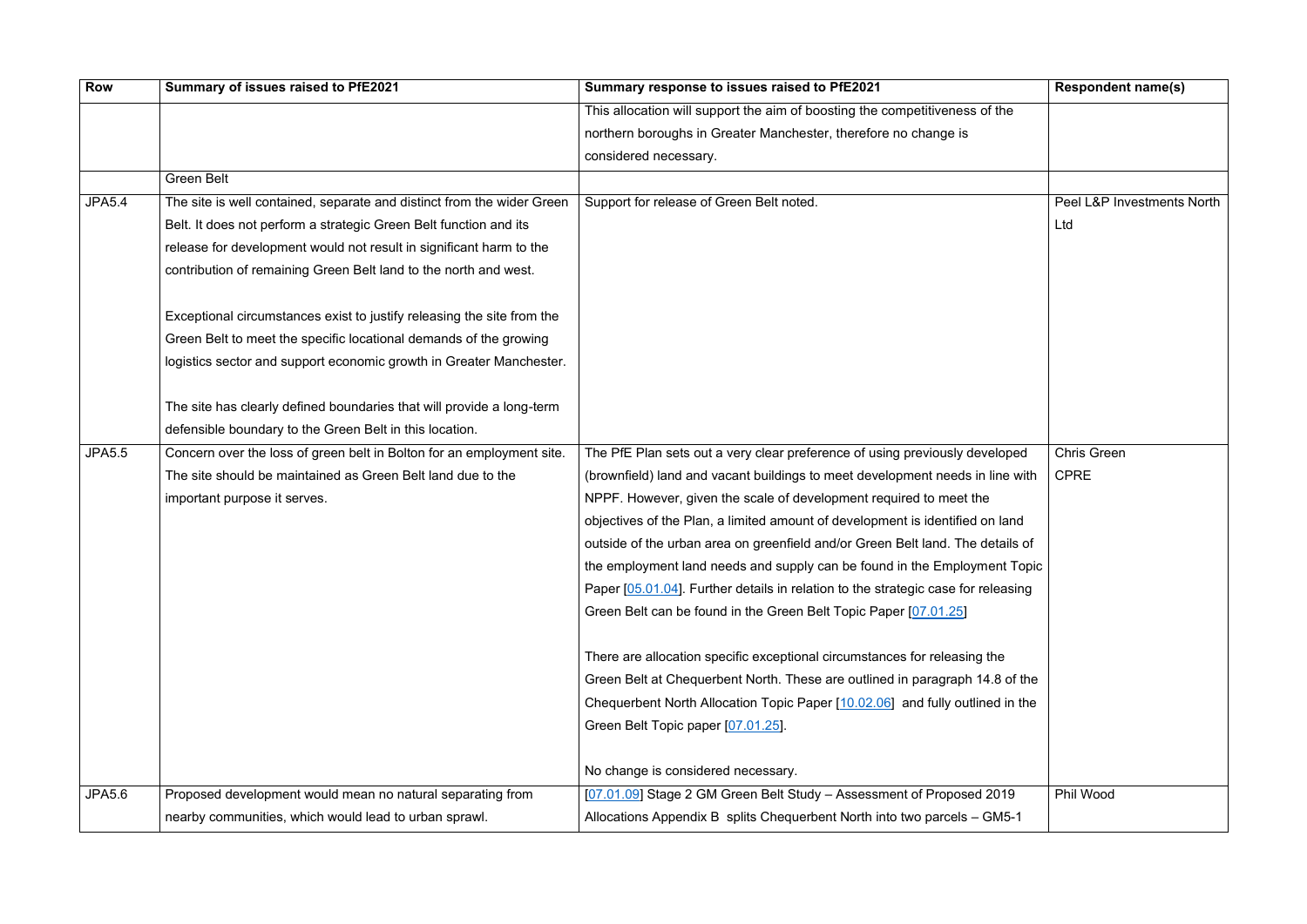| Row | Summary of issues raised to PfE2021 | Summary response to issues raised to PfE2021 | Respondent name(s) |
|---|---|---|---|
| | | This allocation will support the aim of boosting the competitiveness of the northern boroughs in Greater Manchester, therefore no change is considered necessary. | |
| | Green Belt | | |
| JPA5.4 | The site is well contained, separate and distinct from the wider Green Belt. It does not perform a strategic Green Belt function and its release for development would not result in significant harm to the contribution of remaining Green Belt land to the north and west.<br><br>Exceptional circumstances exist to justify releasing the site from the Green Belt to meet the specific locational demands of the growing logistics sector and support economic growth in Greater Manchester.<br><br>The site has clearly defined boundaries that will provide a long-term defensible boundary to the Green Belt in this location. | Support for release of Green Belt noted. | Peel L&P Investments North Ltd |
| JPA5.5 | Concern over the loss of green belt in Bolton for an employment site. The site should be maintained as Green Belt land due to the important purpose it serves. | The PfE Plan sets out a very clear preference of using previously developed (brownfield) land and vacant buildings to meet development needs in line with NPPF. However, given the scale of development required to meet the objectives of the Plan, a limited amount of development is identified on land outside of the urban area on greenfield and/or Green Belt land. The details of the employment land needs and supply can be found in the Employment Topic Paper [05.01.04]. Further details in relation to the strategic case for releasing Green Belt can be found in the Green Belt Topic Paper [07.01.25]<br><br>There are allocation specific exceptional circumstances for releasing the Green Belt at Chequerbent North. These are outlined in paragraph 14.8 of the Chequerbent North Allocation Topic Paper [10.02.06] and fully outlined in the Green Belt Topic paper [07.01.25].<br><br>No change is considered necessary. | Chris Green<br>CPRE |
| JPA5.6 | Proposed development would mean no natural separating from nearby communities, which would lead to urban sprawl. | [07.01.09] Stage 2 GM Green Belt Study – Assessment of Proposed 2019 Allocations Appendix B splits Chequerbent North into two parcels – GM5-1 | Phil Wood |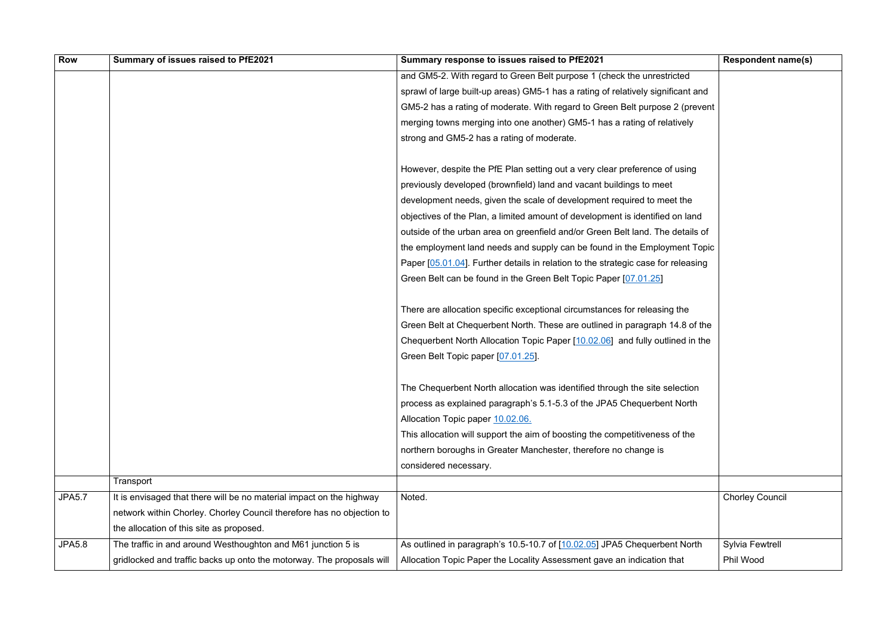| Row | Summary of issues raised to PfE2021 | Summary response to issues raised to PfE2021 | Respondent name(s) |
|---|---|---|---|
| | | and GM5-2. With regard to Green Belt purpose 1 (check the unrestricted sprawl of large built-up areas) GM5-1 has a rating of relatively significant and GM5-2 has a rating of moderate. With regard to Green Belt purpose 2 (prevent merging towns merging into one another) GM5-1 has a rating of relatively strong and GM5-2 has a rating of moderate.<br><br>However, despite the PfE Plan setting out a very clear preference of using previously developed (brownfield) land and vacant buildings to meet development needs, given the scale of development required to meet the objectives of the Plan, a limited amount of development is identified on land outside of the urban area on greenfield and/or Green Belt land. The details of the employment land needs and supply can be found in the Employment Topic Paper [05.01.04]. Further details in relation to the strategic case for releasing Green Belt can be found in the Green Belt Topic Paper [07.01.25]<br><br>There are allocation specific exceptional circumstances for releasing the Green Belt at Chequerbent North. These are outlined in paragraph 14.8 of the Chequerbent North Allocation Topic Paper [10.02.06] and fully outlined in the Green Belt Topic paper [07.01.25].<br><br>The Chequerbent North allocation was identified through the site selection process as explained paragraph's 5.1-5.3 of the JPA5 Chequerbent North Allocation Topic paper 10.02.06.<br>This allocation will support the aim of boosting the competitiveness of the northern boroughs in Greater Manchester, therefore no change is considered necessary. | |
| | Transport | | |
| JPA5.7 | It is envisaged that there will be no material impact on the highway network within Chorley. Chorley Council therefore has no objection to the allocation of this site as proposed. | Noted. | Chorley Council |
| JPA5.8 | The traffic in and around Westhoughton and M61 junction 5 is gridlocked and traffic backs up onto the motorway. The proposals will | As outlined in paragraph's 10.5-10.7 of [10.02.05] JPA5 Chequerbent North Allocation Topic Paper the Locality Assessment gave an indication that | Sylvia Fewtrell<br>Phil Wood |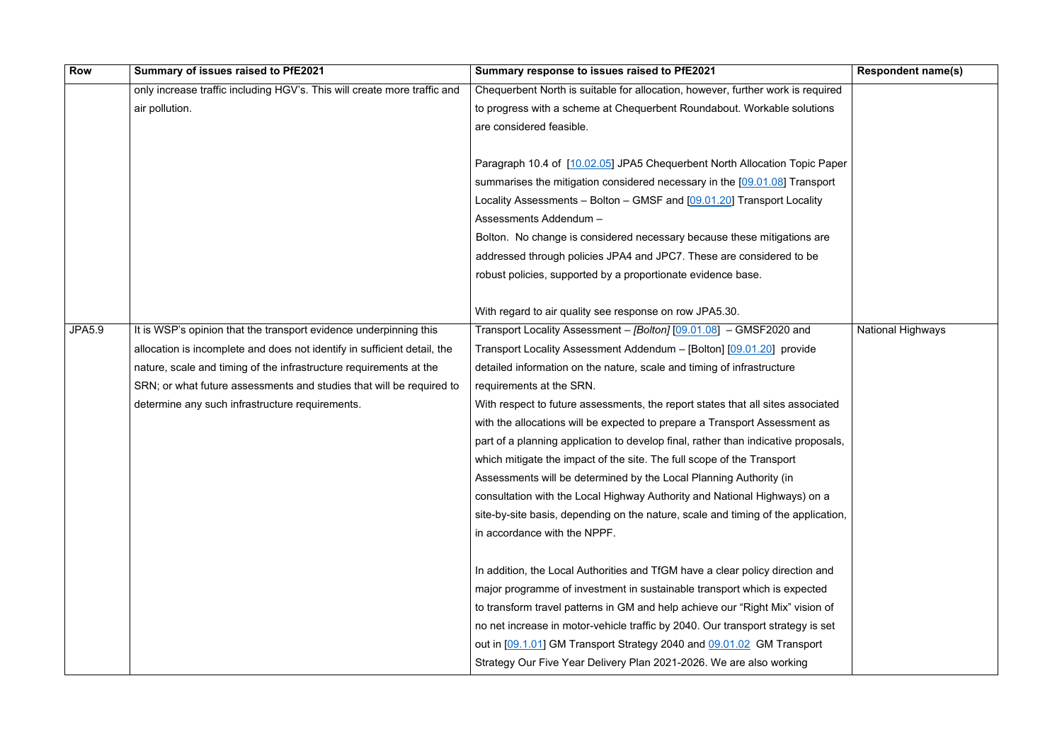| Row | Summary of issues raised to PfE2021 | Summary response to issues raised to PfE2021 | Respondent name(s) |
|---|---|---|---|
| | only increase traffic including HGV's. This will create more traffic and air pollution. | Chequerbent North is suitable for allocation, however, further work is required to progress with a scheme at Chequerbent Roundabout. Workable solutions are considered feasible.<br><br>Paragraph 10.4 of [10.02.05] JPA5 Chequerbent North Allocation Topic Paper summarises the mitigation considered necessary in the [09.01.08] Transport Locality Assessments – Bolton – GMSF and [09.01.20] Transport Locality Assessments Addendum –<br>Bolton. No change is considered necessary because these mitigations are addressed through policies JPA4 and JPC7. These are considered to be robust policies, supported by a proportionate evidence base.<br><br>With regard to air quality see response on row JPA5.30. | |
| JPA5.9 | It is WSP's opinion that the transport evidence underpinning this allocation is incomplete and does not identify in sufficient detail, the nature, scale and timing of the infrastructure requirements at the SRN; or what future assessments and studies that will be required to determine any such infrastructure requirements. | Transport Locality Assessment – *[Bolton]* [09.01.08] – GMSF2020 and Transport Locality Assessment Addendum – [Bolton] [09.01.20] provide detailed information on the nature, scale and timing of infrastructure requirements at the SRN.<br>With respect to future assessments, the report states that all sites associated with the allocations will be expected to prepare a Transport Assessment as part of a planning application to develop final, rather than indicative proposals, which mitigate the impact of the site. The full scope of the Transport Assessments will be determined by the Local Planning Authority (in consultation with the Local Highway Authority and National Highways) on a site-by-site basis, depending on the nature, scale and timing of the application, in accordance with the NPPF.<br><br>In addition, the Local Authorities and TfGM have a clear policy direction and major programme of investment in sustainable transport which is expected to transform travel patterns in GM and help achieve our "Right Mix" vision of no net increase in motor-vehicle traffic by 2040. Our transport strategy is set out in [09.1.01] GM Transport Strategy 2040 and 09.01.02 GM Transport Strategy Our Five Year Delivery Plan 2021-2026. We are also working | National Highways |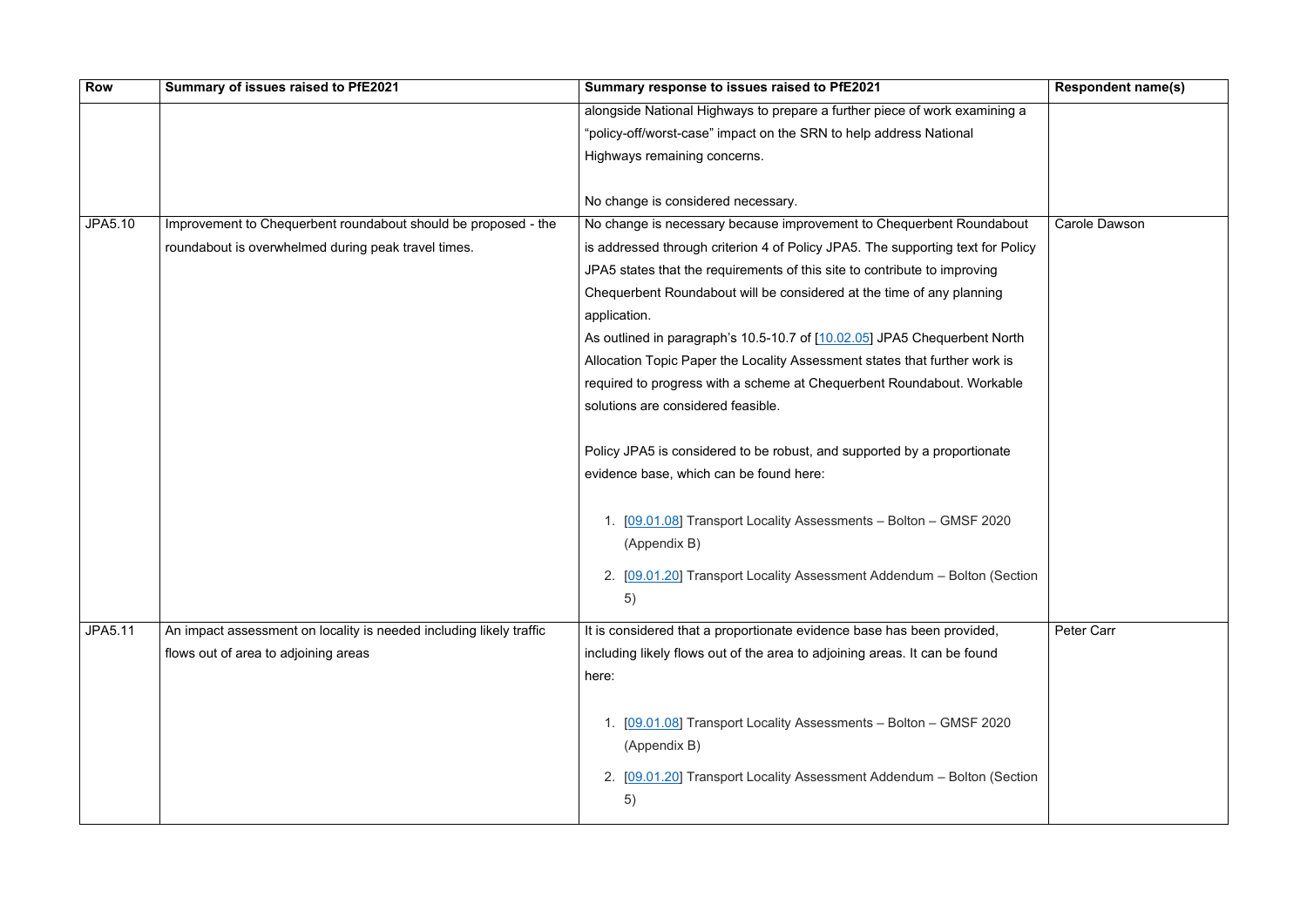| Row | Summary of issues raised to PfE2021 | Summary response to issues raised to PfE2021 | Respondent name(s) |
|---|---|---|---|
| | | alongside National Highways to prepare a further piece of work examining a "policy-off/worst-case" impact on the SRN to help address National Highways remaining concerns.<br><br>No change is considered necessary. | |
| JPA5.10 | Improvement to Chequerbent roundabout should be proposed - the roundabout is overwhelmed during peak travel times. | No change is necessary because improvement to Chequerbent Roundabout is addressed through criterion 4 of Policy JPA5. The supporting text for Policy JPA5 states that the requirements of this site to contribute to improving Chequerbent Roundabout will be considered at the time of any planning application.<br>As outlined in paragraph's 10.5-10.7 of [10.02.05] JPA5 Chequerbent North Allocation Topic Paper the Locality Assessment states that further work is required to progress with a scheme at Chequerbent Roundabout. Workable solutions are considered feasible.<br><br>Policy JPA5 is considered to be robust, and supported by a proportionate evidence base, which can be found here:<br><br>1. [09.01.08] Transport Locality Assessments – Bolton – GMSF 2020 (Appendix B)<br>2. [09.01.20] Transport Locality Assessment Addendum – Bolton (Section 5) | Carole Dawson |
| JPA5.11 | An impact assessment on locality is needed including likely traffic flows out of area to adjoining areas | It is considered that a proportionate evidence base has been provided, including likely flows out of the area to adjoining areas. It can be found here:<br><br>1. [09.01.08] Transport Locality Assessments – Bolton – GMSF 2020 (Appendix B)<br>2. [09.01.20] Transport Locality Assessment Addendum – Bolton (Section 5) | Peter Carr |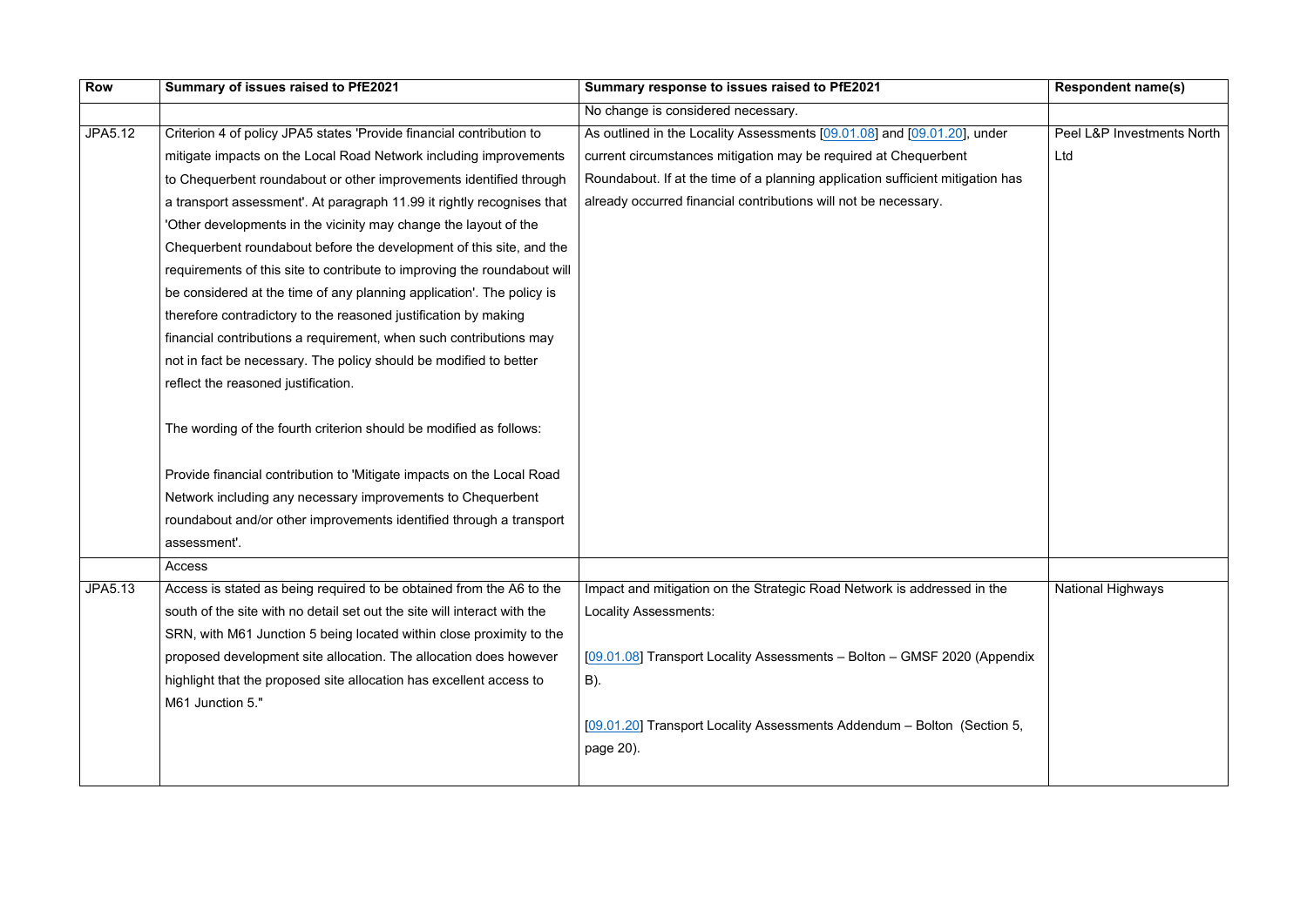| Row | Summary of issues raised to PfE2021 | Summary response to issues raised to PfE2021 | Respondent name(s) |
|---|---|---|---|
| | | No change is considered necessary. | |
| JPA5.12 | Criterion 4 of policy JPA5 states 'Provide financial contribution to mitigate impacts on the Local Road Network including improvements to Chequerbent roundabout or other improvements identified through a transport assessment'. At paragraph 11.99 it rightly recognises that 'Other developments in the vicinity may change the layout of the Chequerbent roundabout before the development of this site, and the requirements of this site to contribute to improving the roundabout will be considered at the time of any planning application'. The policy is therefore contradictory to the reasoned justification by making financial contributions a requirement, when such contributions may not in fact be necessary. The policy should be modified to better reflect the reasoned justification.<br><br>The wording of the fourth criterion should be modified as follows:<br><br>Provide financial contribution to 'Mitigate impacts on the Local Road Network including any necessary improvements to Chequerbent roundabout and/or other improvements identified through a transport assessment'. | As outlined in the Locality Assessments [09.01.08] and [09.01.20], under current circumstances mitigation may be required at Chequerbent Roundabout. If at the time of a planning application sufficient mitigation has already occurred financial contributions will not be necessary. | Peel L&P Investments North Ltd |
| | Access | | |
| JPA5.13 | Access is stated as being required to be obtained from the A6 to the south of the site with no detail set out the site will interact with the SRN, with M61 Junction 5 being located within close proximity to the proposed development site allocation. The allocation does however highlight that the proposed site allocation has excellent access to M61 Junction 5." | Impact and mitigation on the Strategic Road Network is addressed in the Locality Assessments:<br><br>[09.01.08] Transport Locality Assessments – Bolton – GMSF 2020 (Appendix B).<br><br>[09.01.20] Transport Locality Assessments Addendum – Bolton (Section 5, page 20). | National Highways |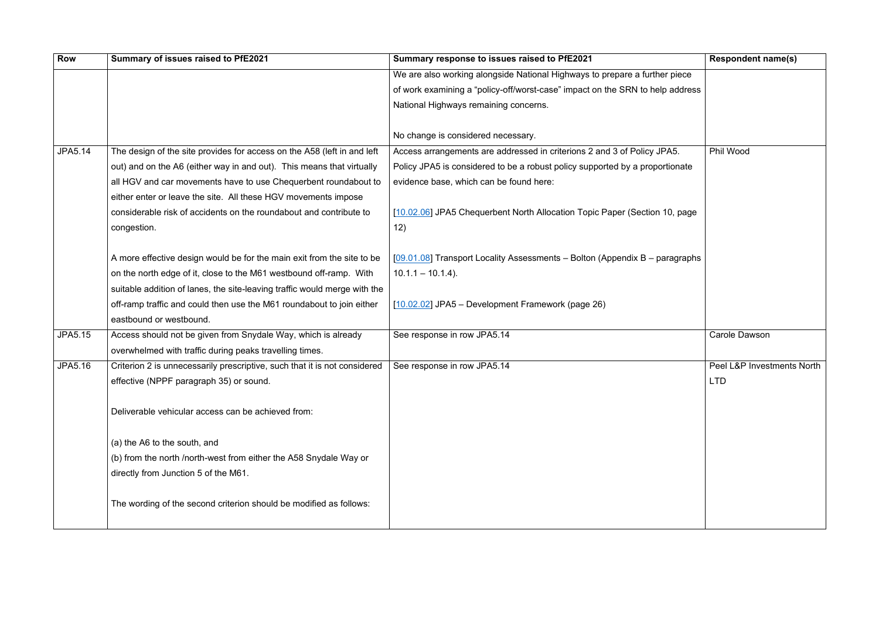| Row | Summary of issues raised to PfE2021 | Summary response to issues raised to PfE2021 | Respondent name(s) |
|---|---|---|---|
| | | We are also working alongside National Highways to prepare a further piece of work examining a "policy-off/worst-case" impact on the SRN to help address National Highways remaining concerns.<br><br>No change is considered necessary. | |
| JPA5.14 | The design of the site provides for access on the A58 (left in and left out) and on the A6 (either way in and out). This means that virtually all HGV and car movements have to use Chequerbent roundabout to either enter or leave the site. All these HGV movements impose considerable risk of accidents on the roundabout and contribute to congestion.<br><br>A more effective design would be for the main exit from the site to be on the north edge of it, close to the M61 westbound off-ramp. With suitable addition of lanes, the site-leaving traffic would merge with the off-ramp traffic and could then use the M61 roundabout to join either eastbound or westbound. | Access arrangements are addressed in criterions 2 and 3 of Policy JPA5. Policy JPA5 is considered to be a robust policy supported by a proportionate evidence base, which can be found here:<br><br>[10.02.06] JPA5 Chequerbent North Allocation Topic Paper (Section 10, page 12)<br><br>[09.01.08] Transport Locality Assessments – Bolton (Appendix B – paragraphs 10.1.1 – 10.1.4).<br><br>[10.02.02] JPA5 – Development Framework (page 26) | Phil Wood |
| JPA5.15 | Access should not be given from Snydale Way, which is already overwhelmed with traffic during peaks travelling times. | See response in row JPA5.14 | Carole Dawson |
| JPA5.16 | Criterion 2 is unnecessarily prescriptive, such that it is not considered effective (NPPF paragraph 35) or sound.<br><br>Deliverable vehicular access can be achieved from:<br><br>(a) the A6 to the south, and<br>(b) from the north /north-west from either the A58 Snydale Way or directly from Junction 5 of the M61.<br><br>The wording of the second criterion should be modified as follows: | See response in row JPA5.14 | Peel L&P Investments North LTD |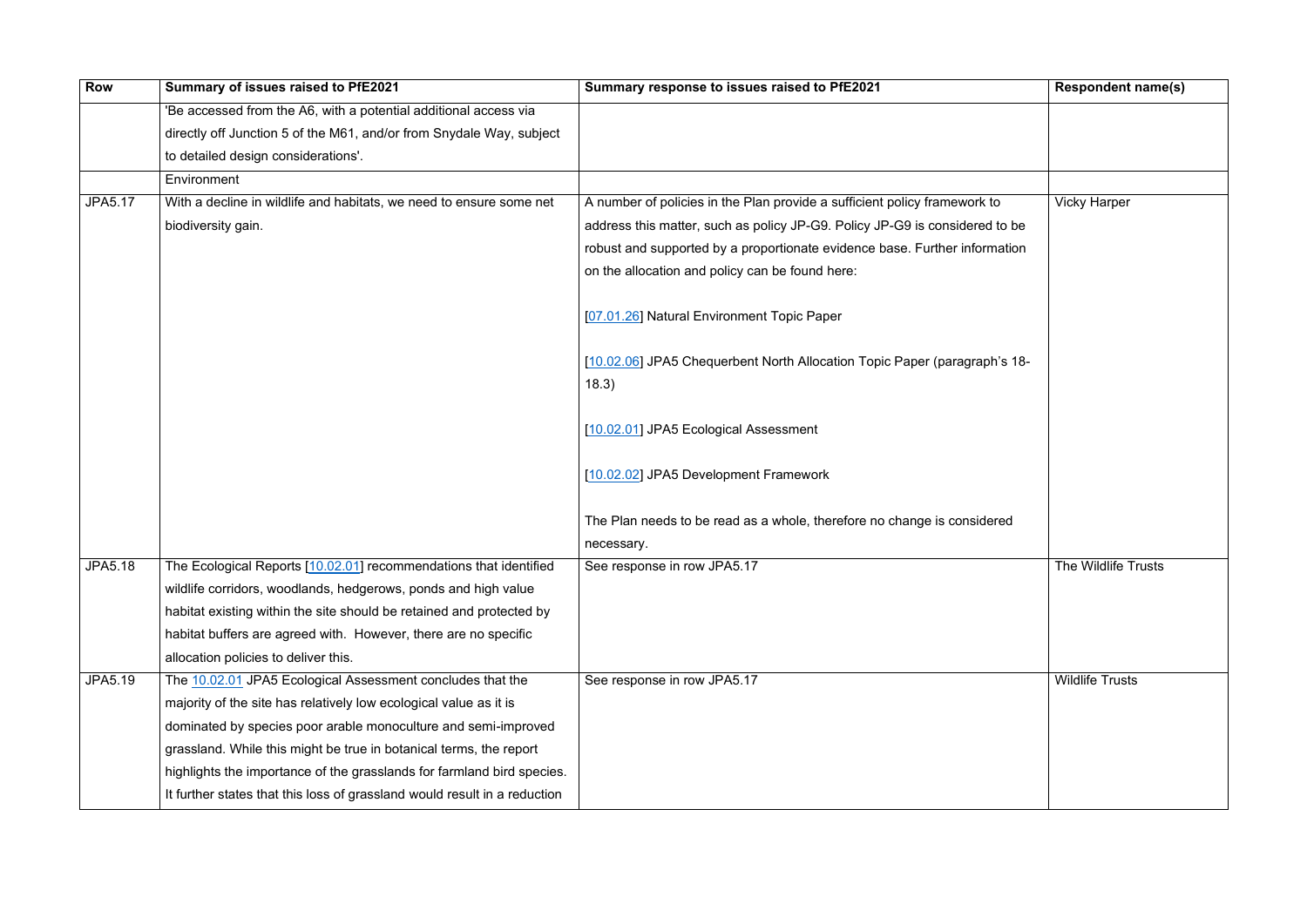| Row | Summary of issues raised to PfE2021 | Summary response to issues raised to PfE2021 | Respondent name(s) |
|---|---|---|---|
| | 'Be accessed from the A6, with a potential additional access via directly off Junction 5 of the M61, and/or from Snydale Way, subject to detailed design considerations'. | | |
| | Environment | | |
| JPA5.17 | With a decline in wildlife and habitats, we need to ensure some net biodiversity gain. | A number of policies in the Plan provide a sufficient policy framework to address this matter, such as policy JP-G9. Policy JP-G9 is considered to be robust and supported by a proportionate evidence base. Further information on the allocation and policy can be found here:<br><br>[07.01.26] Natural Environment Topic Paper<br><br>[10.02.06] JPA5 Chequerbent North Allocation Topic Paper (paragraph's 18-18.3)<br><br>[10.02.01] JPA5 Ecological Assessment<br><br>[10.02.02] JPA5 Development Framework<br><br>The Plan needs to be read as a whole, therefore no change is considered necessary. | Vicky Harper |
| JPA5.18 | The Ecological Reports [10.02.01] recommendations that identified wildlife corridors, woodlands, hedgerows, ponds and high value habitat existing within the site should be retained and protected by habitat buffers are agreed with. However, there are no specific allocation policies to deliver this. | See response in row JPA5.17 | The Wildlife Trusts |
| JPA5.19 | The 10.02.01 JPA5 Ecological Assessment concludes that the majority of the site has relatively low ecological value as it is dominated by species poor arable monoculture and semi-improved grassland. While this might be true in botanical terms, the report highlights the importance of the grasslands for farmland bird species. It further states that this loss of grassland would result in a reduction | See response in row JPA5.17 | Wildlife Trusts |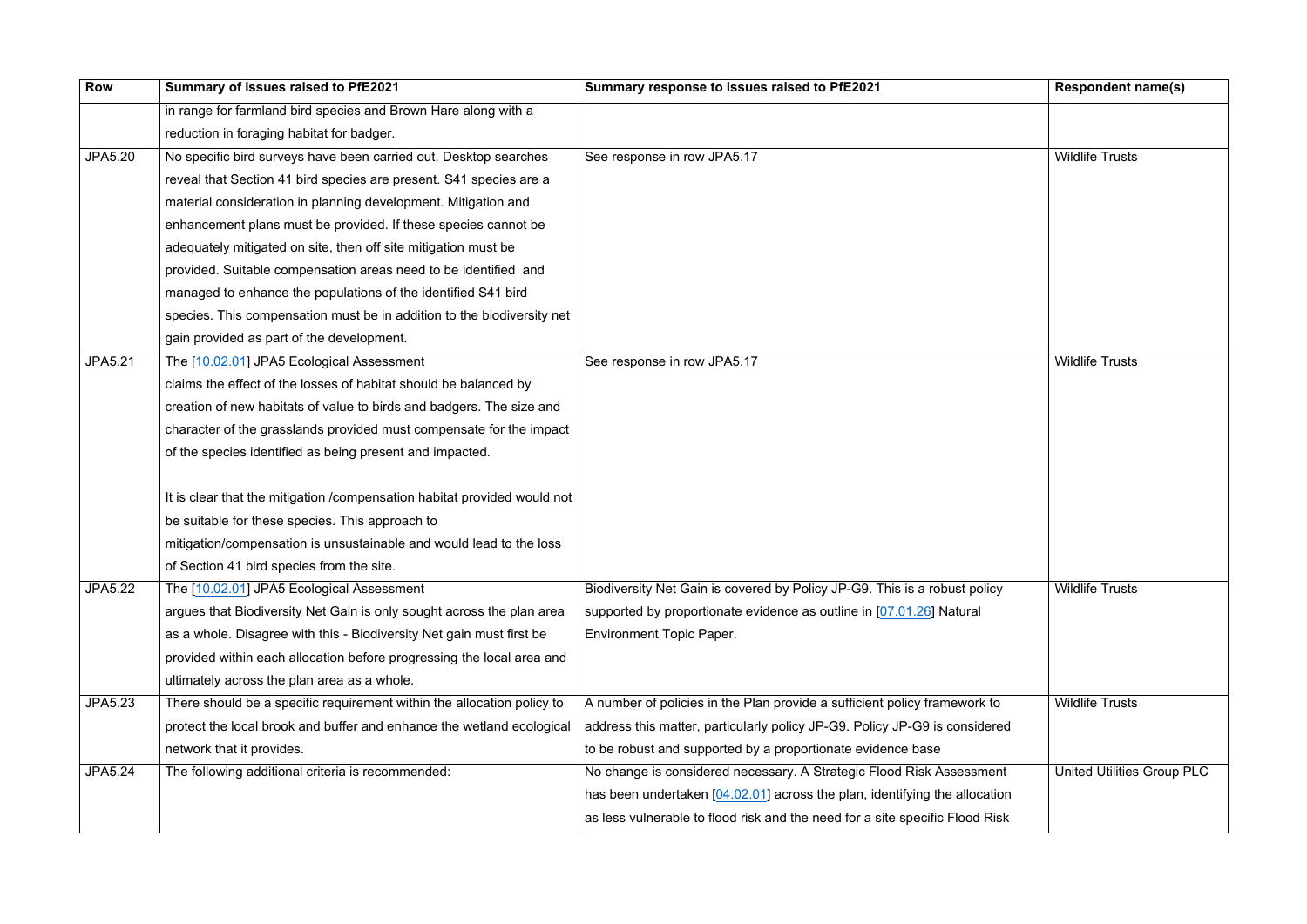| Row | Summary of issues raised to PfE2021 | Summary response to issues raised to PfE2021 | Respondent name(s) |
|---|---|---|---|
| | in range for farmland bird species and Brown Hare along with a reduction in foraging habitat for badger. | | |
| JPA5.20 | No specific bird surveys have been carried out. Desktop searches reveal that Section 41 bird species are present. S41 species are a material consideration in planning development. Mitigation and enhancement plans must be provided. If these species cannot be adequately mitigated on site, then off site mitigation must be provided. Suitable compensation areas need to be identified and managed to enhance the populations of the identified S41 bird species. This compensation must be in addition to the biodiversity net gain provided as part of the development. | See response in row JPA5.17 | Wildlife Trusts |
| JPA5.21 | The [10.02.01] JPA5 Ecological Assessment claims the effect of the losses of habitat should be balanced by creation of new habitats of value to birds and badgers. The size and character of the grasslands provided must compensate for the impact of the species identified as being present and impacted.<br><br>It is clear that the mitigation /compensation habitat provided would not be suitable for these species. This approach to mitigation/compensation is unsustainable and would lead to the loss of Section 41 bird species from the site. | See response in row JPA5.17 | Wildlife Trusts |
| JPA5.22 | The [10.02.01] JPA5 Ecological Assessment argues that Biodiversity Net Gain is only sought across the plan area as a whole. Disagree with this - Biodiversity Net gain must first be provided within each allocation before progressing the local area and ultimately across the plan area as a whole. | Biodiversity Net Gain is covered by Policy JP-G9. This is a robust policy supported by proportionate evidence as outline in [07.01.26] Natural Environment Topic Paper. | Wildlife Trusts |
| JPA5.23 | There should be a specific requirement within the allocation policy to protect the local brook and buffer and enhance the wetland ecological network that it provides. | A number of policies in the Plan provide a sufficient policy framework to address this matter, particularly policy JP-G9. Policy JP-G9 is considered to be robust and supported by a proportionate evidence base | Wildlife Trusts |
| JPA5.24 | The following additional criteria is recommended: | No change is considered necessary. A Strategic Flood Risk Assessment has been undertaken [04.02.01] across the plan, identifying the allocation as less vulnerable to flood risk and the need for a site specific Flood Risk | United Utilities Group PLC |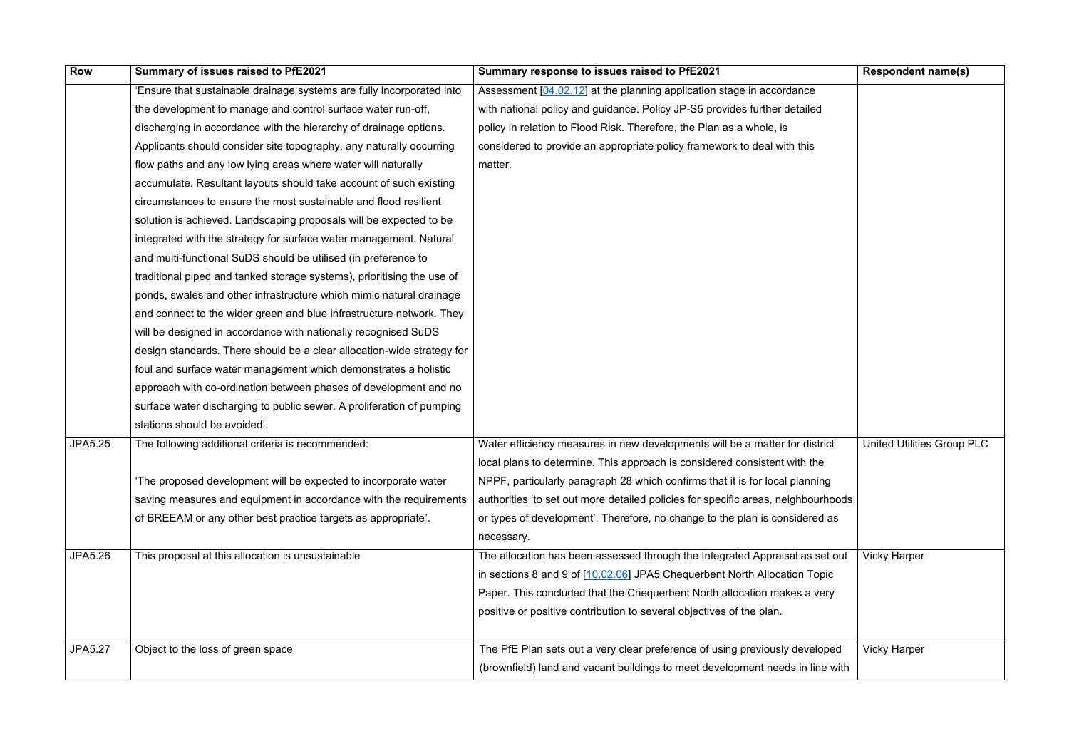| Row | Summary of issues raised to PfE2021 | Summary response to issues raised to PfE2021 | Respondent name(s) |
|---|---|---|---|
| | 'Ensure that sustainable drainage systems are fully incorporated into the development to manage and control surface water run-off, discharging in accordance with the hierarchy of drainage options. Applicants should consider site topography, any naturally occurring flow paths and any low lying areas where water will naturally accumulate. Resultant layouts should take account of such existing circumstances to ensure the most sustainable and flood resilient solution is achieved. Landscaping proposals will be expected to be integrated with the strategy for surface water management. Natural and multi-functional SuDS should be utilised (in preference to traditional piped and tanked storage systems), prioritising the use of ponds, swales and other infrastructure which mimic natural drainage and connect to the wider green and blue infrastructure network. They will be designed in accordance with nationally recognised SuDS design standards. There should be a clear allocation-wide strategy for foul and surface water management which demonstrates a holistic approach with co-ordination between phases of development and no surface water discharging to public sewer. A proliferation of pumping stations should be avoided'. | Assessment [04.02.12] at the planning application stage in accordance with national policy and guidance. Policy JP-S5 provides further detailed policy in relation to Flood Risk. Therefore, the Plan as a whole, is considered to provide an appropriate policy framework to deal with this matter. | |
| JPA5.25 | The following additional criteria is recommended:<br><br>'The proposed development will be expected to incorporate water saving measures and equipment in accordance with the requirements of BREEAM or any other best practice targets as appropriate'. | Water efficiency measures in new developments will be a matter for district local plans to determine. This approach is considered consistent with the NPPF, particularly paragraph 28 which confirms that it is for local planning authorities 'to set out more detailed policies for specific areas, neighbourhoods or types of development'. Therefore, no change to the plan is considered as necessary. | United Utilities Group PLC |
| JPA5.26 | This proposal at this allocation is unsustainable | The allocation has been assessed through the Integrated Appraisal as set out in sections 8 and 9 of [10.02.06] JPA5 Chequerbent North Allocation Topic Paper. This concluded that the Chequerbent North allocation makes a very positive or positive contribution to several objectives of the plan. | Vicky Harper |
| JPA5.27 | Object to the loss of green space | The PfE Plan sets out a very clear preference of using previously developed (brownfield) land and vacant buildings to meet development needs in line with | Vicky Harper |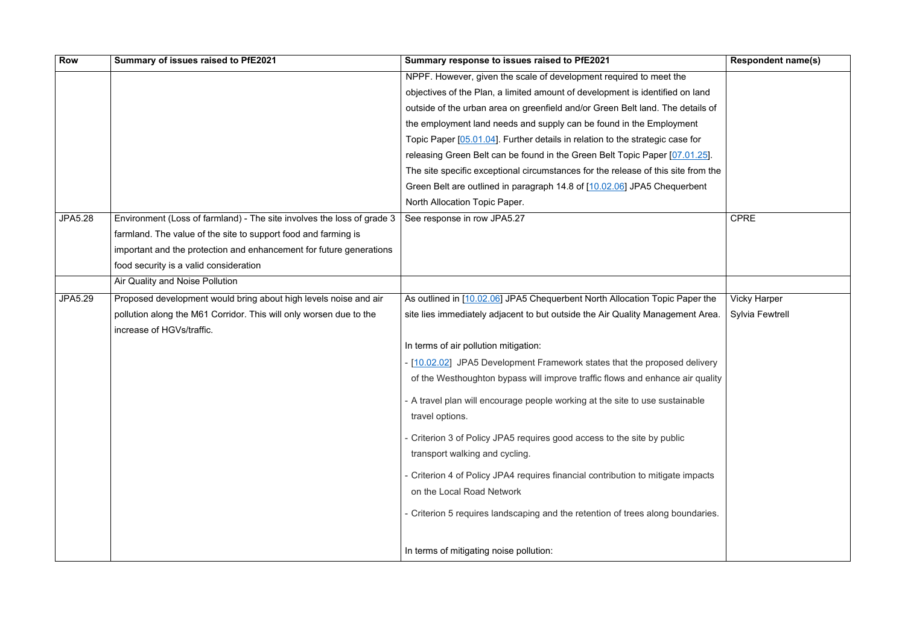| Row | Summary of issues raised to PfE2021 | Summary response to issues raised to PfE2021 | Respondent name(s) |
|---|---|---|---|
| | | NPPF. However, given the scale of development required to meet the objectives of the Plan, a limited amount of development is identified on land outside of the urban area on greenfield and/or Green Belt land. The details of the employment land needs and supply can be found in the Employment Topic Paper [05.01.04]. Further details in relation to the strategic case for releasing Green Belt can be found in the Green Belt Topic Paper [07.01.25]. The site specific exceptional circumstances for the release of this site from the Green Belt are outlined in paragraph 14.8 of [10.02.06] JPA5 Chequerbent North Allocation Topic Paper. | |
| JPA5.28 | Environment (Loss of farmland) - The site involves the loss of grade 3 farmland. The value of the site to support food and farming is important and the protection and enhancement for future generations food security is a valid consideration | See response in row JPA5.27 | CPRE |
| | Air Quality and Noise Pollution | | |
| JPA5.29 | Proposed development would bring about high levels noise and air pollution along the M61 Corridor. This will only worsen due to the increase of HGVs/traffic. | As outlined in [10.02.06] JPA5 Chequerbent North Allocation Topic Paper the site lies immediately adjacent to but outside the Air Quality Management Area.<br><br>In terms of air pollution mitigation:<br>- [10.02.02] JPA5 Development Framework states that the proposed delivery of the Westhoughton bypass will improve traffic flows and enhance air quality<br>- A travel plan will encourage people working at the site to use sustainable travel options.<br>- Criterion 3 of Policy JPA5 requires good access to the site by public transport walking and cycling.<br>- Criterion 4 of Policy JPA4 requires financial contribution to mitigate impacts on the Local Road Network<br>- Criterion 5 requires landscaping and the retention of trees along boundaries.<br><br>In terms of mitigating noise pollution: | Vicky Harper<br>Sylvia Fewtrell |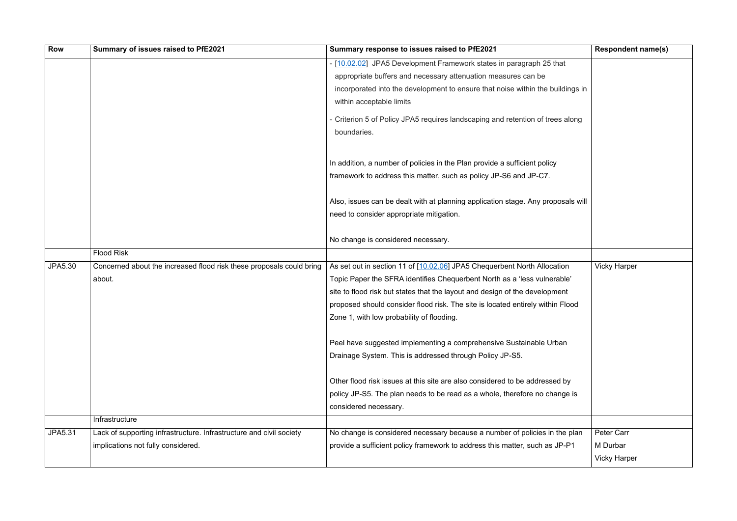| Row | Summary of issues raised to PfE2021 | Summary response to issues raised to PfE2021 | Respondent name(s) |
|---|---|---|---|
| | | - [10.02.02] JPA5 Development Framework states in paragraph 25 that appropriate buffers and necessary attenuation measures can be incorporated into the development to ensure that noise within the buildings in within acceptable limits<br>- Criterion 5 of Policy JPA5 requires landscaping and retention of trees along boundaries.<br><br>In addition, a number of policies in the Plan provide a sufficient policy framework to address this matter, such as policy JP-S6 and JP-C7.<br><br>Also, issues can be dealt with at planning application stage. Any proposals will need to consider appropriate mitigation.<br><br>No change is considered necessary. | |
| | Flood Risk | | |
| JPA5.30 | Concerned about the increased flood risk these proposals could bring about. | As set out in section 11 of [10.02.06] JPA5 Chequerbent North Allocation Topic Paper the SFRA identifies Chequerbent North as a 'less vulnerable' site to flood risk but states that the layout and design of the development proposed should consider flood risk. The site is located entirely within Flood Zone 1, with low probability of flooding.<br><br>Peel have suggested implementing a comprehensive Sustainable Urban Drainage System. This is addressed through Policy JP-S5.<br><br>Other flood risk issues at this site are also considered to be addressed by policy JP-S5. The plan needs to be read as a whole, therefore no change is considered necessary. | Vicky Harper |
| | Infrastructure | | |
| JPA5.31 | Lack of supporting infrastructure. Infrastructure and civil society implications not fully considered. | No change is considered necessary because a number of policies in the plan provide a sufficient policy framework to address this matter, such as JP-P1 | Peter Carr<br>M Durbar<br>Vicky Harper |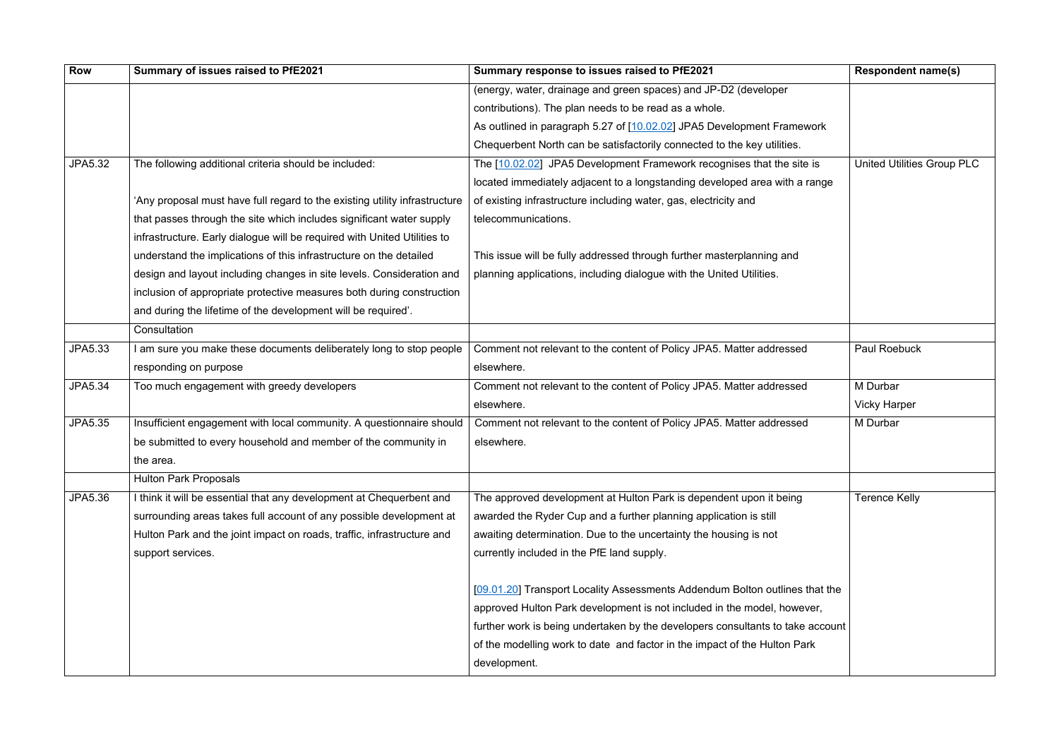| Row | Summary of issues raised to PfE2021 | Summary response to issues raised to PfE2021 | Respondent name(s) |
|---|---|---|---|
| | | (energy, water, drainage and green spaces) and JP-D2 (developer contributions). The plan needs to be read as a whole.<br>As outlined in paragraph 5.27 of [10.02.02] JPA5 Development Framework Chequerbent North can be satisfactorily connected to the key utilities. | |
| JPA5.32 | The following additional criteria should be included:<br><br>'Any proposal must have full regard to the existing utility infrastructure that passes through the site which includes significant water supply infrastructure. Early dialogue will be required with United Utilities to understand the implications of this infrastructure on the detailed design and layout including changes in site levels. Consideration and inclusion of appropriate protective measures both during construction and during the lifetime of the development will be required'. | The [10.02.02] JPA5 Development Framework recognises that the site is located immediately adjacent to a longstanding developed area with a range of existing infrastructure including water, gas, electricity and telecommunications.<br><br>This issue will be fully addressed through further masterplanning and planning applications, including dialogue with the United Utilities. | United Utilities Group PLC |
| | Consultation | | |
| JPA5.33 | I am sure you make these documents deliberately long to stop people responding on purpose | Comment not relevant to the content of Policy JPA5. Matter addressed elsewhere. | Paul Roebuck |
| JPA5.34 | Too much engagement with greedy developers | Comment not relevant to the content of Policy JPA5. Matter addressed elsewhere. | M Durbar<br>Vicky Harper |
| JPA5.35 | Insufficient engagement with local community. A questionnaire should be submitted to every household and member of the community in the area. | Comment not relevant to the content of Policy JPA5. Matter addressed elsewhere. | M Durbar |
| | Hulton Park Proposals | | |
| JPA5.36 | I think it will be essential that any development at Chequerbent and surrounding areas takes full account of any possible development at Hulton Park and the joint impact on roads, traffic, infrastructure and support services. | The approved development at Hulton Park is dependent upon it being awarded the Ryder Cup and a further planning application is still awaiting determination. Due to the uncertainty the housing is not currently included in the PfE land supply.<br><br>[09.01.20] Transport Locality Assessments Addendum Bolton outlines that the approved Hulton Park development is not included in the model, however, further work is being undertaken by the developers consultants to take account of the modelling work to date and factor in the impact of the Hulton Park development. | Terence Kelly |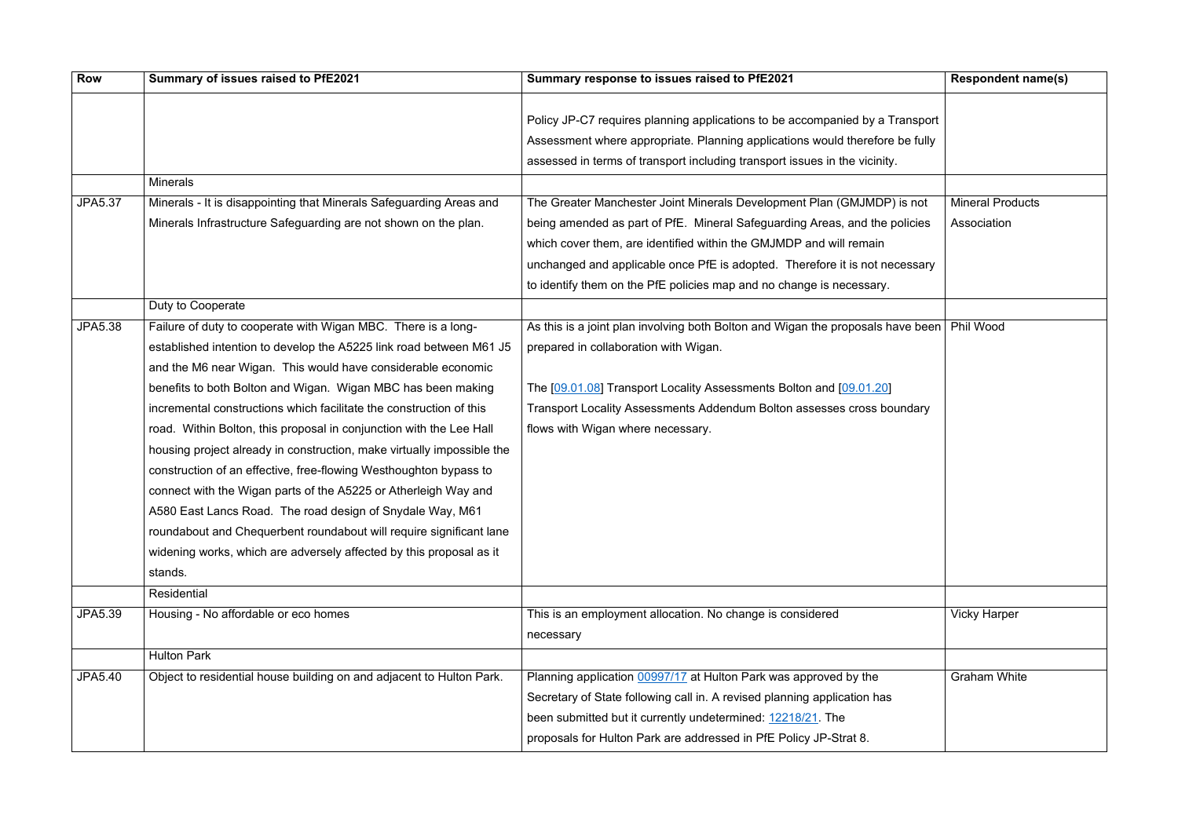| Row | Summary of issues raised to PfE2021 | Summary response to issues raised to PfE2021 | Respondent name(s) |
|---|---|---|---|
| | | Policy JP-C7 requires planning applications to be accompanied by a Transport Assessment where appropriate. Planning applications would therefore be fully assessed in terms of transport including transport issues in the vicinity. | |
| | Minerals | | |
| JPA5.37 | Minerals - It is disappointing that Minerals Safeguarding Areas and Minerals Infrastructure Safeguarding are not shown on the plan. | The Greater Manchester Joint Minerals Development Plan (GMJMDP) is not being amended as part of PfE. Mineral Safeguarding Areas, and the policies which cover them, are identified within the GMJMDP and will remain unchanged and applicable once PfE is adopted. Therefore it is not necessary to identify them on the PfE policies map and no change is necessary. | Mineral Products Association |
| | Duty to Cooperate | | |
| JPA5.38 | Failure of duty to cooperate with Wigan MBC. There is a long-established intention to develop the A5225 link road between M61 J5 and the M6 near Wigan. This would have considerable economic benefits to both Bolton and Wigan. Wigan MBC has been making incremental constructions which facilitate the construction of this road. Within Bolton, this proposal in conjunction with the Lee Hall housing project already in construction, make virtually impossible the construction of an effective, free-flowing Westhoughton bypass to connect with the Wigan parts of the A5225 or Atherleigh Way and A580 East Lancs Road. The road design of Snydale Way, M61 roundabout and Chequerbent roundabout will require significant lane widening works, which are adversely affected by this proposal as it stands. | As this is a joint plan involving both Bolton and Wigan the proposals have been prepared in collaboration with Wigan.<br><br>The [09.01.08] Transport Locality Assessments Bolton and [09.01.20] Transport Locality Assessments Addendum Bolton assesses cross boundary flows with Wigan where necessary. | Phil Wood |
| | Residential | | |
| JPA5.39 | Housing - No affordable or eco homes | This is an employment allocation. No change is considered necessary | Vicky Harper |
| | Hulton Park | | |
| JPA5.40 | Object to residential house building on and adjacent to Hulton Park. | Planning application 00997/17 at Hulton Park was approved by the Secretary of State following call in. A revised planning application has been submitted but it currently undetermined: 12218/21. The proposals for Hulton Park are addressed in PfE Policy JP-Strat 8. | Graham White |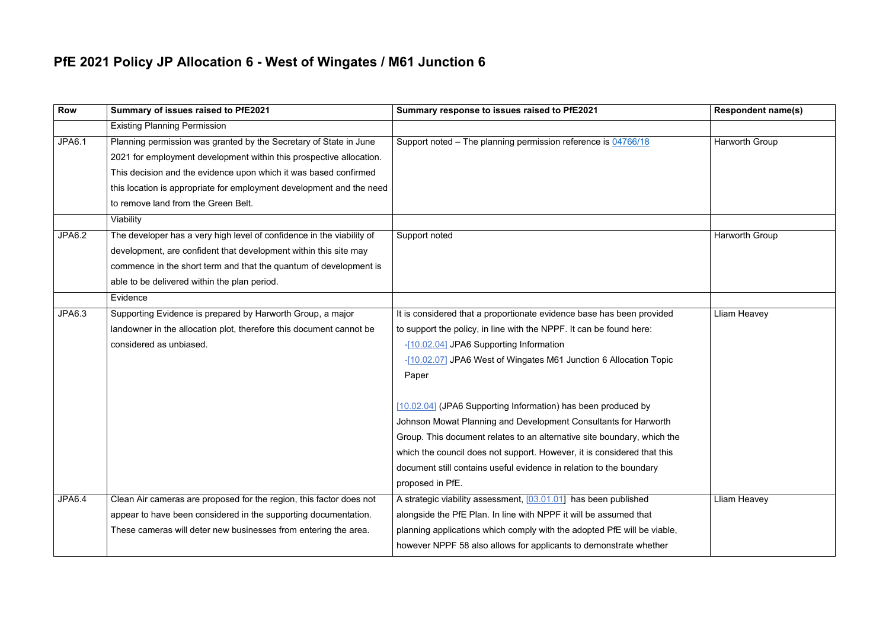# PfE 2021 Policy JP Allocation 6 - West of Wingates / M61 Junction 6

| Row | Summary of issues raised to PfE2021 | Summary response to issues raised to PfE2021 | Respondent name(s) |
|---|---|---|---|
| | Existing Planning Permission | | |
| JPA6.1 | Planning permission was granted by the Secretary of State in June 2021 for employment development within this prospective allocation. This decision and the evidence upon which it was based confirmed this location is appropriate for employment development and the need to remove land from the Green Belt. | Support noted – The planning permission reference is 04766/18 | Harworth Group |
| | Viability | | |
| JPA6.2 | The developer has a very high level of confidence in the viability of development, are confident that development within this site may commence in the short term and that the quantum of development is able to be delivered within the plan period. | Support noted | Harworth Group |
| | Evidence | | |
| JPA6.3 | Supporting Evidence is prepared by Harworth Group, a major landowner in the allocation plot, therefore this document cannot be considered as unbiased. | It is considered that a proportionate evidence base has been provided to support the policy, in line with the NPPF. It can be found here:<br>-[10.02.04] JPA6 Supporting Information<br>-[10.02.07] JPA6 West of Wingates M61 Junction 6 Allocation Topic Paper<br><br>[10.02.04] (JPA6 Supporting Information) has been produced by Johnson Mowat Planning and Development Consultants for Harworth Group. This document relates to an alternative site boundary, which the which the council does not support. However, it is considered that this document still contains useful evidence in relation to the boundary proposed in PfE. | Lliam Heavey |
| JPA6.4 | Clean Air cameras are proposed for the region, this factor does not appear to have been considered in the supporting documentation. These cameras will deter new businesses from entering the area. | A strategic viability assessment, [03.01.01] has been published alongside the PfE Plan. In line with NPPF it will be assumed that planning applications which comply with the adopted PfE will be viable, however NPPF 58 also allows for applicants to demonstrate whether | Lliam Heavey |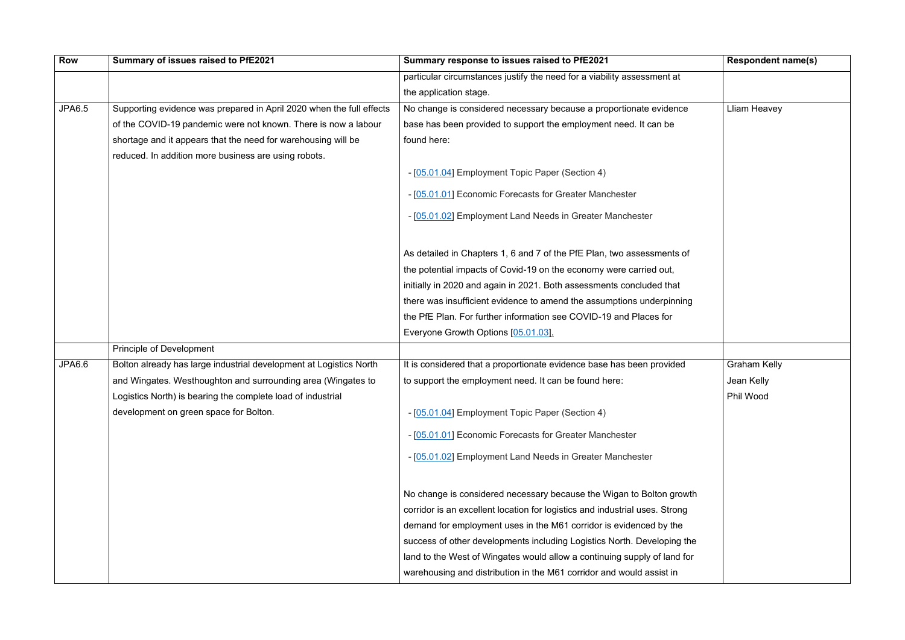| Row | Summary of issues raised to PfE2021 | Summary response to issues raised to PfE2021 | Respondent name(s) |
|---|---|---|---|
| | | particular circumstances justify the need for a viability assessment at the application stage. | |
| JPA6.5 | Supporting evidence was prepared in April 2020 when the full effects of the COVID-19 pandemic were not known. There is now a labour shortage and it appears that the need for warehousing will be reduced. In addition more business are using robots. | No change is considered necessary because a proportionate evidence base has been provided to support the employment need. It can be found here:<br><br>- [05.01.04] Employment Topic Paper (Section 4)<br>- [05.01.01] Economic Forecasts for Greater Manchester<br>- [05.01.02] Employment Land Needs in Greater Manchester<br><br>As detailed in Chapters 1, 6 and 7 of the PfE Plan, two assessments of the potential impacts of Covid-19 on the economy were carried out, initially in 2020 and again in 2021. Both assessments concluded that there was insufficient evidence to amend the assumptions underpinning the PfE Plan. For further information see COVID-19 and Places for Everyone Growth Options [05.01.03]. | Lliam Heavey |
| | Principle of Development | | |
| JPA6.6 | Bolton already has large industrial development at Logistics North and Wingates. Westhoughton and surrounding area (Wingates to Logistics North) is bearing the complete load of industrial development on green space for Bolton. | It is considered that a proportionate evidence base has been provided to support the employment need. It can be found here:<br><br>- [05.01.04] Employment Topic Paper (Section 4)<br>- [05.01.01] Economic Forecasts for Greater Manchester<br>- [05.01.02] Employment Land Needs in Greater Manchester<br><br>No change is considered necessary because the Wigan to Bolton growth corridor is an excellent location for logistics and industrial uses. Strong demand for employment uses in the M61 corridor is evidenced by the success of other developments including Logistics North. Developing the land to the West of Wingates would allow a continuing supply of land for warehousing and distribution in the M61 corridor and would assist in | Graham Kelly<br>Jean Kelly<br>Phil Wood |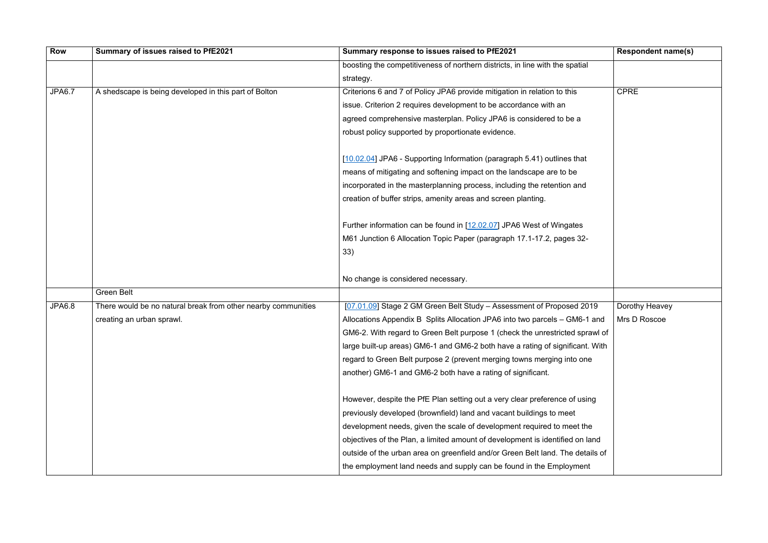| Row | Summary of issues raised to PfE2021 | Summary response to issues raised to PfE2021 | Respondent name(s) |
|---|---|---|---|
| | | boosting the competitiveness of northern districts, in line with the spatial strategy. | |
| JPA6.7 | A shedscape is being developed in this part of Bolton | Criterions 6 and 7 of Policy JPA6 provide mitigation in relation to this issue. Criterion 2 requires development to be accordance with an agreed comprehensive masterplan. Policy JPA6 is considered to be a robust policy supported by proportionate evidence.<br><br>[10.02.04] JPA6 - Supporting Information (paragraph 5.41) outlines that means of mitigating and softening impact on the landscape are to be incorporated in the masterplanning process, including the retention and creation of buffer strips, amenity areas and screen planting.<br><br>Further information can be found in [12.02.07] JPA6 West of Wingates M61 Junction 6 Allocation Topic Paper (paragraph 17.1-17.2, pages 32-33)<br><br>No change is considered necessary. | CPRE |
| | Green Belt | | |
| JPA6.8 | There would be no natural break from other nearby communities creating an urban sprawl. | [07.01.09] Stage 2 GM Green Belt Study – Assessment of Proposed 2019 Allocations Appendix B Splits Allocation JPA6 into two parcels – GM6-1 and GM6-2. With regard to Green Belt purpose 1 (check the unrestricted sprawl of large built-up areas) GM6-1 and GM6-2 both have a rating of significant. With regard to Green Belt purpose 2 (prevent merging towns merging into one another) GM6-1 and GM6-2 both have a rating of significant.<br><br>However, despite the PfE Plan setting out a very clear preference of using previously developed (brownfield) land and vacant buildings to meet development needs, given the scale of development required to meet the objectives of the Plan, a limited amount of development is identified on land outside of the urban area on greenfield and/or Green Belt land. The details of the employment land needs and supply can be found in the Employment | Dorothy Heavey<br>Mrs D Roscoe |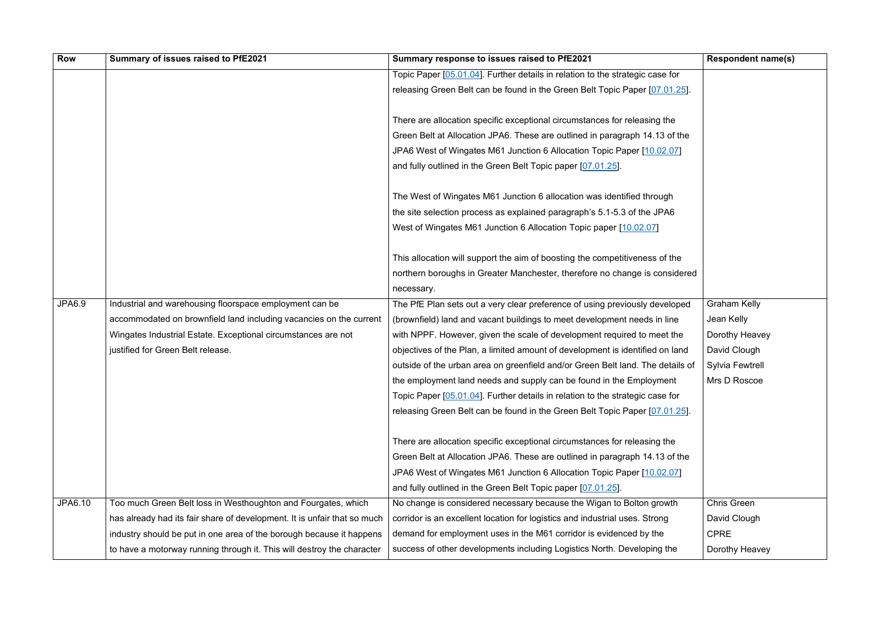| Row | Summary of issues raised to PfE2021 | Summary response to issues raised to PfE2021 | Respondent name(s) |
|---|---|---|---|
| | | Topic Paper [05.01.04]. Further details in relation to the strategic case for releasing Green Belt can be found in the Green Belt Topic Paper [07.01.25].<br><br>There are allocation specific exceptional circumstances for releasing the Green Belt at Allocation JPA6. These are outlined in paragraph 14.13 of the JPA6 West of Wingates M61 Junction 6 Allocation Topic Paper [10.02.07] and fully outlined in the Green Belt Topic paper [07.01.25].<br><br>The West of Wingates M61 Junction 6 allocation was identified through the site selection process as explained paragraph's 5.1-5.3 of the JPA6 West of Wingates M61 Junction 6 Allocation Topic paper [10.02.07]<br><br>This allocation will support the aim of boosting the competitiveness of the northern boroughs in Greater Manchester, therefore no change is considered necessary. | |
| JPA6.9 | Industrial and warehousing floorspace employment can be accommodated on brownfield land including vacancies on the current Wingates Industrial Estate. Exceptional circumstances are not justified for Green Belt release. | The PfE Plan sets out a very clear preference of using previously developed (brownfield) land and vacant buildings to meet development needs in line with NPPF. However, given the scale of development required to meet the objectives of the Plan, a limited amount of development is identified on land outside of the urban area on greenfield and/or Green Belt land. The details of the employment land needs and supply can be found in the Employment Topic Paper [05.01.04]. Further details in relation to the strategic case for releasing Green Belt can be found in the Green Belt Topic Paper [07.01.25].<br><br>There are allocation specific exceptional circumstances for releasing the Green Belt at Allocation JPA6. These are outlined in paragraph 14.13 of the JPA6 West of Wingates M61 Junction 6 Allocation Topic Paper [10.02.07] and fully outlined in the Green Belt Topic paper [07.01.25]. | Graham Kelly<br>Jean Kelly<br>Dorothy Heavey<br>David Clough<br>Sylvia Fewtrell<br>Mrs D Roscoe |
| JPA6.10 | Too much Green Belt loss in Westhoughton and Fourgates, which has already had its fair share of development. It is unfair that so much industry should be put in one area of the borough because it happens to have a motorway running through it. This will destroy the character | No change is considered necessary because the Wigan to Bolton growth corridor is an excellent location for logistics and industrial uses. Strong demand for employment uses in the M61 corridor is evidenced by the success of other developments including Logistics North. Developing the | Chris Green<br>David Clough<br>CPRE<br>Dorothy Heavey |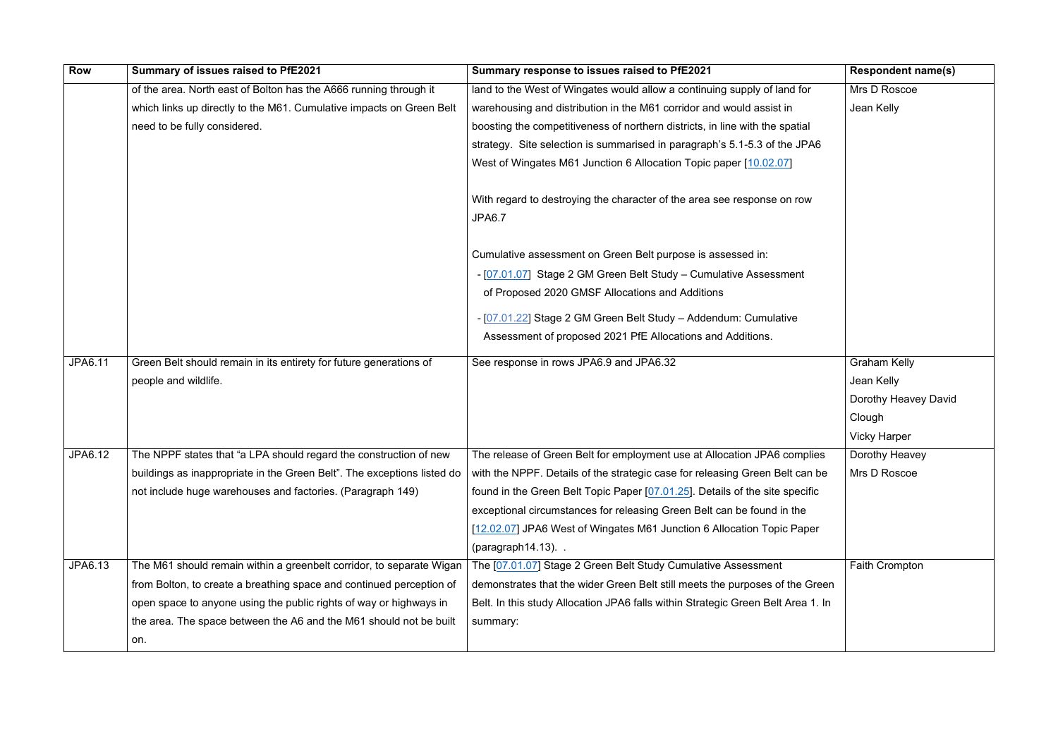| Row | Summary of issues raised to PfE2021 | Summary response to issues raised to PfE2021 | Respondent name(s) |
|---|---|---|---|
| | of the area. North east of Bolton has the A666 running through it which links up directly to the M61. Cumulative impacts on Green Belt need to be fully considered. | land to the West of Wingates would allow a continuing supply of land for warehousing and distribution in the M61 corridor and would assist in boosting the competitiveness of northern districts, in line with the spatial strategy. Site selection is summarised in paragraph's 5.1-5.3 of the JPA6 West of Wingates M61 Junction 6 Allocation Topic paper [10.02.07]<br><br>With regard to destroying the character of the area see response on row JPA6.7<br><br>Cumulative assessment on Green Belt purpose is assessed in:<br>- [07.01.07] Stage 2 GM Green Belt Study – Cumulative Assessment of Proposed 2020 GMSF Allocations and Additions<br>- [07.01.22] Stage 2 GM Green Belt Study – Addendum: Cumulative Assessment of proposed 2021 PfE Allocations and Additions. | Mrs D Roscoe<br>Jean Kelly |
| JPA6.11 | Green Belt should remain in its entirety for future generations of people and wildlife. | See response in rows JPA6.9 and JPA6.32 | Graham Kelly<br>Jean Kelly<br>Dorothy Heavey David Clough<br>Vicky Harper |
| JPA6.12 | The NPPF states that "a LPA should regard the construction of new buildings as inappropriate in the Green Belt". The exceptions listed do not include huge warehouses and factories. (Paragraph 149) | The release of Green Belt for employment use at Allocation JPA6 complies with the NPPF. Details of the strategic case for releasing Green Belt can be found in the Green Belt Topic Paper [07.01.25]. Details of the site specific exceptional circumstances for releasing Green Belt can be found in the [12.02.07] JPA6 West of Wingates M61 Junction 6 Allocation Topic Paper (paragraph14.13). . | Dorothy Heavey<br>Mrs D Roscoe |
| JPA6.13 | The M61 should remain within a greenbelt corridor, to separate Wigan from Bolton, to create a breathing space and continued perception of open space to anyone using the public rights of way or highways in the area. The space between the A6 and the M61 should not be built on. | The [07.01.07] Stage 2 Green Belt Study Cumulative Assessment demonstrates that the wider Green Belt still meets the purposes of the Green Belt. In this study Allocation JPA6 falls within Strategic Green Belt Area 1. In summary: | Faith Crompton |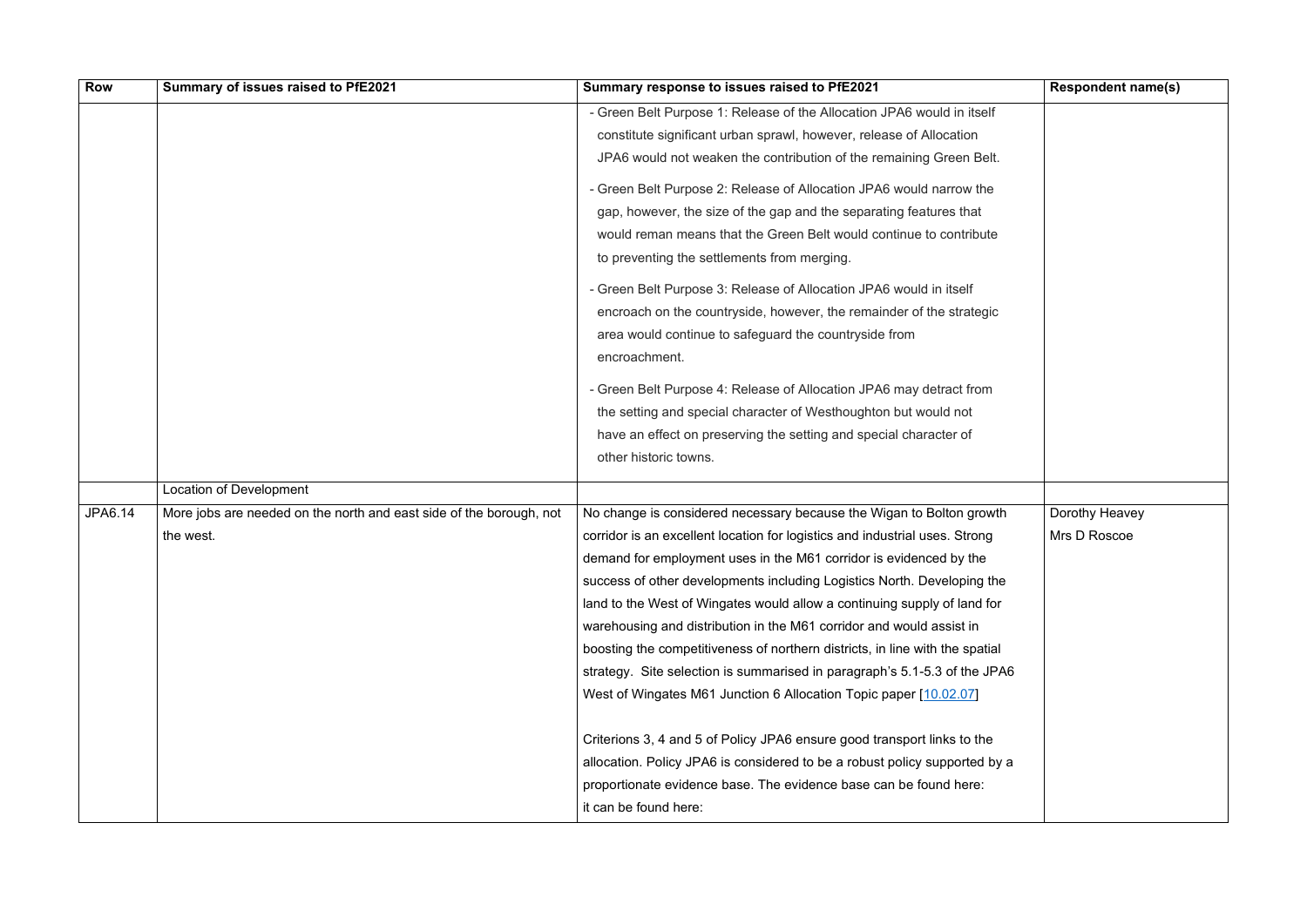| Row | Summary of issues raised to PfE2021 | Summary response to issues raised to PfE2021 | Respondent name(s) |
|---|---|---|---|
| | | - Green Belt Purpose 1: Release of the Allocation JPA6 would in itself constitute significant urban sprawl, however, release of Allocation JPA6 would not weaken the contribution of the remaining Green Belt.<br><br>- Green Belt Purpose 2: Release of Allocation JPA6 would narrow the gap, however, the size of the gap and the separating features that would reman means that the Green Belt would continue to contribute to preventing the settlements from merging.<br><br>- Green Belt Purpose 3: Release of Allocation JPA6 would in itself encroach on the countryside, however, the remainder of the strategic area would continue to safeguard the countryside from encroachment.<br><br>- Green Belt Purpose 4: Release of Allocation JPA6 may detract from the setting and special character of Westhoughton but would not have an effect on preserving the setting and special character of other historic towns. | |
| | Location of Development | | |
| JPA6.14 | More jobs are needed on the north and east side of the borough, not the west. | No change is considered necessary because the Wigan to Bolton growth corridor is an excellent location for logistics and industrial uses. Strong demand for employment uses in the M61 corridor is evidenced by the success of other developments including Logistics North. Developing the land to the West of Wingates would allow a continuing supply of land for warehousing and distribution in the M61 corridor and would assist in boosting the competitiveness of northern districts, in line with the spatial strategy. Site selection is summarised in paragraph's 5.1-5.3 of the JPA6 West of Wingates M61 Junction 6 Allocation Topic paper [10.02.07]<br><br>Criterions 3, 4 and 5 of Policy JPA6 ensure good transport links to the allocation. Policy JPA6 is considered to be a robust policy supported by a proportionate evidence base. The evidence base can be found here: it can be found here: | Dorothy Heavey<br>Mrs D Roscoe |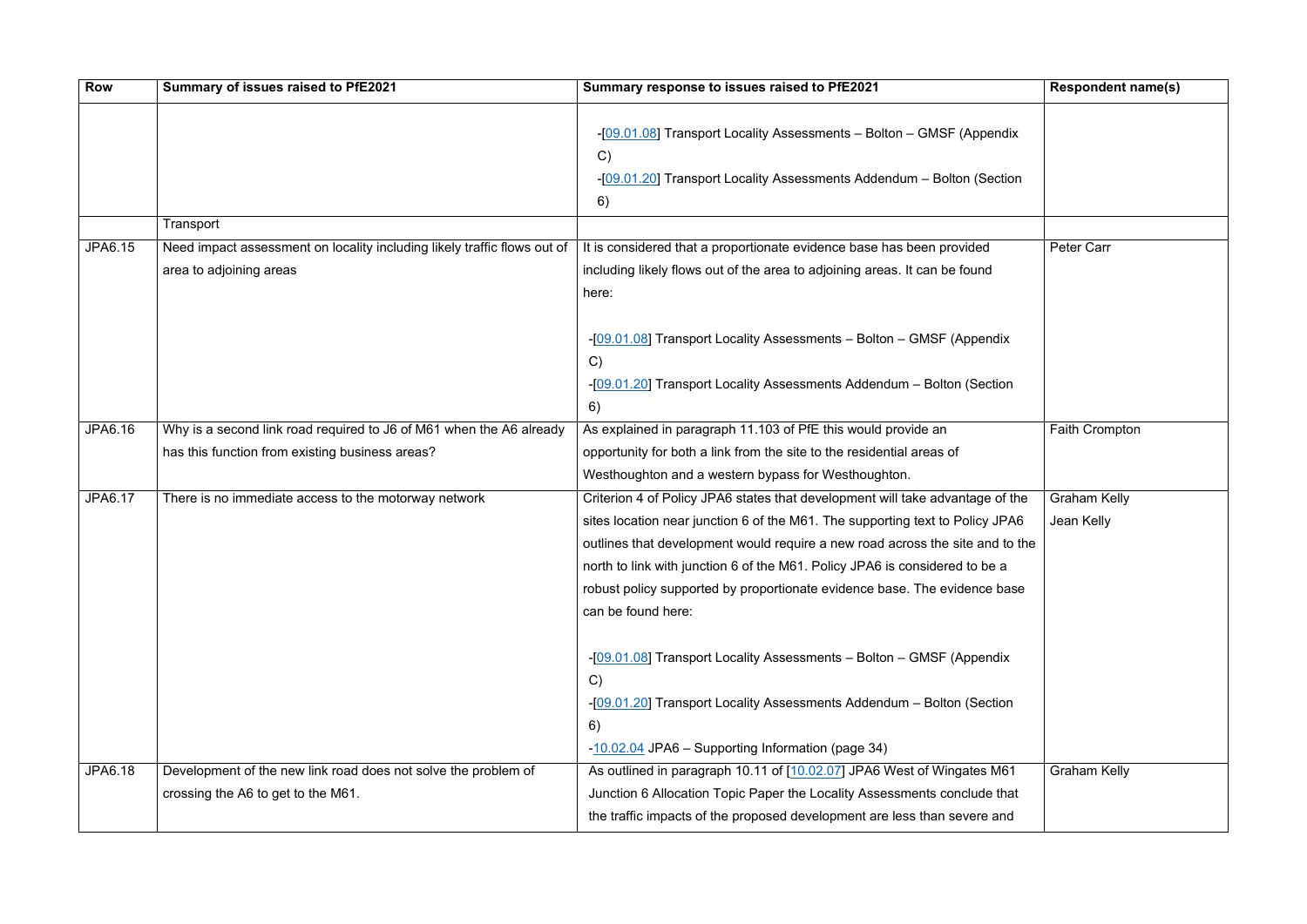| Row | Summary of issues raised to PfE2021 | Summary response to issues raised to PfE2021 | Respondent name(s) |
|---|---|---|---|
| | | -[09.01.08] Transport Locality Assessments – Bolton – GMSF (Appendix C)<br>-[09.01.20] Transport Locality Assessments Addendum – Bolton (Section 6) | |
| | Transport | | |
| JPA6.15 | Need impact assessment on locality including likely traffic flows out of area to adjoining areas | It is considered that a proportionate evidence base has been provided including likely flows out of the area to adjoining areas. It can be found here:<br><br>-[09.01.08] Transport Locality Assessments – Bolton – GMSF (Appendix C)<br>-[09.01.20] Transport Locality Assessments Addendum – Bolton (Section 6) | Peter Carr |
| JPA6.16 | Why is a second link road required to J6 of M61 when the A6 already has this function from existing business areas? | As explained in paragraph 11.103 of PfE this would provide an opportunity for both a link from the site to the residential areas of Westhoughton and a western bypass for Westhoughton. | Faith Crompton |
| JPA6.17 | There is no immediate access to the motorway network | Criterion 4 of Policy JPA6 states that development will take advantage of the sites location near junction 6 of the M61. The supporting text to Policy JPA6 outlines that development would require a new road across the site and to the north to link with junction 6 of the M61. Policy JPA6 is considered to be a robust policy supported by proportionate evidence base. The evidence base can be found here:<br><br>-[09.01.08] Transport Locality Assessments – Bolton – GMSF (Appendix C)<br>-[09.01.20] Transport Locality Assessments Addendum – Bolton (Section 6)<br>-10.02.04 JPA6 – Supporting Information (page 34) | Graham Kelly<br>Jean Kelly |
| JPA6.18 | Development of the new link road does not solve the problem of crossing the A6 to get to the M61. | As outlined in paragraph 10.11 of [10.02.07] JPA6 West of Wingates M61 Junction 6 Allocation Topic Paper the Locality Assessments conclude that the traffic impacts of the proposed development are less than severe and | Graham Kelly |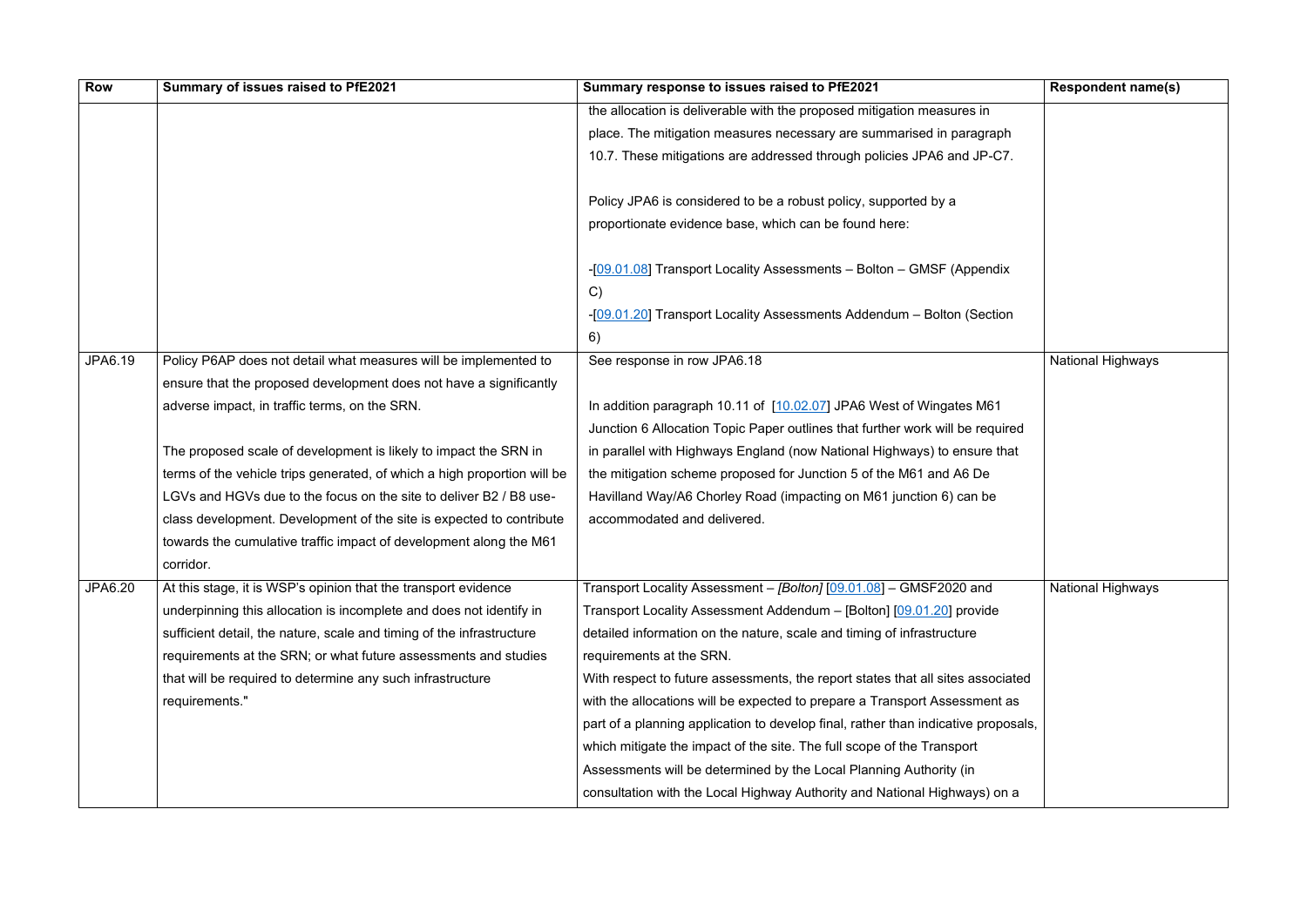| Row | Summary of issues raised to PfE2021 | Summary response to issues raised to PfE2021 | Respondent name(s) |
|---|---|---|---|
| | | the allocation is deliverable with the proposed mitigation measures in place. The mitigation measures necessary are summarised in paragraph 10.7. These mitigations are addressed through policies JPA6 and JP-C7.<br><br>Policy JPA6 is considered to be a robust policy, supported by a proportionate evidence base, which can be found here:<br><br>-[09.01.08] Transport Locality Assessments – Bolton – GMSF (Appendix C)<br>-[09.01.20] Transport Locality Assessments Addendum – Bolton (Section 6) | |
| JPA6.19 | Policy P6AP does not detail what measures will be implemented to ensure that the proposed development does not have a significantly adverse impact, in traffic terms, on the SRN.<br><br>The proposed scale of development is likely to impact the SRN in terms of the vehicle trips generated, of which a high proportion will be LGVs and HGVs due to the focus on the site to deliver B2 / B8 use-class development. Development of the site is expected to contribute towards the cumulative traffic impact of development along the M61 corridor. | See response in row JPA6.18<br><br>In addition paragraph 10.11 of [10.02.07] JPA6 West of Wingates M61 Junction 6 Allocation Topic Paper outlines that further work will be required in parallel with Highways England (now National Highways) to ensure that the mitigation scheme proposed for Junction 5 of the M61 and A6 De Havilland Way/A6 Chorley Road (impacting on M61 junction 6) can be accommodated and delivered. | National Highways |
| JPA6.20 | At this stage, it is WSP's opinion that the transport evidence underpinning this allocation is incomplete and does not identify in sufficient detail, the nature, scale and timing of the infrastructure requirements at the SRN; or what future assessments and studies that will be required to determine any such infrastructure requirements." | Transport Locality Assessment – *[Bolton]* [09.01.08] – GMSF2020 and Transport Locality Assessment Addendum – [Bolton] [09.01.20] provide detailed information on the nature, scale and timing of infrastructure requirements at the SRN.<br>With respect to future assessments, the report states that all sites associated with the allocations will be expected to prepare a Transport Assessment as part of a planning application to develop final, rather than indicative proposals, which mitigate the impact of the site. The full scope of the Transport Assessments will be determined by the Local Planning Authority (in consultation with the Local Highway Authority and National Highways) on a | National Highways |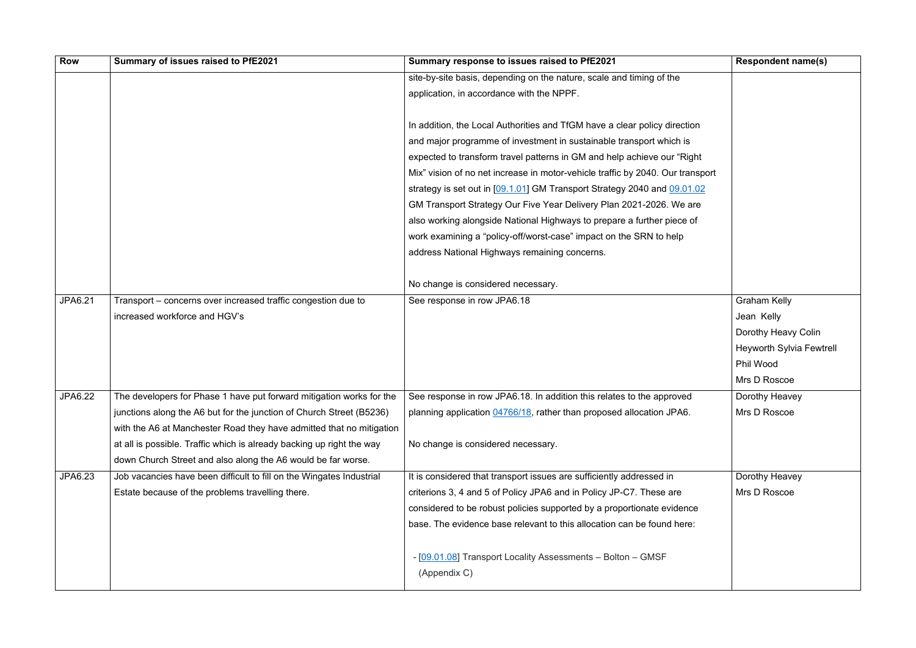| Row | Summary of issues raised to PfE2021 | Summary response to issues raised to PfE2021 | Respondent name(s) |
| --- | --- | --- | --- |
| | | site-by-site basis, depending on the nature, scale and timing of the application, in accordance with the NPPF.<br><br>In addition, the Local Authorities and TfGM have a clear policy direction and major programme of investment in sustainable transport which is expected to transform travel patterns in GM and help achieve our "Right Mix" vision of no net increase in motor-vehicle traffic by 2040. Our transport strategy is set out in [09.1.01] GM Transport Strategy 2040 and 09.01.02 GM Transport Strategy Our Five Year Delivery Plan 2021-2026. We are also working alongside National Highways to prepare a further piece of work examining a "policy-off/worst-case" impact on the SRN to help address National Highways remaining concerns.<br><br>No change is considered necessary. | |
| JPA6.21 | Transport – concerns over increased traffic congestion due to increased workforce and HGV's | See response in row JPA6.18 | Graham Kelly<br>Jean Kelly<br>Dorothy Heavy Colin<br>Heyworth Sylvia Fewtrell<br>Phil Wood<br>Mrs D Roscoe |
| JPA6.22 | The developers for Phase 1 have put forward mitigation works for the junctions along the A6 but for the junction of Church Street (B5236) with the A6 at Manchester Road they have admitted that no mitigation at all is possible. Traffic which is already backing up right the way down Church Street and also along the A6 would be far worse. | See response in row JPA6.18. In addition this relates to the approved planning application 04766/18, rather than proposed allocation JPA6.<br><br>No change is considered necessary. | Dorothy Heavey<br>Mrs D Roscoe |
| JPA6.23 | Job vacancies have been difficult to fill on the Wingates Industrial Estate because of the problems travelling there. | It is considered that transport issues are sufficiently addressed in criterions 3, 4 and 5 of Policy JPA6 and in Policy JP-C7. These are considered to be robust policies supported by a proportionate evidence base. The evidence base relevant to this allocation can be found here:<br><br>- [09.01.08] Transport Locality Assessments – Bolton – GMSF (Appendix C) | Dorothy Heavey<br>Mrs D Roscoe |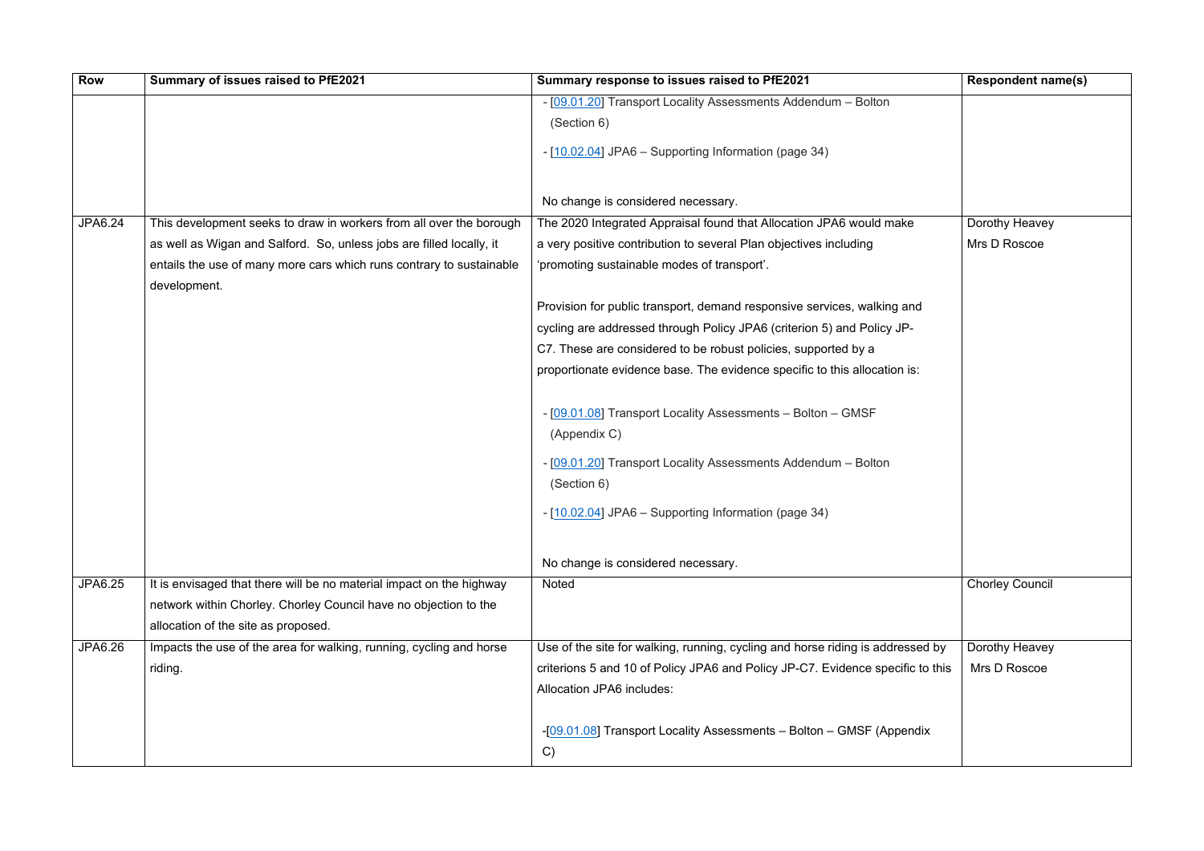| Row | Summary of issues raised to PfE2021 | Summary response to issues raised to PfE2021 | Respondent name(s) |
|---|---|---|---|
| | | - [09.01.20] Transport Locality Assessments Addendum – Bolton (Section 6)<br><br>- [10.02.04] JPA6 – Supporting Information (page 34)<br><br>No change is considered necessary. | |
| JPA6.24 | This development seeks to draw in workers from all over the borough as well as Wigan and Salford. So, unless jobs are filled locally, it entails the use of many more cars which runs contrary to sustainable development. | The 2020 Integrated Appraisal found that Allocation JPA6 would make a very positive contribution to several Plan objectives including 'promoting sustainable modes of transport'.<br><br>Provision for public transport, demand responsive services, walking and cycling are addressed through Policy JPA6 (criterion 5) and Policy JP-C7. These are considered to be robust policies, supported by a proportionate evidence base. The evidence specific to this allocation is:<br><br>- [09.01.08] Transport Locality Assessments – Bolton – GMSF (Appendix C)<br><br>- [09.01.20] Transport Locality Assessments Addendum – Bolton (Section 6)<br><br>- [10.02.04] JPA6 – Supporting Information (page 34)<br><br>No change is considered necessary. | Dorothy Heavey<br>Mrs D Roscoe |
| JPA6.25 | It is envisaged that there will be no material impact on the highway network within Chorley. Chorley Council have no objection to the allocation of the site as proposed. | Noted | Chorley Council |
| JPA6.26 | Impacts the use of the area for walking, running, cycling and horse riding. | Use of the site for walking, running, cycling and horse riding is addressed by criterions 5 and 10 of Policy JPA6 and Policy JP-C7. Evidence specific to this Allocation JPA6 includes:<br><br>-[09.01.08] Transport Locality Assessments – Bolton – GMSF (Appendix C) | Dorothy Heavey<br>Mrs D Roscoe |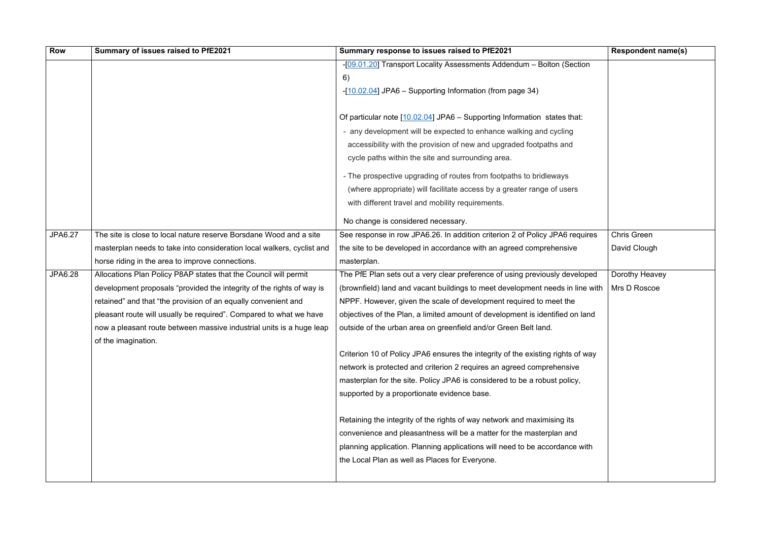| Row | Summary of issues raised to PfE2021 | Summary response to issues raised to PfE2021 | Respondent name(s) |
|---|---|---|---|
| | | -[09.01.20] Transport Locality Assessments Addendum – Bolton (Section 6)<br>-[10.02.04] JPA6 – Supporting Information (from page 34)<br><br>Of particular note [10.02.04] JPA6 – Supporting Information states that:<br>- any development will be expected to enhance walking and cycling accessibility with the provision of new and upgraded footpaths and cycle paths within the site and surrounding area.<br>- The prospective upgrading of routes from footpaths to bridleways (where appropriate) will facilitate access by a greater range of users with different travel and mobility requirements.<br><br>No change is considered necessary. | |
| JPA6.27 | The site is close to local nature reserve Borsdane Wood and a site masterplan needs to take into consideration local walkers, cyclist and horse riding in the area to improve connections. | See response in row JPA6.26. In addition criterion 2 of Policy JPA6 requires the site to be developed in accordance with an agreed comprehensive masterplan. | Chris Green<br>David Clough |
| JPA6.28 | Allocations Plan Policy P8AP states that the Council will permit development proposals "provided the integrity of the rights of way is retained" and that "the provision of an equally convenient and pleasant route will usually be required". Compared to what we have now a pleasant route between massive industrial units is a huge leap of the imagination. | The PfE Plan sets out a very clear preference of using previously developed (brownfield) land and vacant buildings to meet development needs in line with NPPF. However, given the scale of development required to meet the objectives of the Plan, a limited amount of development is identified on land outside of the urban area on greenfield and/or Green Belt land.<br><br>Criterion 10 of Policy JPA6 ensures the integrity of the existing rights of way network is protected and criterion 2 requires an agreed comprehensive masterplan for the site. Policy JPA6 is considered to be a robust policy, supported by a proportionate evidence base.<br><br>Retaining the integrity of the rights of way network and maximising its convenience and pleasantness will be a matter for the masterplan and planning application. Planning applications will need to be accordance with the Local Plan as well as Places for Everyone. | Dorothy Heavey<br>Mrs D Roscoe |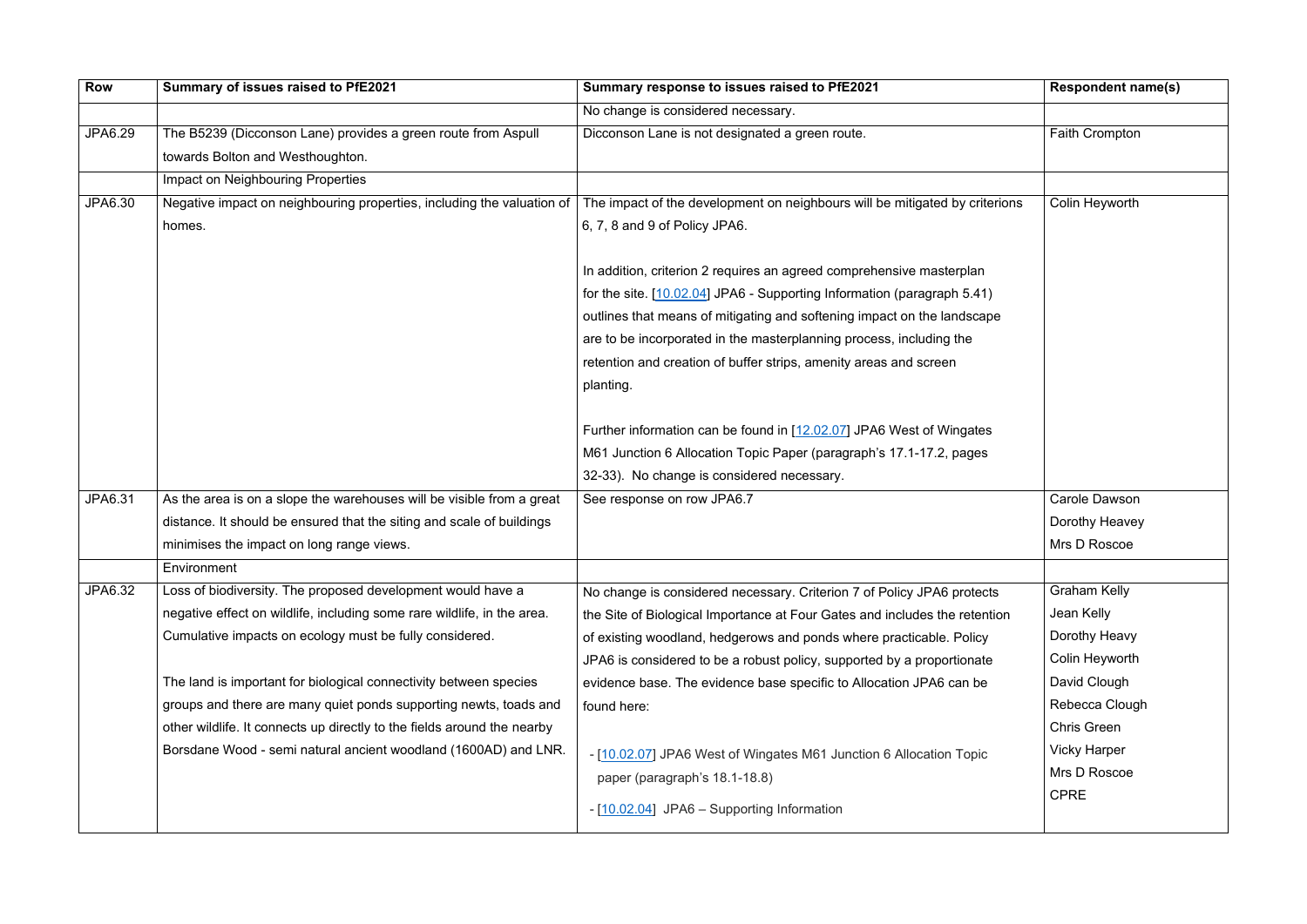| Row | Summary of issues raised to PfE2021 | Summary response to issues raised to PfE2021 | Respondent name(s) |
|---|---|---|---|
| | | No change is considered necessary. | |
| JPA6.29 | The B5239 (Dicconson Lane) provides a green route from Aspull towards Bolton and Westhoughton. | Dicconson Lane is not designated a green route. | Faith Crompton |
| | Impact on Neighbouring Properties | | |
| JPA6.30 | Negative impact on neighbouring properties, including the valuation of homes. | The impact of the development on neighbours will be mitigated by criterions 6, 7, 8 and 9 of Policy JPA6.<br><br>In addition, criterion 2 requires an agreed comprehensive masterplan for the site. [10.02.04] JPA6 - Supporting Information (paragraph 5.41) outlines that means of mitigating and softening impact on the landscape are to be incorporated in the masterplanning process, including the retention and creation of buffer strips, amenity areas and screen planting.<br><br>Further information can be found in [12.02.07] JPA6 West of Wingates M61 Junction 6 Allocation Topic Paper (paragraph's 17.1-17.2, pages 32-33). No change is considered necessary. | Colin Heyworth |
| JPA6.31 | As the area is on a slope the warehouses will be visible from a great distance. It should be ensured that the siting and scale of buildings minimises the impact on long range views. | See response on row JPA6.7 | Carole Dawson<br>Dorothy Heavey<br>Mrs D Roscoe |
| | Environment | | |
| JPA6.32 | Loss of biodiversity. The proposed development would have a negative effect on wildlife, including some rare wildlife, in the area. Cumulative impacts on ecology must be fully considered.<br><br>The land is important for biological connectivity between species groups and there are many quiet ponds supporting newts, toads and other wildlife. It connects up directly to the fields around the nearby Borsdane Wood - semi natural ancient woodland (1600AD) and LNR. | No change is considered necessary. Criterion 7 of Policy JPA6 protects the Site of Biological Importance at Four Gates and includes the retention of existing woodland, hedgerows and ponds where practicable. Policy JPA6 is considered to be a robust policy, supported by a proportionate evidence base. The evidence base specific to Allocation JPA6 can be found here:<br><br>- [10.02.07] JPA6 West of Wingates M61 Junction 6 Allocation Topic paper (paragraph's 18.1-18.8)<br>- [10.02.04] JPA6 – Supporting Information | Graham Kelly<br>Jean Kelly<br>Dorothy Heavy<br>Colin Heyworth<br>David Clough<br>Rebecca Clough<br>Chris Green<br>Vicky Harper<br>Mrs D Roscoe<br>CPRE |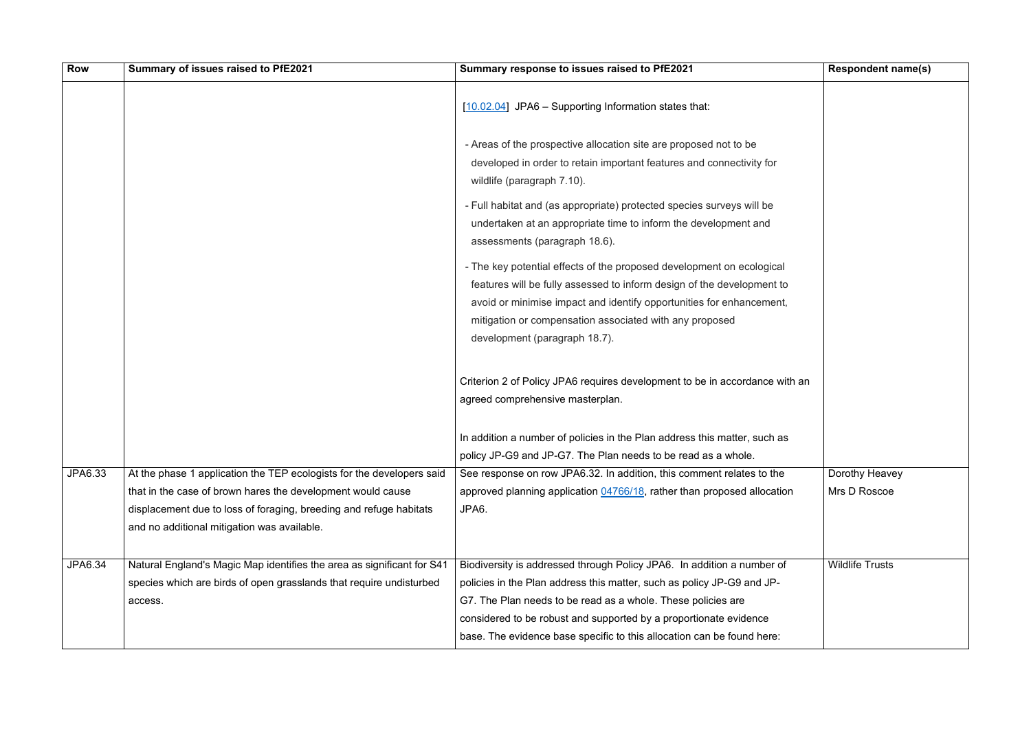| Row | Summary of issues raised to PfE2021 | Summary response to issues raised to PfE2021 | Respondent name(s) |
|---|---|---|---|
| | | [10.02.04] JPA6 – Supporting Information states that:<br><br>- Areas of the prospective allocation site are proposed not to be developed in order to retain important features and connectivity for wildlife (paragraph 7.10).<br>- Full habitat and (as appropriate) protected species surveys will be undertaken at an appropriate time to inform the development and assessments (paragraph 18.6).<br>- The key potential effects of the proposed development on ecological features will be fully assessed to inform design of the development to avoid or minimise impact and identify opportunities for enhancement, mitigation or compensation associated with any proposed development (paragraph 18.7).<br><br>Criterion 2 of Policy JPA6 requires development to be in accordance with an agreed comprehensive masterplan.<br><br>In addition a number of policies in the Plan address this matter, such as policy JP-G9 and JP-G7. The Plan needs to be read as a whole. | |
| JPA6.33 | At the phase 1 application the TEP ecologists for the developers said that in the case of brown hares the development would cause displacement due to loss of foraging, breeding and refuge habitats and no additional mitigation was available. | See response on row JPA6.32. In addition, this comment relates to the approved planning application 04766/18, rather than proposed allocation JPA6. | Dorothy Heavey<br>Mrs D Roscoe |
| JPA6.34 | Natural England's Magic Map identifies the area as significant for S41 species which are birds of open grasslands that require undisturbed access. | Biodiversity is addressed through Policy JPA6. In addition a number of policies in the Plan address this matter, such as policy JP-G9 and JP-G7. The Plan needs to be read as a whole. These policies are considered to be robust and supported by a proportionate evidence base. The evidence base specific to this allocation can be found here: | Wildlife Trusts |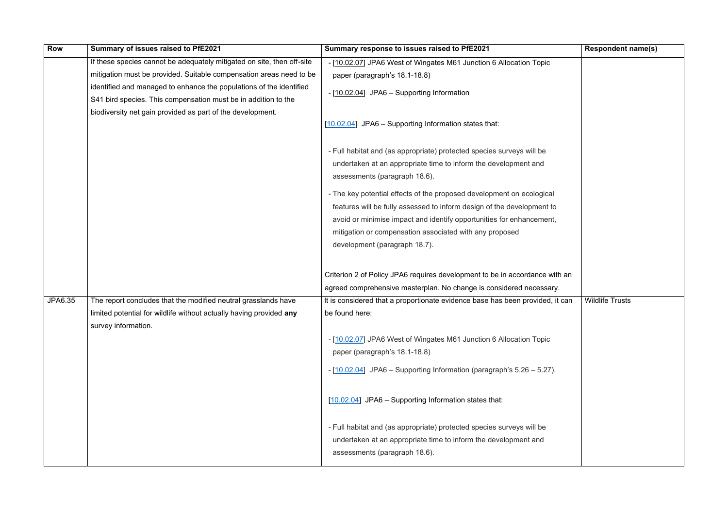| Row | Summary of issues raised to PfE2021 | Summary response to issues raised to PfE2021 | Respondent name(s) |
|---|---|---|---|
| | If these species cannot be adequately mitigated on site, then off-site mitigation must be provided. Suitable compensation areas need to be identified and managed to enhance the populations of the identified S41 bird species. This compensation must be in addition to the biodiversity net gain provided as part of the development. | - [10.02.07] JPA6 West of Wingates M61 Junction 6 Allocation Topic paper (paragraph's 18.1-18.8)<br>- [10.02.04] JPA6 – Supporting Information<br><br>[10.02.04] JPA6 – Supporting Information states that:<br><br>- Full habitat and (as appropriate) protected species surveys will be undertaken at an appropriate time to inform the development and assessments (paragraph 18.6).<br>- The key potential effects of the proposed development on ecological features will be fully assessed to inform design of the development to avoid or minimise impact and identify opportunities for enhancement, mitigation or compensation associated with any proposed development (paragraph 18.7).<br><br>Criterion 2 of Policy JPA6 requires development to be in accordance with an agreed comprehensive masterplan. No change is considered necessary. | |
| JPA6.35 | The report concludes that the modified neutral grasslands have limited potential for wildlife without actually having provided **any** survey information. | It is considered that a proportionate evidence base has been provided, it can be found here:<br><br>- [10.02.07] JPA6 West of Wingates M61 Junction 6 Allocation Topic paper (paragraph's 18.1-18.8)<br>- [10.02.04] JPA6 – Supporting Information (paragraph's 5.26 – 5.27).<br><br>[10.02.04] JPA6 – Supporting Information states that:<br><br>- Full habitat and (as appropriate) protected species surveys will be undertaken at an appropriate time to inform the development and assessments (paragraph 18.6). | Wildlife Trusts |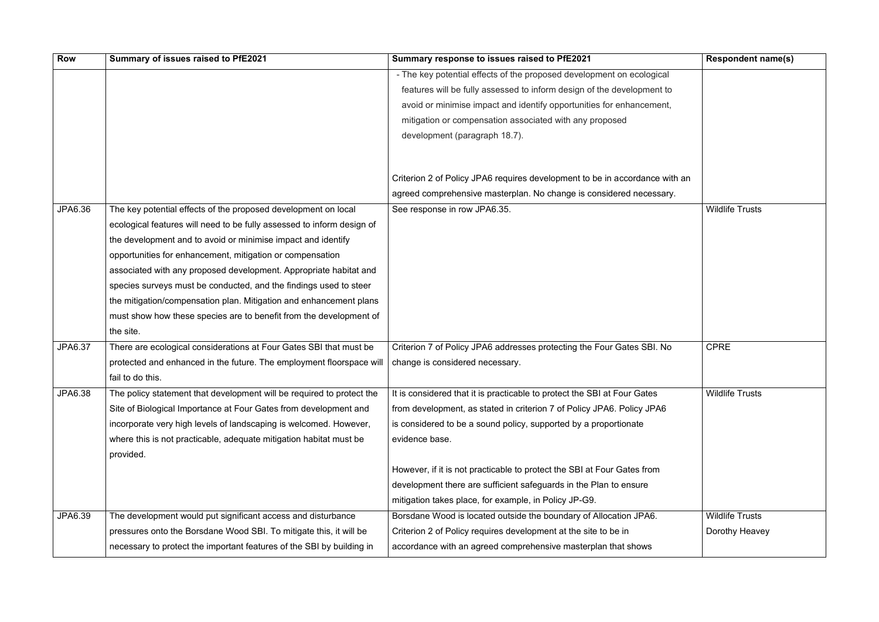| Row | Summary of issues raised to PfE2021 | Summary response to issues raised to PfE2021 | Respondent name(s) |
|---|---|---|---|
| | | - The key potential effects of the proposed development on ecological features will be fully assessed to inform design of the development to avoid or minimise impact and identify opportunities for enhancement, mitigation or compensation associated with any proposed development (paragraph 18.7).<br><br>Criterion 2 of Policy JPA6 requires development to be in accordance with an agreed comprehensive masterplan. No change is considered necessary. | |
| JPA6.36 | The key potential effects of the proposed development on local ecological features will need to be fully assessed to inform design of the development and to avoid or minimise impact and identify opportunities for enhancement, mitigation or compensation associated with any proposed development. Appropriate habitat and species surveys must be conducted, and the findings used to steer the mitigation/compensation plan. Mitigation and enhancement plans must show how these species are to benefit from the development of the site. | See response in row JPA6.35. | Wildlife Trusts |
| JPA6.37 | There are ecological considerations at Four Gates SBI that must be protected and enhanced in the future. The employment floorspace will fail to do this. | Criterion 7 of Policy JPA6 addresses protecting the Four Gates SBI. No change is considered necessary. | CPRE |
| JPA6.38 | The policy statement that development will be required to protect the Site of Biological Importance at Four Gates from development and incorporate very high levels of landscaping is welcomed. However, where this is not practicable, adequate mitigation habitat must be provided. | It is considered that it is practicable to protect the SBI at Four Gates from development, as stated in criterion 7 of Policy JPA6. Policy JPA6 is considered to be a sound policy, supported by a proportionate evidence base.<br><br>However, if it is not practicable to protect the SBI at Four Gates from development there are sufficient safeguards in the Plan to ensure mitigation takes place, for example, in Policy JP-G9. | Wildlife Trusts |
| JPA6.39 | The development would put significant access and disturbance pressures onto the Borsdane Wood SBI. To mitigate this, it will be necessary to protect the important features of the SBI by building in | Borsdane Wood is located outside the boundary of Allocation JPA6. Criterion 2 of Policy requires development at the site to be in accordance with an agreed comprehensive masterplan that shows | Wildlife Trusts<br>Dorothy Heavey |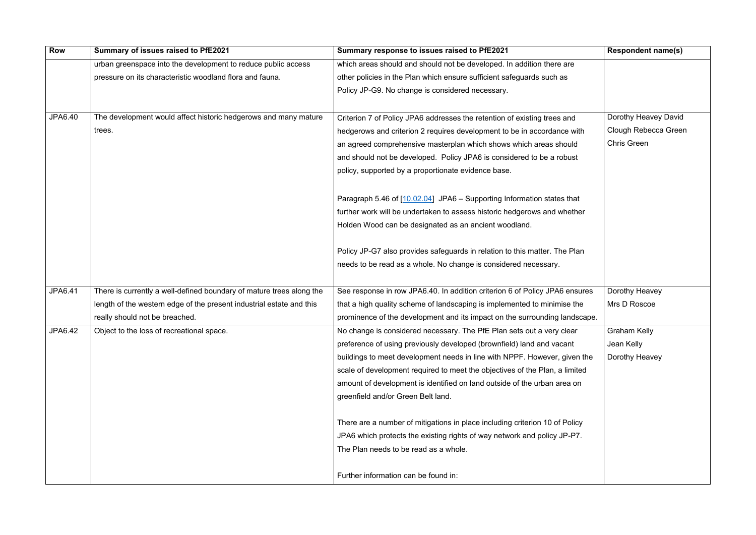| Row | Summary of issues raised to PfE2021 | Summary response to issues raised to PfE2021 | Respondent name(s) |
|---|---|---|---|
| | urban greenspace into the development to reduce public access pressure on its characteristic woodland flora and fauna. | which areas should and should not be developed. In addition there are other policies in the Plan which ensure sufficient safeguards such as Policy JP-G9. No change is considered necessary. | |
| JPA6.40 | The development would affect historic hedgerows and many mature trees. | Criterion 7 of Policy JPA6 addresses the retention of existing trees and hedgerows and criterion 2 requires development to be in accordance with an agreed comprehensive masterplan which shows which areas should and should not be developed. Policy JPA6 is considered to be a robust policy, supported by a proportionate evidence base.<br><br>Paragraph 5.46 of [10.02.04] JPA6 – Supporting Information states that further work will be undertaken to assess historic hedgerows and whether Holden Wood can be designated as an ancient woodland.<br><br>Policy JP-G7 also provides safeguards in relation to this matter. The Plan needs to be read as a whole. No change is considered necessary. | Dorothy Heavey David Clough Rebecca Green Chris Green |
| JPA6.41 | There is currently a well-defined boundary of mature trees along the length of the western edge of the present industrial estate and this really should not be breached. | See response in row JPA6.40. In addition criterion 6 of Policy JPA6 ensures that a high quality scheme of landscaping is implemented to minimise the prominence of the development and its impact on the surrounding landscape. | Dorothy Heavey<br>Mrs D Roscoe |
| JPA6.42 | Object to the loss of recreational space. | No change is considered necessary. The PfE Plan sets out a very clear preference of using previously developed (brownfield) land and vacant buildings to meet development needs in line with NPPF. However, given the scale of development required to meet the objectives of the Plan, a limited amount of development is identified on land outside of the urban area on greenfield and/or Green Belt land.<br><br>There are a number of mitigations in place including criterion 10 of Policy JPA6 which protects the existing rights of way network and policy JP-P7. The Plan needs to be read as a whole.<br><br>Further information can be found in: | Graham Kelly<br>Jean Kelly<br>Dorothy Heavey |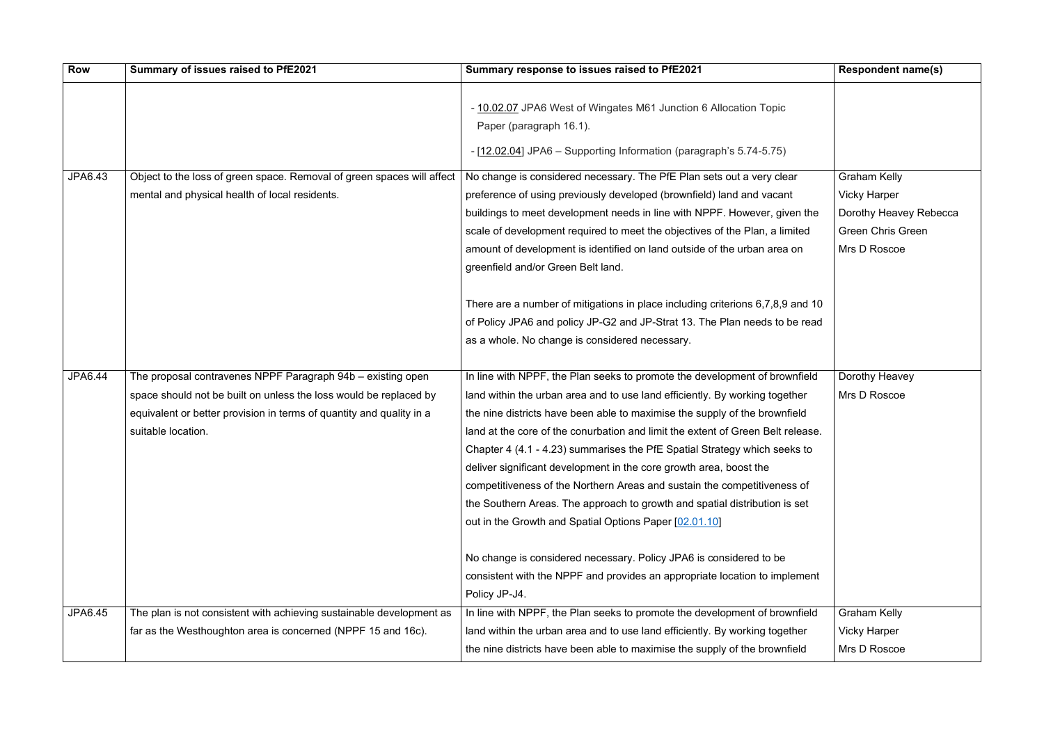| Row | Summary of issues raised to PfE2021 | Summary response to issues raised to PfE2021 | Respondent name(s) |
|---|---|---|---|
| | | - 10.02.07 JPA6 West of Wingates M61 Junction 6 Allocation Topic Paper (paragraph 16.1).<br>- [12.02.04] JPA6 – Supporting Information (paragraph's 5.74-5.75) | |
| JPA6.43 | Object to the loss of green space. Removal of green spaces will affect mental and physical health of local residents. | No change is considered necessary. The PfE Plan sets out a very clear preference of using previously developed (brownfield) land and vacant buildings to meet development needs in line with NPPF. However, given the scale of development required to meet the objectives of the Plan, a limited amount of development is identified on land outside of the urban area on greenfield and/or Green Belt land.<br><br>There are a number of mitigations in place including criterions 6,7,8,9 and 10 of Policy JPA6 and policy JP-G2 and JP-Strat 13. The Plan needs to be read as a whole. No change is considered necessary. | Graham Kelly<br>Vicky Harper<br>Dorothy Heavey Rebecca Green Chris Green<br>Mrs D Roscoe |
| JPA6.44 | The proposal contravenes NPPF Paragraph 94b – existing open space should not be built on unless the loss would be replaced by equivalent or better provision in terms of quantity and quality in a suitable location. | In line with NPPF, the Plan seeks to promote the development of brownfield land within the urban area and to use land efficiently. By working together the nine districts have been able to maximise the supply of the brownfield land at the core of the conurbation and limit the extent of Green Belt release. Chapter 4 (4.1 - 4.23) summarises the PfE Spatial Strategy which seeks to deliver significant development in the core growth area, boost the competitiveness of the Northern Areas and sustain the competitiveness of the Southern Areas. The approach to growth and spatial distribution is set out in the Growth and Spatial Options Paper [02.01.10]<br><br>No change is considered necessary. Policy JPA6 is considered to be consistent with the NPPF and provides an appropriate location to implement Policy JP-J4. | Dorothy Heavey<br>Mrs D Roscoe |
| JPA6.45 | The plan is not consistent with achieving sustainable development as far as the Westhoughton area is concerned (NPPF 15 and 16c). | In line with NPPF, the Plan seeks to promote the development of brownfield land within the urban area and to use land efficiently. By working together the nine districts have been able to maximise the supply of the brownfield | Graham Kelly<br>Vicky Harper<br>Mrs D Roscoe |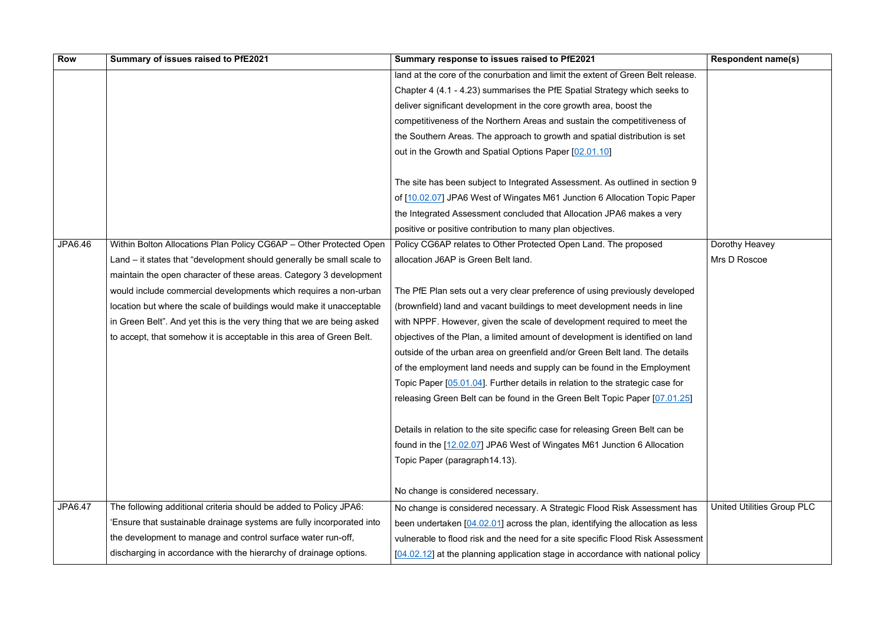| Row | Summary of issues raised to PfE2021 | Summary response to issues raised to PfE2021 | Respondent name(s) |
|---|---|---|---|
| | | land at the core of the conurbation and limit the extent of Green Belt release. Chapter 4 (4.1 - 4.23) summarises the PfE Spatial Strategy which seeks to deliver significant development in the core growth area, boost the competitiveness of the Northern Areas and sustain the competitiveness of the Southern Areas. The approach to growth and spatial distribution is set out in the Growth and Spatial Options Paper [02.01.10]<br><br>The site has been subject to Integrated Assessment. As outlined in section 9 of [10.02.07] JPA6 West of Wingates M61 Junction 6 Allocation Topic Paper the Integrated Assessment concluded that Allocation JPA6 makes a very positive or positive contribution to many plan objectives. | |
| JPA6.46 | Within Bolton Allocations Plan Policy CG6AP – Other Protected Open Land – it states that "development should generally be small scale to maintain the open character of these areas. Category 3 development would include commercial developments which requires a non-urban location but where the scale of buildings would make it unacceptable in Green Belt". And yet this is the very thing that we are being asked to accept, that somehow it is acceptable in this area of Green Belt. | Policy CG6AP relates to Other Protected Open Land. The proposed allocation J6AP is Green Belt land.<br><br>The PfE Plan sets out a very clear preference of using previously developed (brownfield) land and vacant buildings to meet development needs in line with NPPF. However, given the scale of development required to meet the objectives of the Plan, a limited amount of development is identified on land outside of the urban area on greenfield and/or Green Belt land. The details of the employment land needs and supply can be found in the Employment Topic Paper [05.01.04]. Further details in relation to the strategic case for releasing Green Belt can be found in the Green Belt Topic Paper [07.01.25]<br><br>Details in relation to the site specific case for releasing Green Belt can be found in the [12.02.07] JPA6 West of Wingates M61 Junction 6 Allocation Topic Paper (paragraph14.13).<br><br>No change is considered necessary. | Dorothy Heavey<br>Mrs D Roscoe |
| JPA6.47 | The following additional criteria should be added to Policy JPA6: 'Ensure that sustainable drainage systems are fully incorporated into the development to manage and control surface water run-off, discharging in accordance with the hierarchy of drainage options. | No change is considered necessary. A Strategic Flood Risk Assessment has been undertaken [04.02.01] across the plan, identifying the allocation as less vulnerable to flood risk and the need for a site specific Flood Risk Assessment [04.02.12] at the planning application stage in accordance with national policy | United Utilities Group PLC |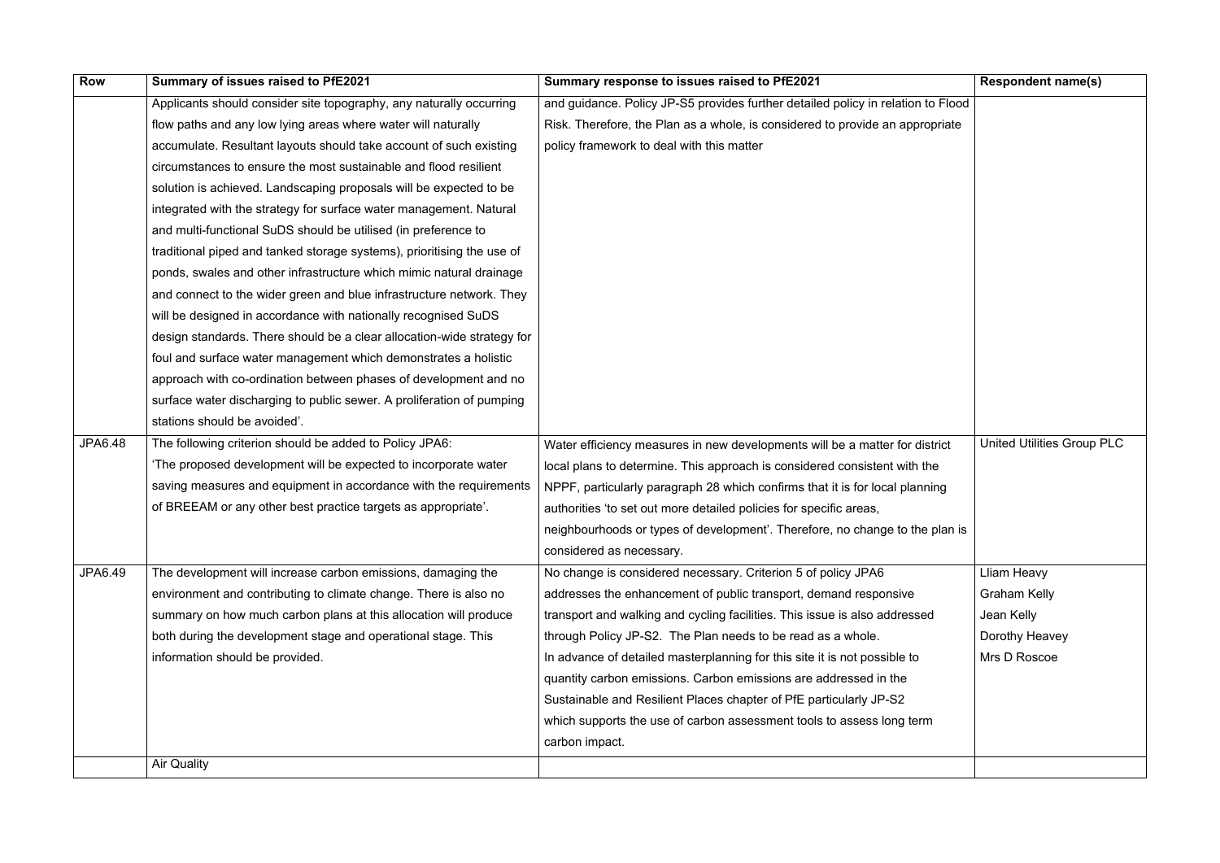| Row | Summary of issues raised to PfE2021 | Summary response to issues raised to PfE2021 | Respondent name(s) |
|---|---|---|---|
| | Applicants should consider site topography, any naturally occurring flow paths and any low lying areas where water will naturally accumulate. Resultant layouts should take account of such existing circumstances to ensure the most sustainable and flood resilient solution is achieved. Landscaping proposals will be expected to be integrated with the strategy for surface water management. Natural and multi-functional SuDS should be utilised (in preference to traditional piped and tanked storage systems), prioritising the use of ponds, swales and other infrastructure which mimic natural drainage and connect to the wider green and blue infrastructure network. They will be designed in accordance with nationally recognised SuDS design standards. There should be a clear allocation-wide strategy for foul and surface water management which demonstrates a holistic approach with co-ordination between phases of development and no surface water discharging to public sewer. A proliferation of pumping stations should be avoided'. | and guidance. Policy JP-S5 provides further detailed policy in relation to Flood Risk. Therefore, the Plan as a whole, is considered to provide an appropriate policy framework to deal with this matter | |
| JPA6.48 | The following criterion should be added to Policy JPA6: 'The proposed development will be expected to incorporate water saving measures and equipment in accordance with the requirements of BREEAM or any other best practice targets as appropriate'. | Water efficiency measures in new developments will be a matter for district local plans to determine. This approach is considered consistent with the NPPF, particularly paragraph 28 which confirms that it is for local planning authorities 'to set out more detailed policies for specific areas, neighbourhoods or types of development'. Therefore, no change to the plan is considered as necessary. | United Utilities Group PLC |
| JPA6.49 | The development will increase carbon emissions, damaging the environment and contributing to climate change. There is also no summary on how much carbon plans at this allocation will produce both during the development stage and operational stage. This information should be provided. | No change is considered necessary. Criterion 5 of policy JPA6 addresses the enhancement of public transport, demand responsive transport and walking and cycling facilities. This issue is also addressed through Policy JP-S2. The Plan needs to be read as a whole. In advance of detailed masterplanning for this site it is not possible to quantity carbon emissions. Carbon emissions are addressed in the Sustainable and Resilient Places chapter of PfE particularly JP-S2 which supports the use of carbon assessment tools to assess long term carbon impact. | Lliam Heavy<br>Graham Kelly<br>Jean Kelly<br>Dorothy Heavey<br>Mrs D Roscoe |
| | Air Quality | | |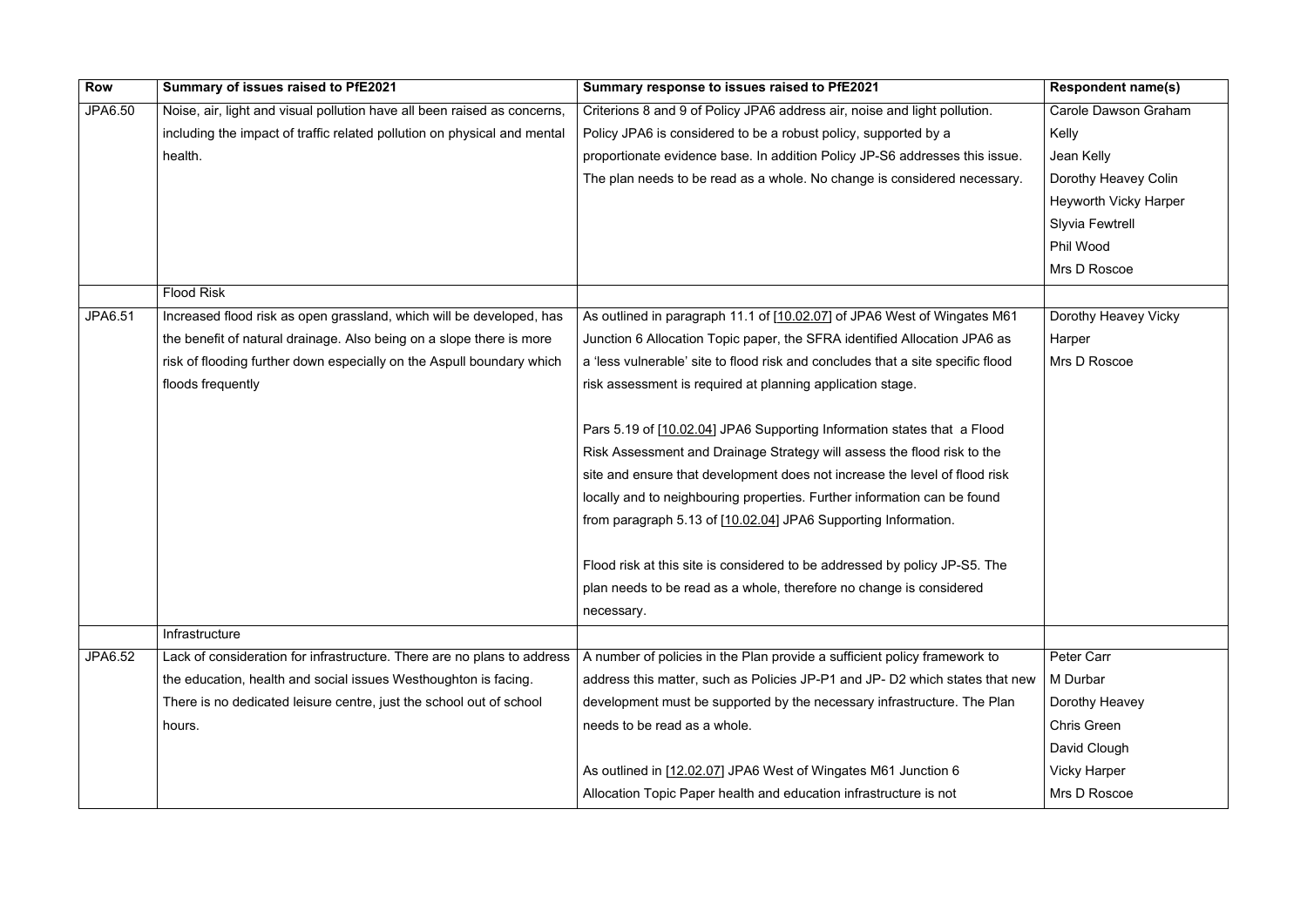| Row | Summary of issues raised to PfE2021 | Summary response to issues raised to PfE2021 | Respondent name(s) |
|---|---|---|---|
| JPA6.50 | Noise, air, light and visual pollution have all been raised as concerns, including the impact of traffic related pollution on physical and mental health. | Criterions 8 and 9 of Policy JPA6 address air, noise and light pollution. Policy JPA6 is considered to be a robust policy, supported by a proportionate evidence base. In addition Policy JP-S6 addresses this issue. The plan needs to be read as a whole. No change is considered necessary. | Carole Dawson Graham Kelly<br>Jean Kelly<br>Dorothy Heavey Colin Heyworth Vicky Harper<br>Slyvia Fewtrell<br>Phil Wood<br>Mrs D Roscoe |
| | Flood Risk | | |
| JPA6.51 | Increased flood risk as open grassland, which will be developed, has the benefit of natural drainage. Also being on a slope there is more risk of flooding further down especially on the Aspull boundary which floods frequently | As outlined in paragraph 11.1 of [10.02.07] of JPA6 West of Wingates M61 Junction 6 Allocation Topic paper, the SFRA identified Allocation JPA6 as a 'less vulnerable' site to flood risk and concludes that a site specific flood risk assessment is required at planning application stage.<br><br>Pars 5.19 of [10.02.04] JPA6 Supporting Information states that a Flood Risk Assessment and Drainage Strategy will assess the flood risk to the site and ensure that development does not increase the level of flood risk locally and to neighbouring properties. Further information can be found from paragraph 5.13 of [10.02.04] JPA6 Supporting Information.<br><br>Flood risk at this site is considered to be addressed by policy JP-S5. The plan needs to be read as a whole, therefore no change is considered necessary. | Dorothy Heavey Vicky Harper<br>Mrs D Roscoe |
| | Infrastructure | | |
| JPA6.52 | Lack of consideration for infrastructure. There are no plans to address the education, health and social issues Westhoughton is facing. There is no dedicated leisure centre, just the school out of school hours. | A number of policies in the Plan provide a sufficient policy framework to address this matter, such as Policies JP-P1 and JP- D2 which states that new development must be supported by the necessary infrastructure. The Plan needs to be read as a whole.<br><br>As outlined in [12.02.07] JPA6 West of Wingates M61 Junction 6 Allocation Topic Paper health and education infrastructure is not | Peter Carr<br>M Durbar<br>Dorothy Heavey<br>Chris Green<br>David Clough<br>Vicky Harper<br>Mrs D Roscoe |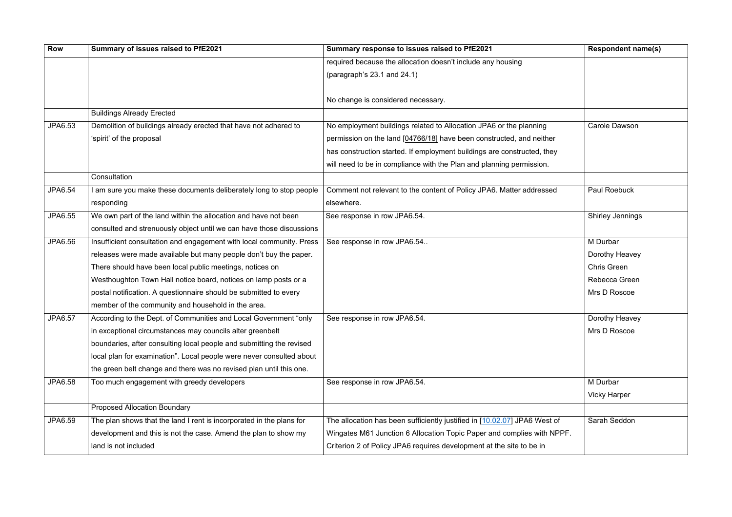| Row | Summary of issues raised to PfE2021 | Summary response to issues raised to PfE2021 | Respondent name(s) |
|---|---|---|---|
| | | required because the allocation doesn't include any housing (paragraph's 23.1 and 24.1)<br><br>No change is considered necessary. | |
| | Buildings Already Erected | | |
| JPA6.53 | Demolition of buildings already erected that have not adhered to 'spirit' of the proposal | No employment buildings related to Allocation JPA6 or the planning permission on the land [04766/18] have been constructed, and neither has construction started. If employment buildings are constructed, they will need to be in compliance with the Plan and planning permission. | Carole Dawson |
| | Consultation | | |
| JPA6.54 | I am sure you make these documents deliberately long to stop people responding | Comment not relevant to the content of Policy JPA6. Matter addressed elsewhere. | Paul Roebuck |
| JPA6.55 | We own part of the land within the allocation and have not been consulted and strenuously object until we can have those discussions | See response in row JPA6.54. | Shirley Jennings |
| JPA6.56 | Insufficient consultation and engagement with local community. Press releases were made available but many people don't buy the paper. There should have been local public meetings, notices on Westhoughton Town Hall notice board, notices on lamp posts or a postal notification. A questionnaire should be submitted to every member of the community and household in the area. | See response in row JPA6.54.. | M Durbar<br>Dorothy Heavey<br>Chris Green<br>Rebecca Green<br>Mrs D Roscoe |
| JPA6.57 | According to the Dept. of Communities and Local Government "only in exceptional circumstances may councils alter greenbelt boundaries, after consulting local people and submitting the revised local plan for examination". Local people were never consulted about the green belt change and there was no revised plan until this one. | See response in row JPA6.54. | Dorothy Heavey<br>Mrs D Roscoe |
| JPA6.58 | Too much engagement with greedy developers | See response in row JPA6.54. | M Durbar<br>Vicky Harper |
| | Proposed Allocation Boundary | | |
| JPA6.59 | The plan shows that the land I rent is incorporated in the plans for development and this is not the case. Amend the plan to show my land is not included | The allocation has been sufficiently justified in [10.02.07] JPA6 West of Wingates M61 Junction 6 Allocation Topic Paper and complies with NPPF. Criterion 2 of Policy JPA6 requires development at the site to be in | Sarah Seddon |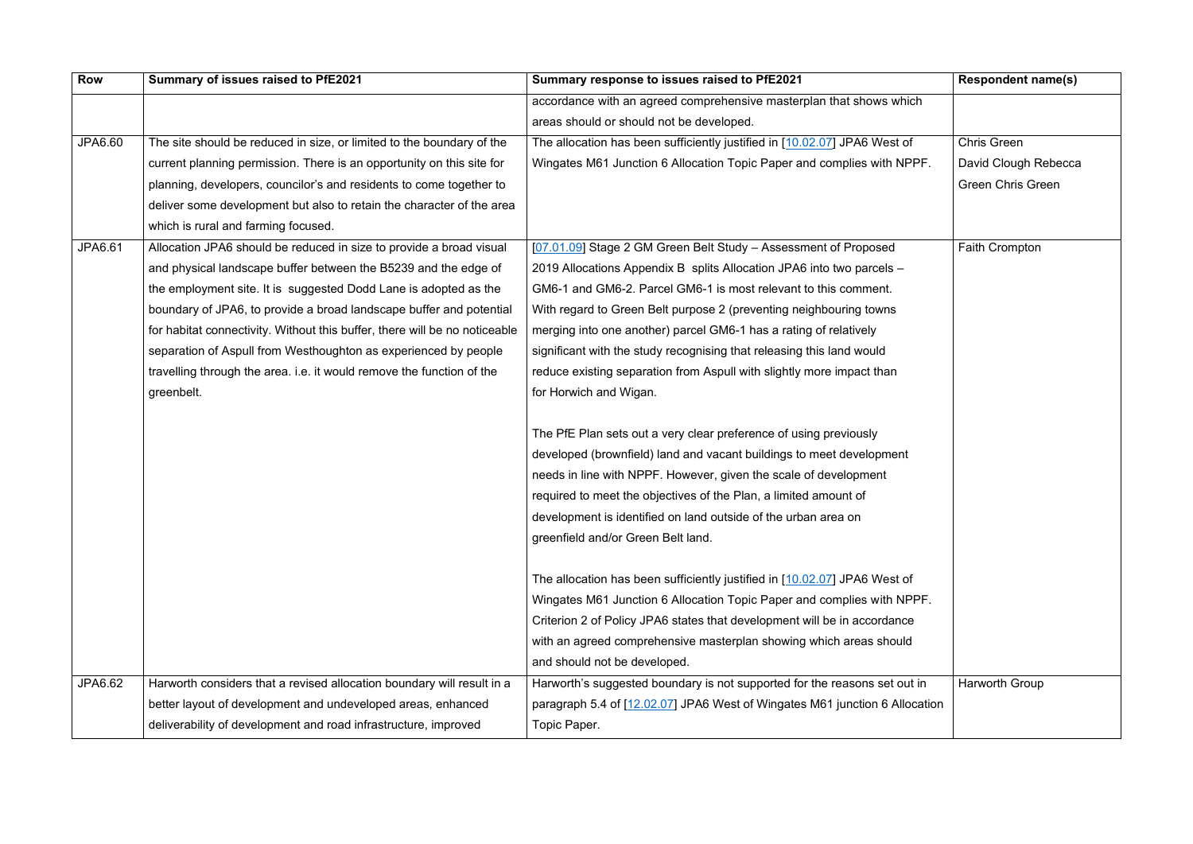| Row | Summary of issues raised to PfE2021 | Summary response to issues raised to PfE2021 | Respondent name(s) |
| --- | --- | --- | --- |
| | | accordance with an agreed comprehensive masterplan that shows which areas should or should not be developed. | |
| JPA6.60 | The site should be reduced in size, or limited to the boundary of the current planning permission. There is an opportunity on this site for planning, developers, councilor's and residents to come together to deliver some development but also to retain the character of the area which is rural and farming focused. | The allocation has been sufficiently justified in [10.02.07] JPA6 West of Wingates M61 Junction 6 Allocation Topic Paper and complies with NPPF. | Chris Green<br>David Clough Rebecca<br>Green Chris Green |
| JPA6.61 | Allocation JPA6 should be reduced in size to provide a broad visual and physical landscape buffer between the B5239 and the edge of the employment site. It is suggested Dodd Lane is adopted as the boundary of JPA6, to provide a broad landscape buffer and potential for habitat connectivity. Without this buffer, there will be no noticeable separation of Aspull from Westhoughton as experienced by people travelling through the area. i.e. it would remove the function of the greenbelt. | [07.01.09] Stage 2 GM Green Belt Study – Assessment of Proposed 2019 Allocations Appendix B splits Allocation JPA6 into two parcels – GM6-1 and GM6-2. Parcel GM6-1 is most relevant to this comment. With regard to Green Belt purpose 2 (preventing neighbouring towns merging into one another) parcel GM6-1 has a rating of relatively significant with the study recognising that releasing this land would reduce existing separation from Aspull with slightly more impact than for Horwich and Wigan.<br><br>The PfE Plan sets out a very clear preference of using previously developed (brownfield) land and vacant buildings to meet development needs in line with NPPF. However, given the scale of development required to meet the objectives of the Plan, a limited amount of development is identified on land outside of the urban area on greenfield and/or Green Belt land.<br><br>The allocation has been sufficiently justified in [10.02.07] JPA6 West of Wingates M61 Junction 6 Allocation Topic Paper and complies with NPPF. Criterion 2 of Policy JPA6 states that development will be in accordance with an agreed comprehensive masterplan showing which areas should and should not be developed. | Faith Crompton |
| JPA6.62 | Harworth considers that a revised allocation boundary will result in a better layout of development and undeveloped areas, enhanced deliverability of development and road infrastructure, improved | Harworth's suggested boundary is not supported for the reasons set out in paragraph 5.4 of [12.02.07] JPA6 West of Wingates M61 junction 6 Allocation Topic Paper. | Harworth Group |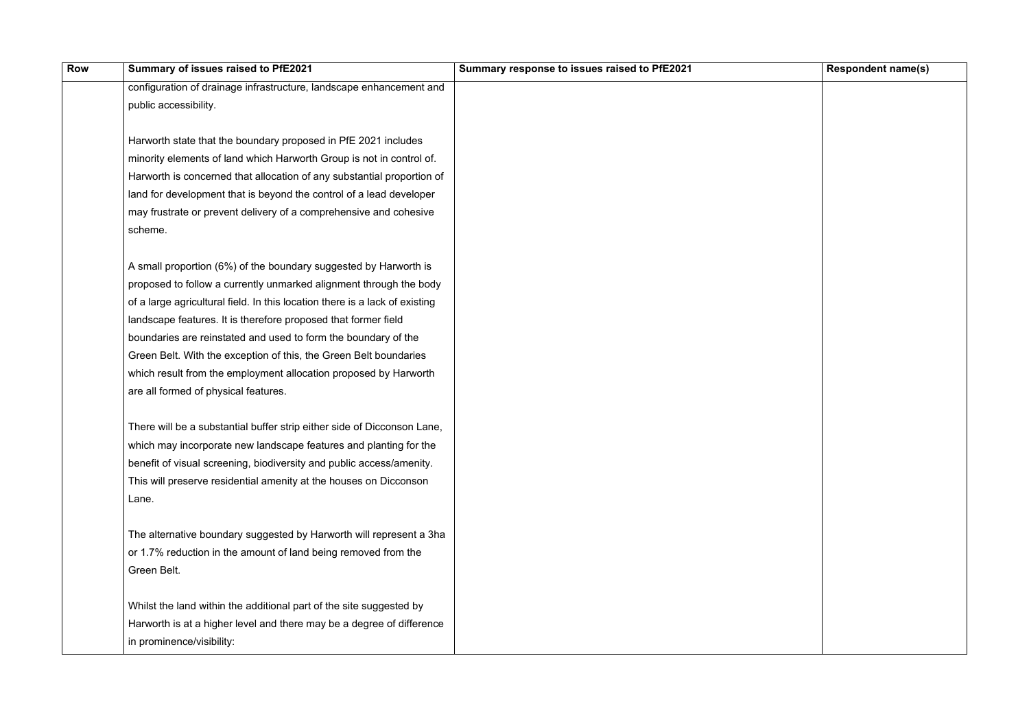| Row | Summary of issues raised to PfE2021 | Summary response to issues raised to PfE2021 | Respondent name(s) |
|---|---|---|---|
| | configuration of drainage infrastructure, landscape enhancement and public accessibility.<br><br>Harworth state that the boundary proposed in PfE 2021 includes minority elements of land which Harworth Group is not in control of. Harworth is concerned that allocation of any substantial proportion of land for development that is beyond the control of a lead developer may frustrate or prevent delivery of a comprehensive and cohesive scheme.<br><br>A small proportion (6%) of the boundary suggested by Harworth is proposed to follow a currently unmarked alignment through the body of a large agricultural field. In this location there is a lack of existing landscape features. It is therefore proposed that former field boundaries are reinstated and used to form the boundary of the Green Belt. With the exception of this, the Green Belt boundaries which result from the employment allocation proposed by Harworth are all formed of physical features.<br><br>There will be a substantial buffer strip either side of Dicconson Lane, which may incorporate new landscape features and planting for the benefit of visual screening, biodiversity and public access/amenity. This will preserve residential amenity at the houses on Dicconson Lane.<br><br>The alternative boundary suggested by Harworth will represent a 3ha or 1.7% reduction in the amount of land being removed from the Green Belt.<br><br>Whilst the land within the additional part of the site suggested by Harworth is at a higher level and there may be a degree of difference in prominence/visibility: | | |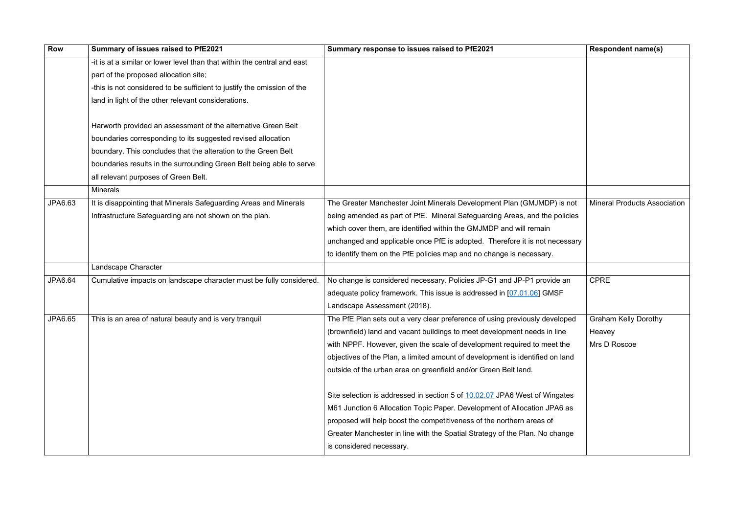| Row | Summary of issues raised to PfE2021 | Summary response to issues raised to PfE2021 | Respondent name(s) |
|---|---|---|---|
| | -it is at a similar or lower level than that within the central and east part of the proposed allocation site;<br>-this is not considered to be sufficient to justify the omission of the land in light of the other relevant considerations.<br><br>Harworth provided an assessment of the alternative Green Belt boundaries corresponding to its suggested revised allocation boundary. This concludes that the alteration to the Green Belt boundaries results in the surrounding Green Belt being able to serve all relevant purposes of Green Belt. | | |
| | Minerals | | |
| JPA6.63 | It is disappointing that Minerals Safeguarding Areas and Minerals Infrastructure Safeguarding are not shown on the plan. | The Greater Manchester Joint Minerals Development Plan (GMJMDP) is not being amended as part of PfE. Mineral Safeguarding Areas, and the policies which cover them, are identified within the GMJMDP and will remain unchanged and applicable once PfE is adopted. Therefore it is not necessary to identify them on the PfE policies map and no change is necessary. | Mineral Products Association |
| | Landscape Character | | |
| JPA6.64 | Cumulative impacts on landscape character must be fully considered. | No change is considered necessary. Policies JP-G1 and JP-P1 provide an adequate policy framework. This issue is addressed in [07.01.06] GMSF Landscape Assessment (2018). | CPRE |
| JPA6.65 | This is an area of natural beauty and is very tranquil | The PfE Plan sets out a very clear preference of using previously developed (brownfield) land and vacant buildings to meet development needs in line with NPPF. However, given the scale of development required to meet the objectives of the Plan, a limited amount of development is identified on land outside of the urban area on greenfield and/or Green Belt land.<br><br>Site selection is addressed in section 5 of 10.02.07 JPA6 West of Wingates M61 Junction 6 Allocation Topic Paper. Development of Allocation JPA6 as proposed will help boost the competitiveness of the northern areas of Greater Manchester in line with the Spatial Strategy of the Plan. No change is considered necessary. | Graham Kelly Dorothy Heavey<br>Mrs D Roscoe |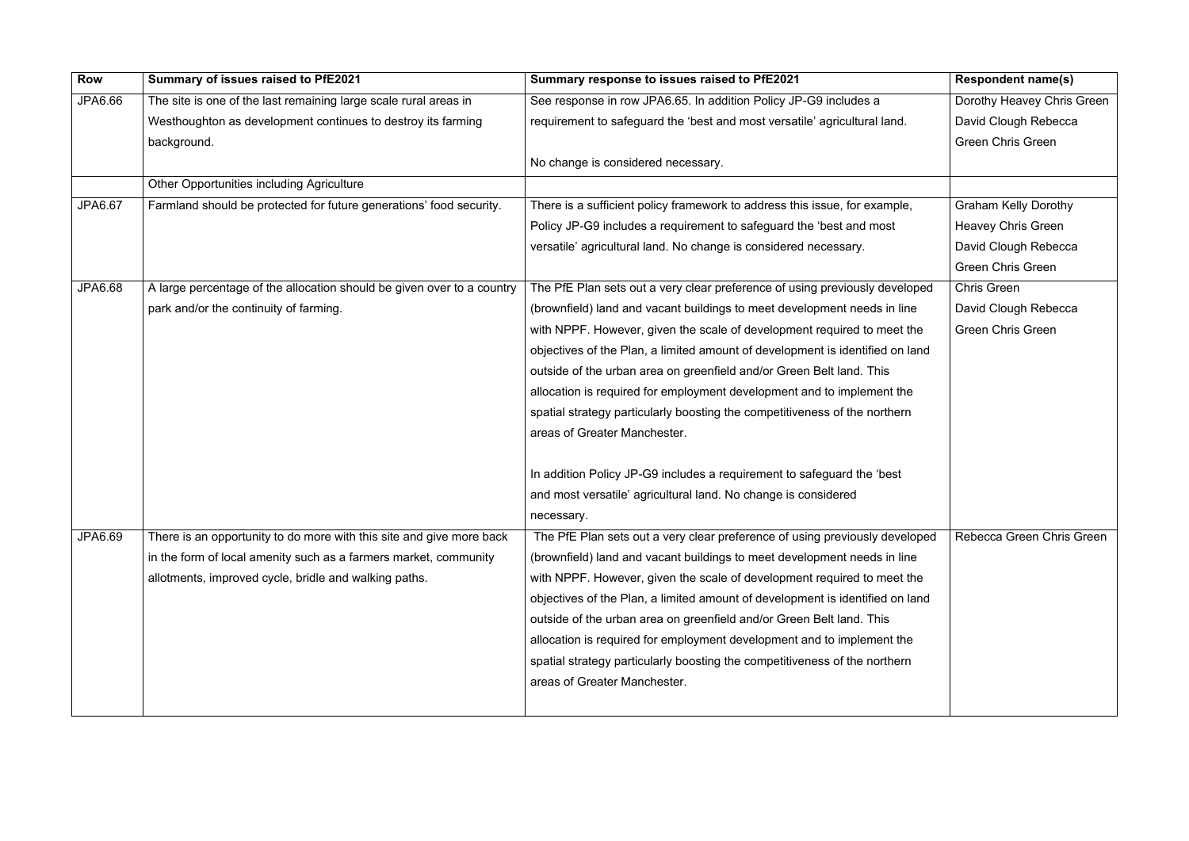| Row | Summary of issues raised to PfE2021 | Summary response to issues raised to PfE2021 | Respondent name(s) |
| --- | --- | --- | --- |
| JPA6.66 | The site is one of the last remaining large scale rural areas in Westhoughton as development continues to destroy its farming background. | See response in row JPA6.65. In addition Policy JP-G9 includes a requirement to safeguard the 'best and most versatile' agricultural land.<br><br>No change is considered necessary. | Dorothy Heavey Chris Green David Clough Rebecca Green Chris Green |
| | Other Opportunities including Agriculture | | |
| JPA6.67 | Farmland should be protected for future generations' food security. | There is a sufficient policy framework to address this issue, for example, Policy JP-G9 includes a requirement to safeguard the 'best and most versatile' agricultural land. No change is considered necessary. | Graham Kelly Dorothy Heavey Chris Green David Clough Rebecca Green Chris Green |
| JPA6.68 | A large percentage of the allocation should be given over to a country park and/or the continuity of farming. | The PfE Plan sets out a very clear preference of using previously developed (brownfield) land and vacant buildings to meet development needs in line with NPPF. However, given the scale of development required to meet the objectives of the Plan, a limited amount of development is identified on land outside of the urban area on greenfield and/or Green Belt land. This allocation is required for employment development and to implement the spatial strategy particularly boosting the competitiveness of the northern areas of Greater Manchester.<br><br>In addition Policy JP-G9 includes a requirement to safeguard the 'best and most versatile' agricultural land. No change is considered necessary. | Chris Green David Clough Rebecca Green Chris Green |
| JPA6.69 | There is an opportunity to do more with this site and give more back in the form of local amenity such as a farmers market, community allotments, improved cycle, bridle and walking paths. | The PfE Plan sets out a very clear preference of using previously developed (brownfield) land and vacant buildings to meet development needs in line with NPPF. However, given the scale of development required to meet the objectives of the Plan, a limited amount of development is identified on land outside of the urban area on greenfield and/or Green Belt land. This allocation is required for employment development and to implement the spatial strategy particularly boosting the competitiveness of the northern areas of Greater Manchester. | Rebecca Green Chris Green |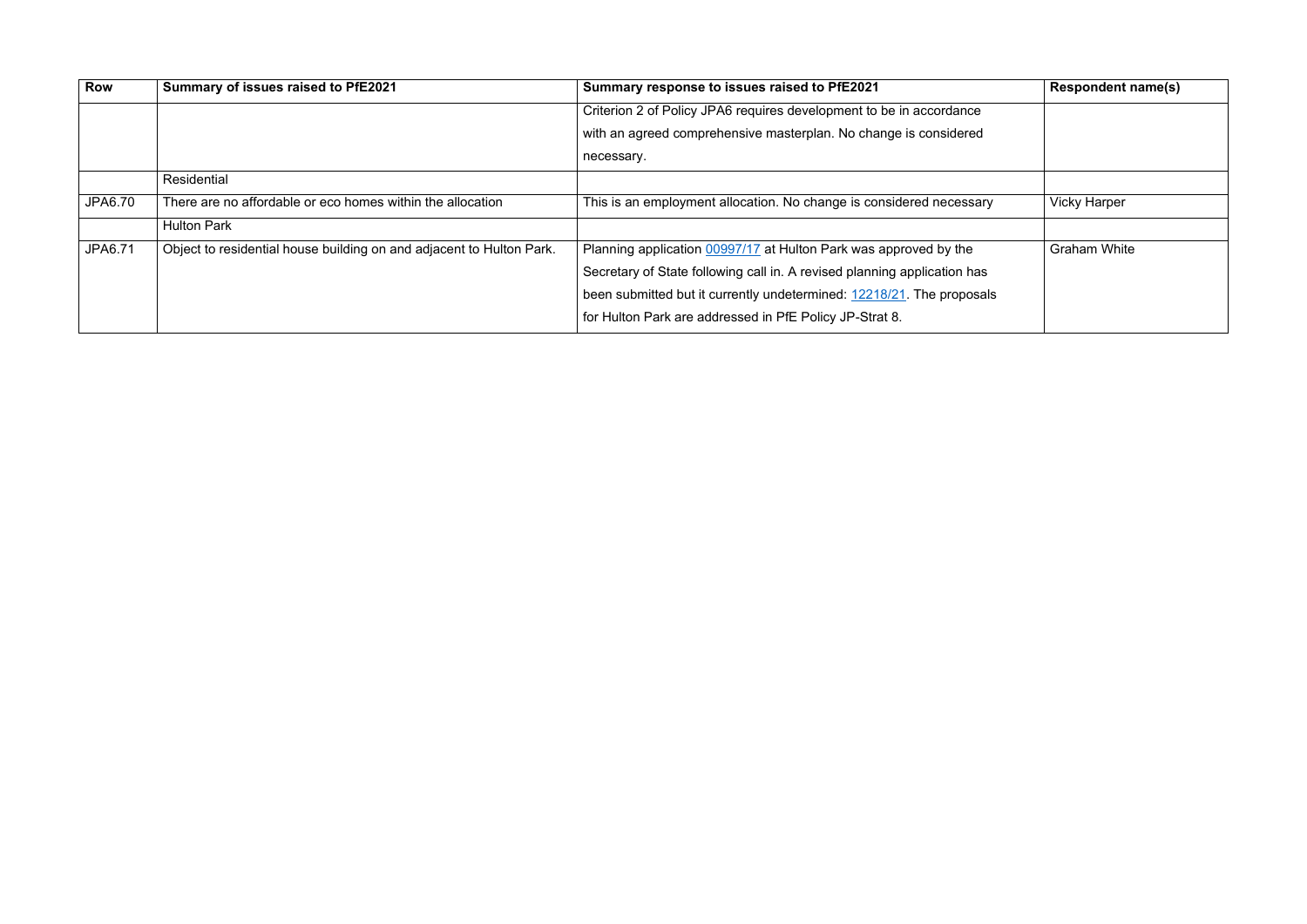| Row | Summary of issues raised to PfE2021 | Summary response to issues raised to PfE2021 | Respondent name(s) |
|---|---|---|---|
| | | Criterion 2 of Policy JPA6 requires development to be in accordance with an agreed comprehensive masterplan. No change is considered necessary. | |
| | Residential | | |
| JPA6.70 | There are no affordable or eco homes within the allocation | This is an employment allocation. No change is considered necessary | Vicky Harper |
| | Hulton Park | | |
| JPA6.71 | Object to residential house building on and adjacent to Hulton Park. | Planning application 00997/17 at Hulton Park was approved by the Secretary of State following call in. A revised planning application has been submitted but it currently undetermined: 12218/21. The proposals for Hulton Park are addressed in PfE Policy JP-Strat 8. | Graham White |